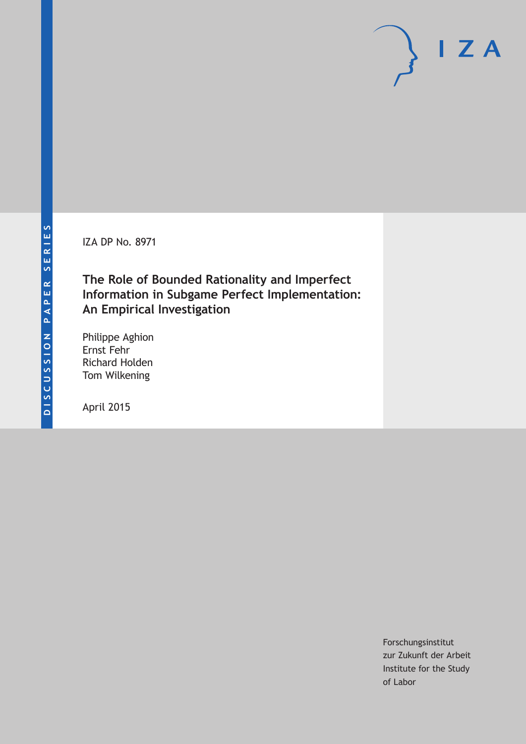DISCUSSION PAPER SERIES

IZA DP No. 8971

# The Role of Bounded Rationality and Imperfect Information in Subgame Perfect Implementation: An Empirical Investigation

Philippe Aghion
Ernst Fehr
Richard Holden
Tom Wilkening

April 2015

Forschungsinstitut
zur Zukunft der Arbeit
Institute for the Study
of Labor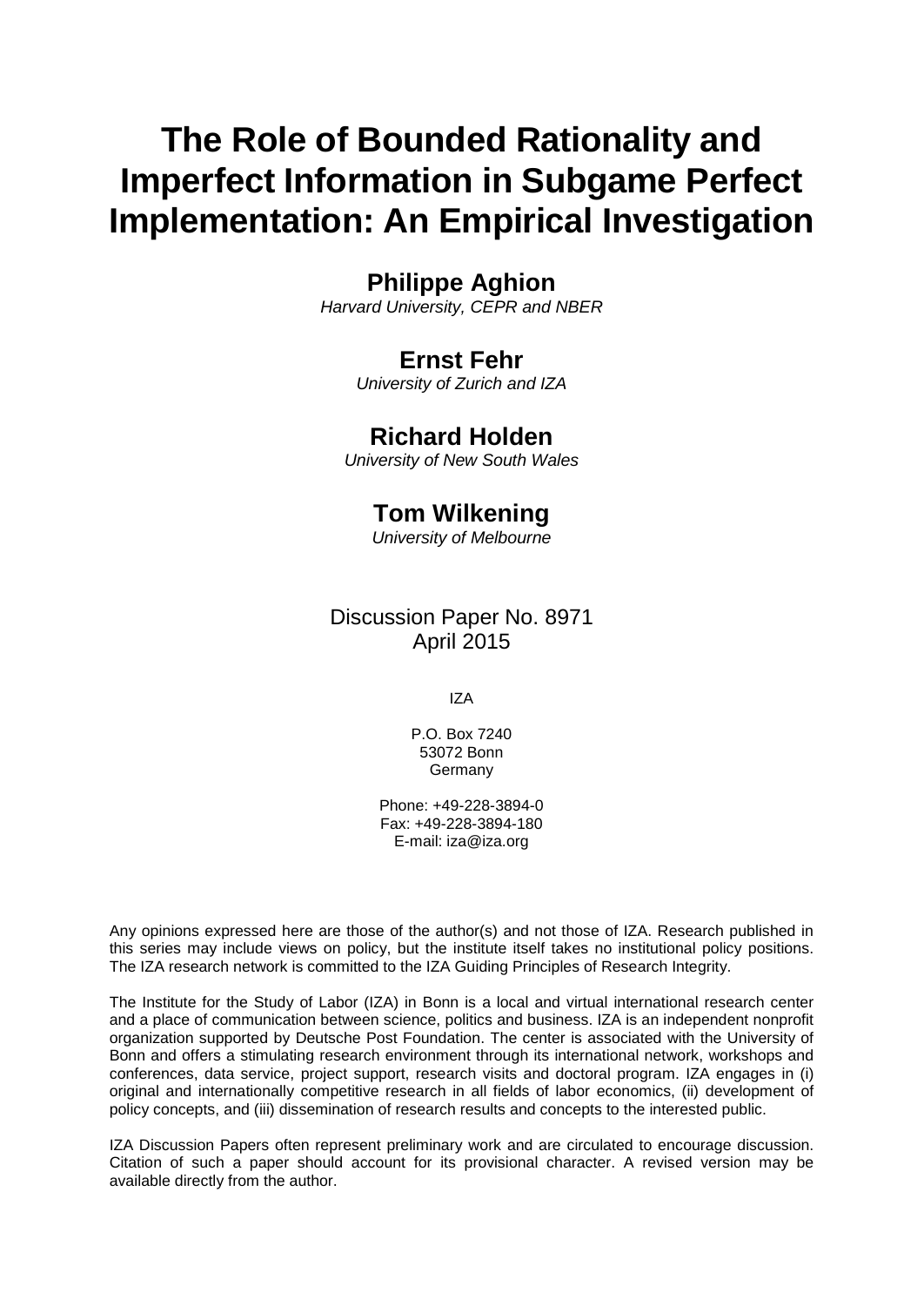# The Role of Bounded Rationality and Imperfect Information in Subgame Perfect Implementation: An Empirical Investigation

## Philippe Aghion

*Harvard University, CEPR and NBER*

## Ernst Fehr

*University of Zurich and IZA*

## Richard Holden

*University of New South Wales*

## Tom Wilkening

*University of Melbourne*

Discussion Paper No. 8971
April 2015

IZA

P.O. Box 7240
53072 Bonn
Germany

Phone: +49-228-3894-0
Fax: +49-228-3894-180
E-mail: iza@iza.org

Any opinions expressed here are those of the author(s) and not those of IZA. Research published in this series may include views on policy, but the institute itself takes no institutional policy positions. The IZA research network is committed to the IZA Guiding Principles of Research Integrity.

The Institute for the Study of Labor (IZA) in Bonn is a local and virtual international research center and a place of communication between science, politics and business. IZA is an independent nonprofit organization supported by Deutsche Post Foundation. The center is associated with the University of Bonn and offers a stimulating research environment through its international network, workshops and conferences, data service, project support, research visits and doctoral program. IZA engages in (i) original and internationally competitive research in all fields of labor economics, (ii) development of policy concepts, and (iii) dissemination of research results and concepts to the interested public.

IZA Discussion Papers often represent preliminary work and are circulated to encourage discussion. Citation of such a paper should account for its provisional character. A revised version may be available directly from the author.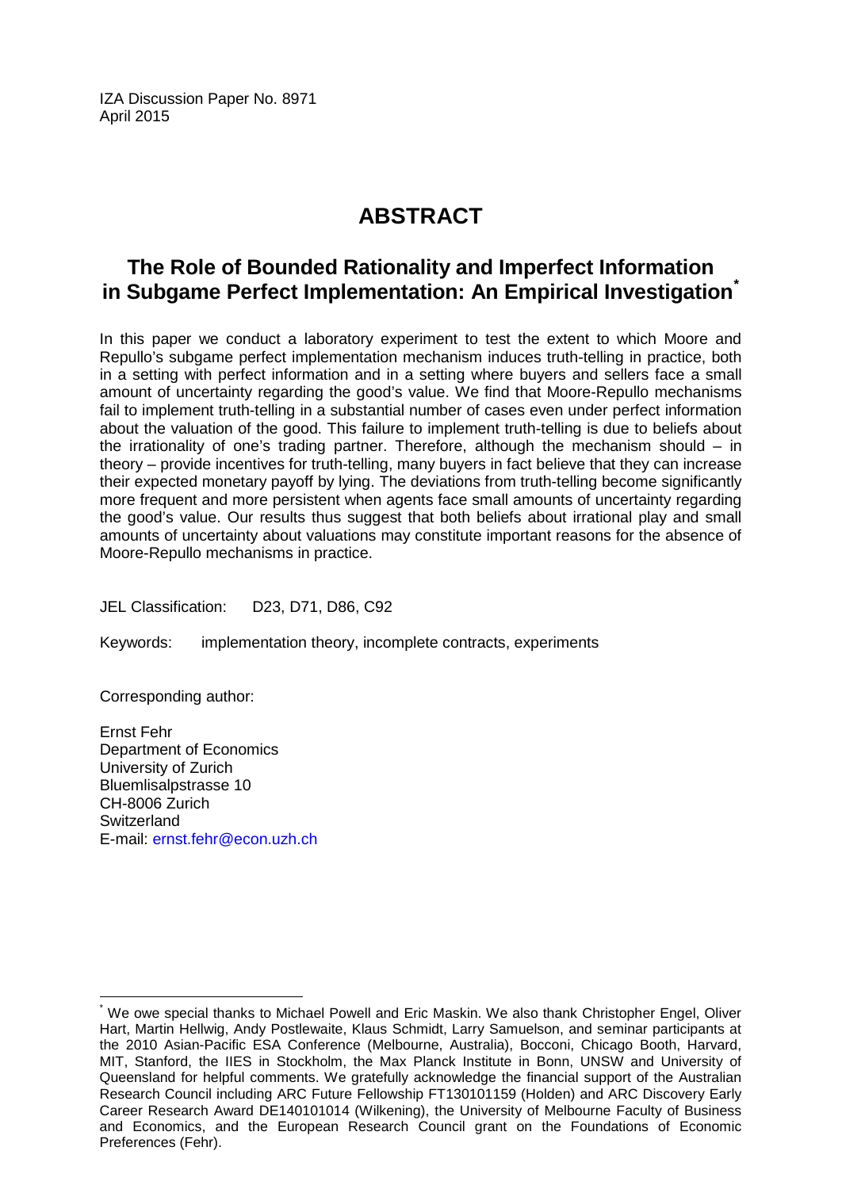IZA Discussion Paper No. 8971
April 2015

# ABSTRACT

## The Role of Bounded Rationality and Imperfect Information in Subgame Perfect Implementation: An Empirical Investigation[*]

In this paper we conduct a laboratory experiment to test the extent to which Moore and Repullo's subgame perfect implementation mechanism induces truth-telling in practice, both in a setting with perfect information and in a setting where buyers and sellers face a small amount of uncertainty regarding the good's value. We find that Moore-Repullo mechanisms fail to implement truth-telling in a substantial number of cases even under perfect information about the valuation of the good. This failure to implement truth-telling is due to beliefs about the irrationality of one's trading partner. Therefore, although the mechanism should – in theory – provide incentives for truth-telling, many buyers in fact believe that they can increase their expected monetary payoff by lying. The deviations from truth-telling become significantly more frequent and more persistent when agents face small amounts of uncertainty regarding the good's value. Our results thus suggest that both beliefs about irrational play and small amounts of uncertainty about valuations may constitute important reasons for the absence of Moore-Repullo mechanisms in practice.

JEL Classification: D23, D71, D86, C92

Keywords: implementation theory, incomplete contracts, experiments

Corresponding author:

Ernst Fehr
Department of Economics
University of Zurich
Bluemlisalpstrasse 10
CH-8006 Zurich
Switzerland
E-mail: ernst.fehr@econ.uzh.ch

---

[*] We owe special thanks to Michael Powell and Eric Maskin. We also thank Christopher Engel, Oliver Hart, Martin Hellwig, Andy Postlewaite, Klaus Schmidt, Larry Samuelson, and seminar participants at the 2010 Asian-Pacific ESA Conference (Melbourne, Australia), Bocconi, Chicago Booth, Harvard, MIT, Stanford, the IIES in Stockholm, the Max Planck Institute in Bonn, UNSW and University of Queensland for helpful comments. We gratefully acknowledge the financial support of the Australian Research Council including ARC Future Fellowship FT130101159 (Holden) and ARC Discovery Early Career Research Award DE140101014 (Wilkening), the University of Melbourne Faculty of Business and Economics, and the European Research Council grant on the Foundations of Economic Preferences (Fehr).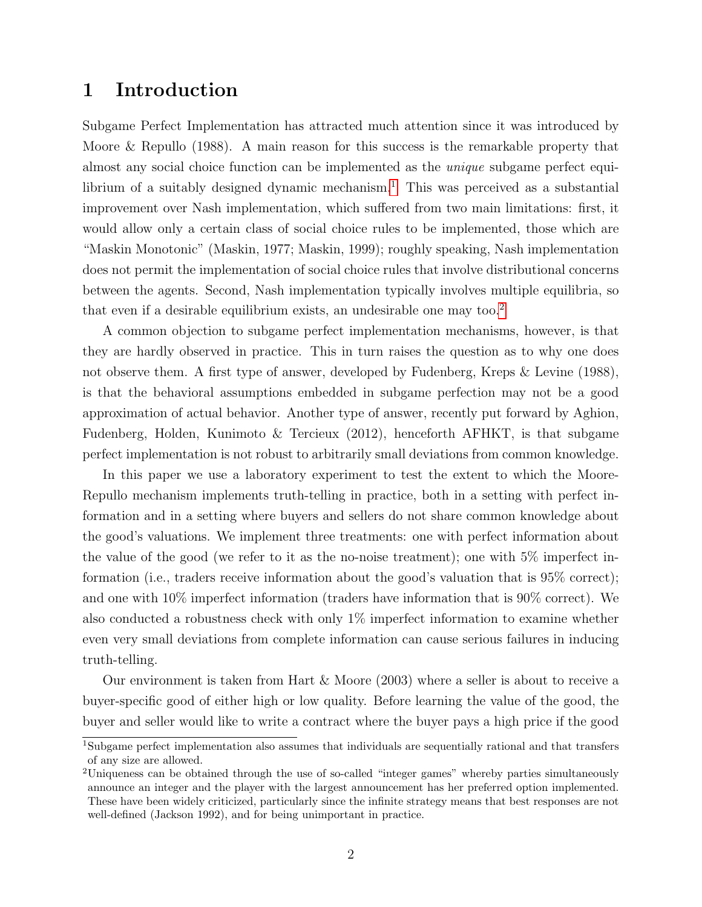# 1 Introduction

Subgame Perfect Implementation has attracted much attention since it was introduced by Moore & Repullo (1988). A main reason for this success is the remarkable property that almost any social choice function can be implemented as the *unique* subgame perfect equilibrium of a suitably designed dynamic mechanism.[1] This was perceived as a substantial improvement over Nash implementation, which suffered from two main limitations: first, it would allow only a certain class of social choice rules to be implemented, those which are "Maskin Monotonic" (Maskin, 1977; Maskin, 1999); roughly speaking, Nash implementation does not permit the implementation of social choice rules that involve distributional concerns between the agents. Second, Nash implementation typically involves multiple equilibria, so that even if a desirable equilibrium exists, an undesirable one may too.[2]

A common objection to subgame perfect implementation mechanisms, however, is that they are hardly observed in practice. This in turn raises the question as to why one does not observe them. A first type of answer, developed by Fudenberg, Kreps & Levine (1988), is that the behavioral assumptions embedded in subgame perfection may not be a good approximation of actual behavior. Another type of answer, recently put forward by Aghion, Fudenberg, Holden, Kunimoto & Tercieux (2012), henceforth AFHKT, is that subgame perfect implementation is not robust to arbitrarily small deviations from common knowledge.

In this paper we use a laboratory experiment to test the extent to which the Moore-Repullo mechanism implements truth-telling in practice, both in a setting with perfect information and in a setting where buyers and sellers do not share common knowledge about the good's valuations. We implement three treatments: one with perfect information about the value of the good (we refer to it as the no-noise treatment); one with 5% imperfect information (i.e., traders receive information about the good's valuation that is 95% correct); and one with 10% imperfect information (traders have information that is 90% correct). We also conducted a robustness check with only 1% imperfect information to examine whether even very small deviations from complete information can cause serious failures in inducing truth-telling.

Our environment is taken from Hart & Moore (2003) where a seller is about to receive a buyer-specific good of either high or low quality. Before learning the value of the good, the buyer and seller would like to write a contract where the buyer pays a high price if the good

[1] Subgame perfect implementation also assumes that individuals are sequentially rational and that transfers of any size are allowed.

[2] Uniqueness can be obtained through the use of so-called "integer games" whereby parties simultaneously announce an integer and the player with the largest announcement has her preferred option implemented. These have been widely criticized, particularly since the infinite strategy means that best responses are not well-defined (Jackson 1992), and for being unimportant in practice.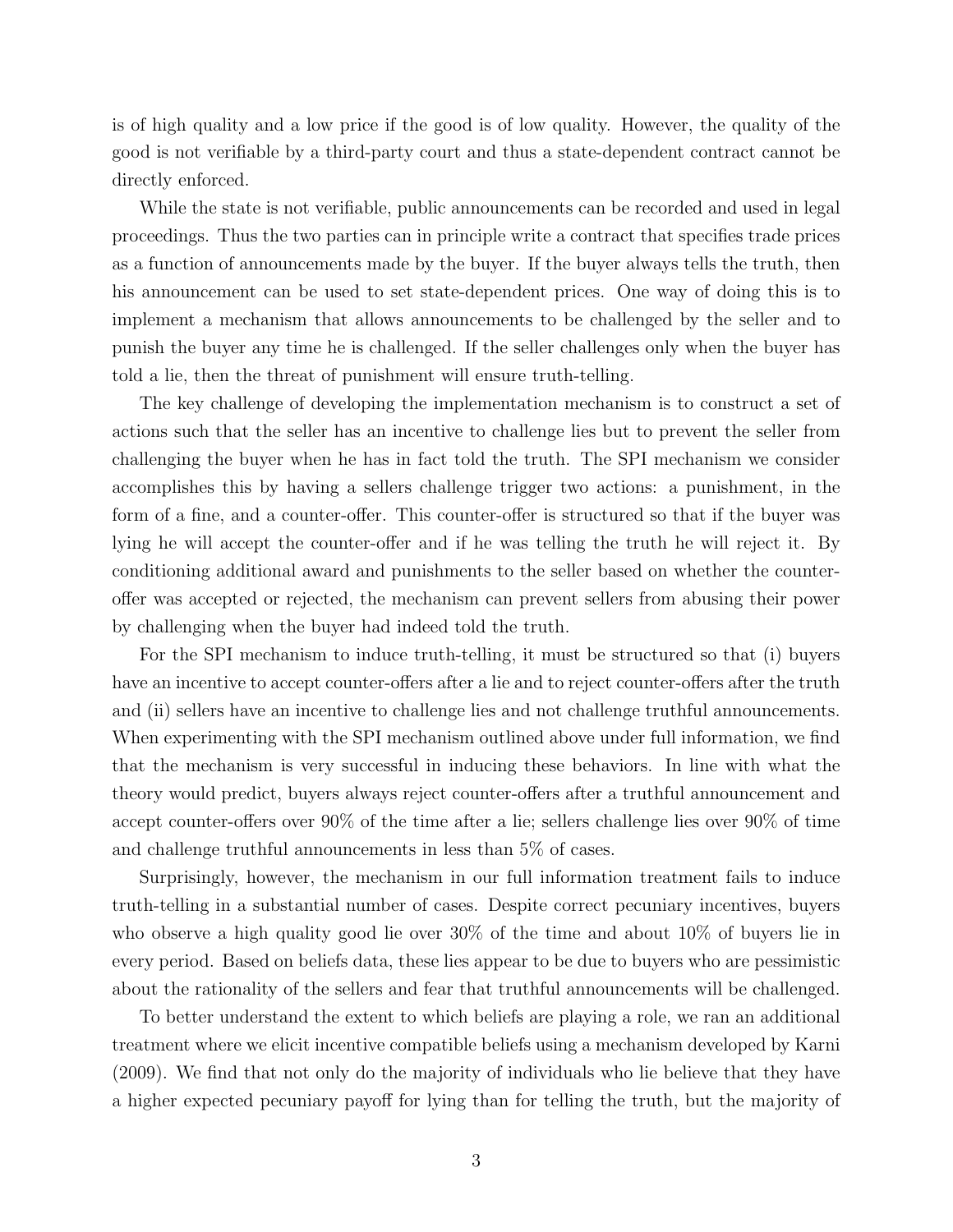is of high quality and a low price if the good is of low quality. However, the quality of the good is not verifiable by a third-party court and thus a state-dependent contract cannot be directly enforced.

While the state is not verifiable, public announcements can be recorded and used in legal proceedings. Thus the two parties can in principle write a contract that specifies trade prices as a function of announcements made by the buyer. If the buyer always tells the truth, then his announcement can be used to set state-dependent prices. One way of doing this is to implement a mechanism that allows announcements to be challenged by the seller and to punish the buyer any time he is challenged. If the seller challenges only when the buyer has told a lie, then the threat of punishment will ensure truth-telling.

The key challenge of developing the implementation mechanism is to construct a set of actions such that the seller has an incentive to challenge lies but to prevent the seller from challenging the buyer when he has in fact told the truth. The SPI mechanism we consider accomplishes this by having a sellers challenge trigger two actions: a punishment, in the form of a fine, and a counter-offer. This counter-offer is structured so that if the buyer was lying he will accept the counter-offer and if he was telling the truth he will reject it. By conditioning additional award and punishments to the seller based on whether the counter-offer was accepted or rejected, the mechanism can prevent sellers from abusing their power by challenging when the buyer had indeed told the truth.

For the SPI mechanism to induce truth-telling, it must be structured so that (i) buyers have an incentive to accept counter-offers after a lie and to reject counter-offers after the truth and (ii) sellers have an incentive to challenge lies and not challenge truthful announcements. When experimenting with the SPI mechanism outlined above under full information, we find that the mechanism is very successful in inducing these behaviors. In line with what the theory would predict, buyers always reject counter-offers after a truthful announcement and accept counter-offers over 90% of the time after a lie; sellers challenge lies over 90% of time and challenge truthful announcements in less than 5% of cases.

Surprisingly, however, the mechanism in our full information treatment fails to induce truth-telling in a substantial number of cases. Despite correct pecuniary incentives, buyers who observe a high quality good lie over 30% of the time and about 10% of buyers lie in every period. Based on beliefs data, these lies appear to be due to buyers who are pessimistic about the rationality of the sellers and fear that truthful announcements will be challenged.

To better understand the extent to which beliefs are playing a role, we ran an additional treatment where we elicit incentive compatible beliefs using a mechanism developed by Karni (2009). We find that not only do the majority of individuals who lie believe that they have a higher expected pecuniary payoff for lying than for telling the truth, but the majority of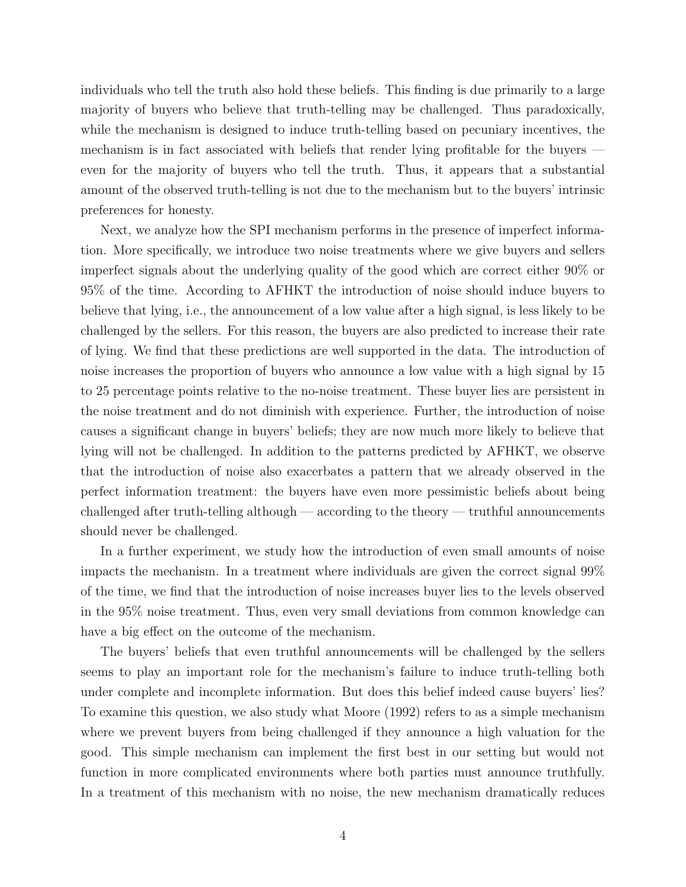individuals who tell the truth also hold these beliefs. This finding is due primarily to a large majority of buyers who believe that truth-telling may be challenged. Thus paradoxically, while the mechanism is designed to induce truth-telling based on pecuniary incentives, the mechanism is in fact associated with beliefs that render lying profitable for the buyers — even for the majority of buyers who tell the truth. Thus, it appears that a substantial amount of the observed truth-telling is not due to the mechanism but to the buyers' intrinsic preferences for honesty.

Next, we analyze how the SPI mechanism performs in the presence of imperfect information. More specifically, we introduce two noise treatments where we give buyers and sellers imperfect signals about the underlying quality of the good which are correct either 90% or 95% of the time. According to AFHKT the introduction of noise should induce buyers to believe that lying, i.e., the announcement of a low value after a high signal, is less likely to be challenged by the sellers. For this reason, the buyers are also predicted to increase their rate of lying. We find that these predictions are well supported in the data. The introduction of noise increases the proportion of buyers who announce a low value with a high signal by 15 to 25 percentage points relative to the no-noise treatment. These buyer lies are persistent in the noise treatment and do not diminish with experience. Further, the introduction of noise causes a significant change in buyers' beliefs; they are now much more likely to believe that lying will not be challenged. In addition to the patterns predicted by AFHKT, we observe that the introduction of noise also exacerbates a pattern that we already observed in the perfect information treatment: the buyers have even more pessimistic beliefs about being challenged after truth-telling although — according to the theory — truthful announcements should never be challenged.

In a further experiment, we study how the introduction of even small amounts of noise impacts the mechanism. In a treatment where individuals are given the correct signal 99% of the time, we find that the introduction of noise increases buyer lies to the levels observed in the 95% noise treatment. Thus, even very small deviations from common knowledge can have a big effect on the outcome of the mechanism.

The buyers' beliefs that even truthful announcements will be challenged by the sellers seems to play an important role for the mechanism's failure to induce truth-telling both under complete and incomplete information. But does this belief indeed cause buyers' lies? To examine this question, we also study what Moore (1992) refers to as a simple mechanism where we prevent buyers from being challenged if they announce a high valuation for the good. This simple mechanism can implement the first best in our setting but would not function in more complicated environments where both parties must announce truthfully. In a treatment of this mechanism with no noise, the new mechanism dramatically reduces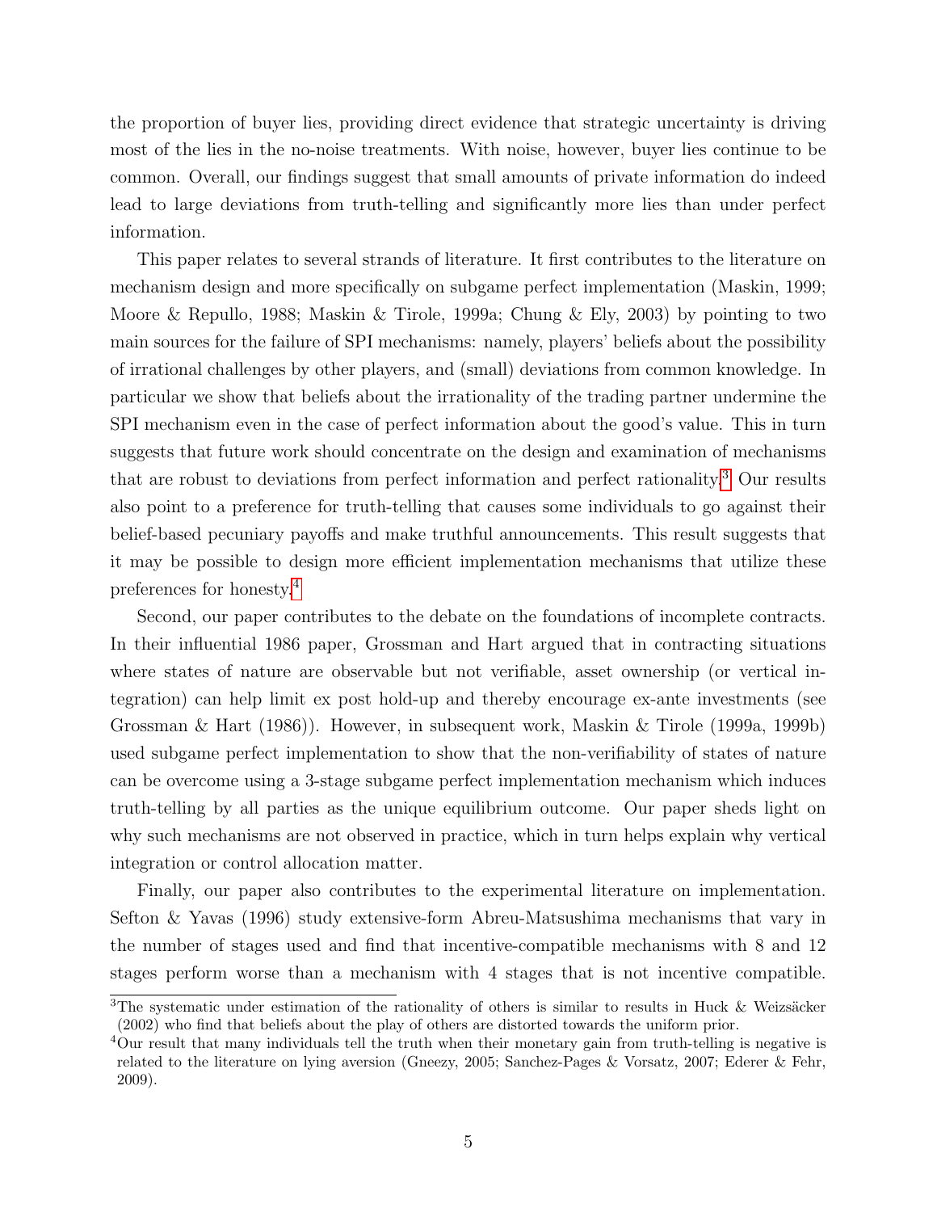the proportion of buyer lies, providing direct evidence that strategic uncertainty is driving most of the lies in the no-noise treatments. With noise, however, buyer lies continue to be common. Overall, our findings suggest that small amounts of private information do indeed lead to large deviations from truth-telling and significantly more lies than under perfect information.

This paper relates to several strands of literature. It first contributes to the literature on mechanism design and more specifically on subgame perfect implementation (Maskin, 1999; Moore & Repullo, 1988; Maskin & Tirole, 1999a; Chung & Ely, 2003) by pointing to two main sources for the failure of SPI mechanisms: namely, players' beliefs about the possibility of irrational challenges by other players, and (small) deviations from common knowledge. In particular we show that beliefs about the irrationality of the trading partner undermine the SPI mechanism even in the case of perfect information about the good's value. This in turn suggests that future work should concentrate on the design and examination of mechanisms that are robust to deviations from perfect information and perfect rationality.[3] Our results also point to a preference for truth-telling that causes some individuals to go against their belief-based pecuniary payoffs and make truthful announcements. This result suggests that it may be possible to design more efficient implementation mechanisms that utilize these preferences for honesty.[4]

Second, our paper contributes to the debate on the foundations of incomplete contracts. In their influential 1986 paper, Grossman and Hart argued that in contracting situations where states of nature are observable but not verifiable, asset ownership (or vertical integration) can help limit ex post hold-up and thereby encourage ex-ante investments (see Grossman & Hart (1986)). However, in subsequent work, Maskin & Tirole (1999a, 1999b) used subgame perfect implementation to show that the non-verifiability of states of nature can be overcome using a 3-stage subgame perfect implementation mechanism which induces truth-telling by all parties as the unique equilibrium outcome. Our paper sheds light on why such mechanisms are not observed in practice, which in turn helps explain why vertical integration or control allocation matter.

Finally, our paper also contributes to the experimental literature on implementation. Sefton & Yavas (1996) study extensive-form Abreu-Matsushima mechanisms that vary in the number of stages used and find that incentive-compatible mechanisms with 8 and 12 stages perform worse than a mechanism with 4 stages that is not incentive compatible.

[3] The systematic under estimation of the rationality of others is similar to results in Huck & Weizsäcker (2002) who find that beliefs about the play of others are distorted towards the uniform prior.

[4] Our result that many individuals tell the truth when their monetary gain from truth-telling is negative is related to the literature on lying aversion (Gneezy, 2005; Sanchez-Pages & Vorsatz, 2007; Ederer & Fehr, 2009).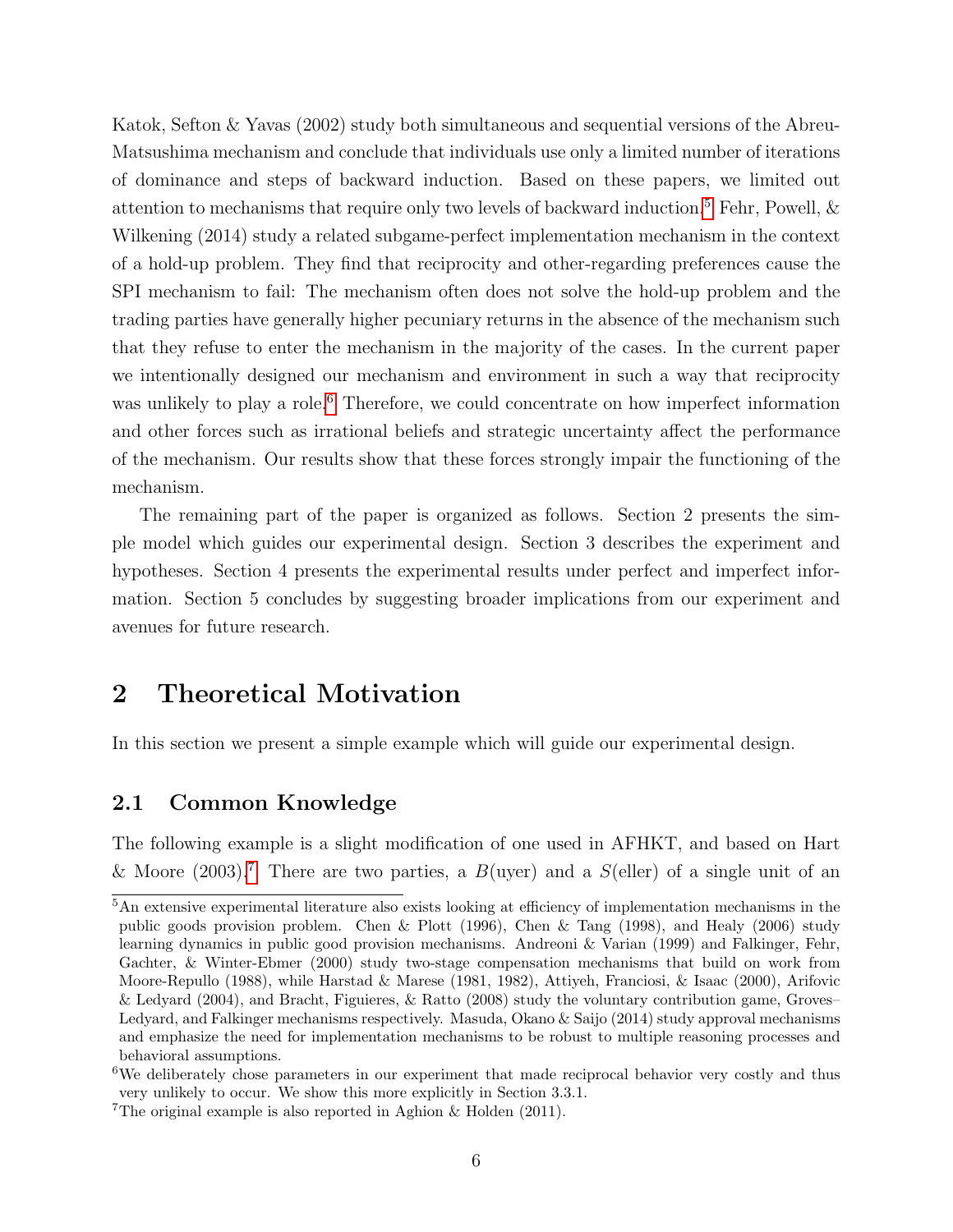Katok, Sefton & Yavas (2002) study both simultaneous and sequential versions of the Abreu-Matsushima mechanism and conclude that individuals use only a limited number of iterations of dominance and steps of backward induction. Based on these papers, we limited out attention to mechanisms that require only two levels of backward induction.[5] Fehr, Powell, & Wilkening (2014) study a related subgame-perfect implementation mechanism in the context of a hold-up problem. They find that reciprocity and other-regarding preferences cause the SPI mechanism to fail: The mechanism often does not solve the hold-up problem and the trading parties have generally higher pecuniary returns in the absence of the mechanism such that they refuse to enter the mechanism in the majority of the cases. In the current paper we intentionally designed our mechanism and environment in such a way that reciprocity was unlikely to play a role.[6] Therefore, we could concentrate on how imperfect information and other forces such as irrational beliefs and strategic uncertainty affect the performance of the mechanism. Our results show that these forces strongly impair the functioning of the mechanism.

The remaining part of the paper is organized as follows. Section 2 presents the simple model which guides our experimental design. Section 3 describes the experiment and hypotheses. Section 4 presents the experimental results under perfect and imperfect information. Section 5 concludes by suggesting broader implications from our experiment and avenues for future research.

# 2 Theoretical Motivation

In this section we present a simple example which will guide our experimental design.

## 2.1 Common Knowledge

The following example is a slight modification of one used in AFHKT, and based on Hart & Moore (2003).[7] There are two parties, a $B$(uyer) and a $S$(eller) of a single unit of an

---

[5] An extensive experimental literature also exists looking at efficiency of implementation mechanisms in the public goods provision problem. Chen & Plott (1996), Chen & Tang (1998), and Healy (2006) study learning dynamics in public good provision mechanisms. Andreoni & Varian (1999) and Falkinger, Fehr, Gachter, & Winter-Ebmer (2000) study two-stage compensation mechanisms that build on work from Moore-Repullo (1988), while Harstad & Marese (1981, 1982), Attiyeh, Franciosi, & Isaac (2000), Arifovic & Ledyard (2004), and Bracht, Figuieres, & Ratto (2008) study the voluntary contribution game, Groves–Ledyard, and Falkinger mechanisms respectively. Masuda, Okano & Saijo (2014) study approval mechanisms and emphasize the need for implementation mechanisms to be robust to multiple reasoning processes and behavioral assumptions.

[6] We deliberately chose parameters in our experiment that made reciprocal behavior very costly and thus very unlikely to occur. We show this more explicitly in Section 3.3.1.

[7] The original example is also reported in Aghion & Holden (2011).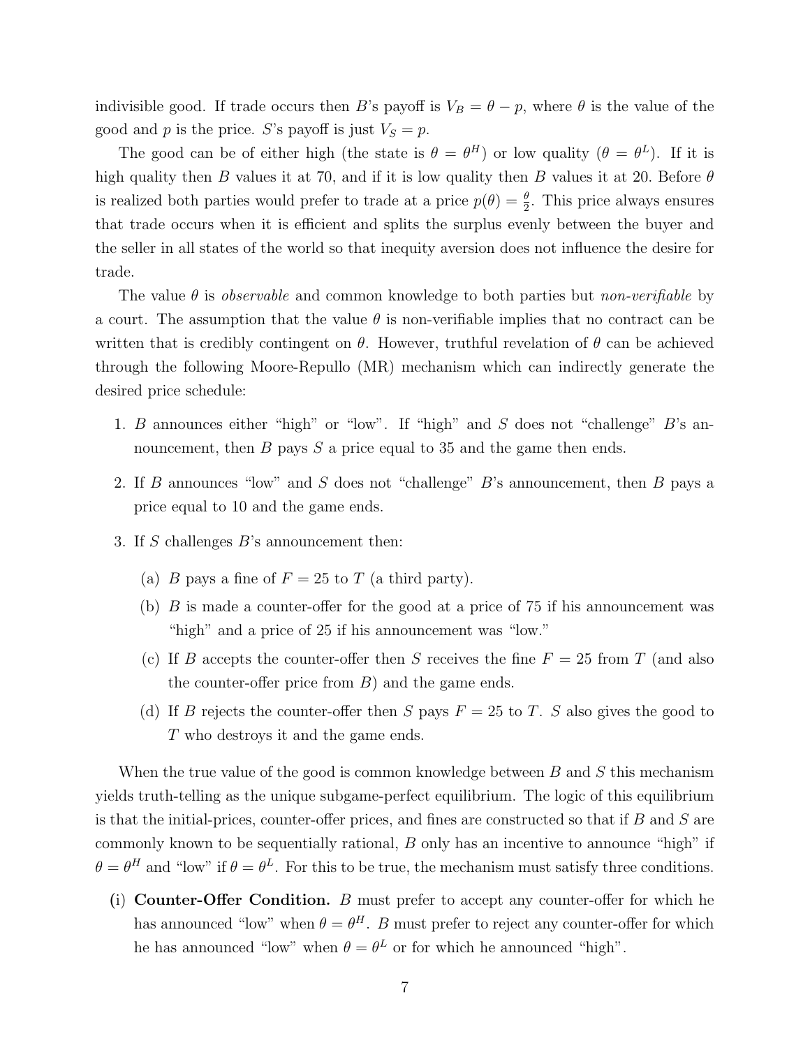indivisible good. If trade occurs then $B$'s payoff is $V_B = \theta - p$, where $\theta$ is the value of the good and $p$ is the price. $S$'s payoff is just $V_S = p$.

The good can be of either high (the state is $\theta = \theta^H$) or low quality ($\theta = \theta^L$). If it is high quality then $B$ values it at 70, and if it is low quality then $B$ values it at 20. Before $\theta$ is realized both parties would prefer to trade at a price $p(\theta) = \frac{\theta}{2}$. This price always ensures that trade occurs when it is efficient and splits the surplus evenly between the buyer and the seller in all states of the world so that inequity aversion does not influence the desire for trade.

The value $\theta$ is *observable* and common knowledge to both parties but *non-verifiable* by a court. The assumption that the value $\theta$ is non-verifiable implies that no contract can be written that is credibly contingent on $\theta$. However, truthful revelation of $\theta$ can be achieved through the following Moore-Repullo (MR) mechanism which can indirectly generate the desired price schedule:

1. $B$ announces either "high" or "low". If "high" and $S$ does not "challenge" $B$'s announcement, then $B$ pays $S$ a price equal to 35 and the game then ends.
2. If $B$ announces "low" and $S$ does not "challenge" $B$'s announcement, then $B$ pays a price equal to 10 and the game ends.
3. If $S$ challenges $B$'s announcement then:
   (a) $B$ pays a fine of $F = 25$ to $T$ (a third party).
   (b) $B$ is made a counter-offer for the good at a price of 75 if his announcement was "high" and a price of 25 if his announcement was "low."
   (c) If $B$ accepts the counter-offer then $S$ receives the fine $F = 25$ from $T$ (and also the counter-offer price from $B$) and the game ends.
   (d) If $B$ rejects the counter-offer then $S$ pays $F = 25$ to $T$. $S$ also gives the good to $T$ who destroys it and the game ends.

When the true value of the good is common knowledge between $B$ and $S$ this mechanism yields truth-telling as the unique subgame-perfect equilibrium. The logic of this equilibrium is that the initial-prices, counter-offer prices, and fines are constructed so that if $B$ and $S$ are commonly known to be sequentially rational, $B$ only has an incentive to announce "high" if $\theta = \theta^H$ and "low" if $\theta = \theta^L$. For this to be true, the mechanism must satisfy three conditions.

(i) **Counter-Offer Condition.** $B$ must prefer to accept any counter-offer for which he has announced "low" when $\theta = \theta^H$. $B$ must prefer to reject any counter-offer for which he has announced "low" when $\theta = \theta^L$ or for which he announced "high".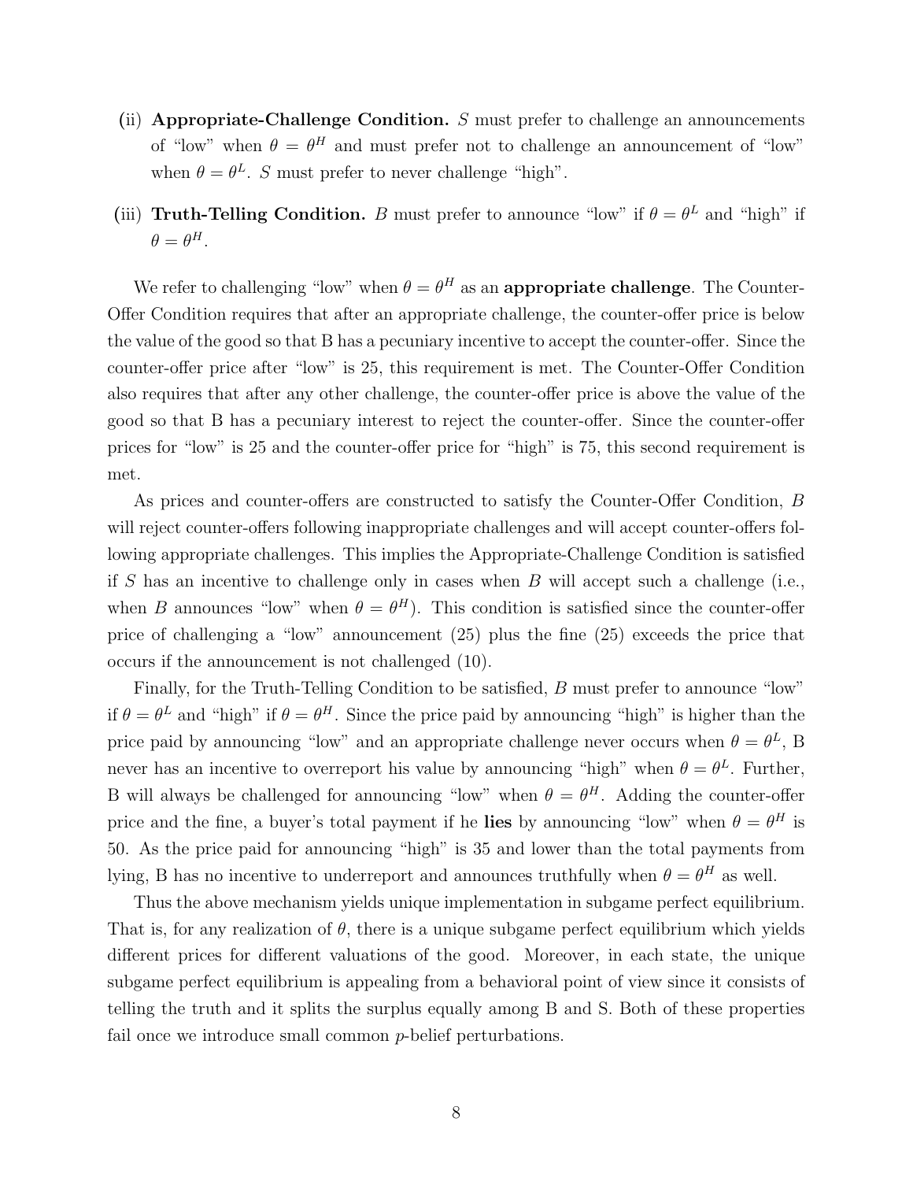(ii) **Appropriate-Challenge Condition.** $S$ must prefer to challenge an announcements of "low" when $\theta = \theta^H$ and must prefer not to challenge an announcement of "low" when $\theta = \theta^L$. $S$ must prefer to never challenge "high".

(iii) **Truth-Telling Condition.** $B$ must prefer to announce "low" if $\theta = \theta^L$ and "high" if $\theta = \theta^H$.

We refer to challenging "low" when $\theta = \theta^H$ as an **appropriate challenge**. The Counter-Offer Condition requires that after an appropriate challenge, the counter-offer price is below the value of the good so that B has a pecuniary incentive to accept the counter-offer. Since the counter-offer price after "low" is 25, this requirement is met. The Counter-Offer Condition also requires that after any other challenge, the counter-offer price is above the value of the good so that B has a pecuniary interest to reject the counter-offer. Since the counter-offer prices for "low" is 25 and the counter-offer price for "high" is 75, this second requirement is met.

As prices and counter-offers are constructed to satisfy the Counter-Offer Condition, $B$ will reject counter-offers following inappropriate challenges and will accept counter-offers following appropriate challenges. This implies the Appropriate-Challenge Condition is satisfied if $S$ has an incentive to challenge only in cases when $B$ will accept such a challenge (i.e., when $B$ announces "low" when $\theta = \theta^H$). This condition is satisfied since the counter-offer price of challenging a "low" announcement (25) plus the fine (25) exceeds the price that occurs if the announcement is not challenged (10).

Finally, for the Truth-Telling Condition to be satisfied, $B$ must prefer to announce "low" if $\theta = \theta^L$ and "high" if $\theta = \theta^H$. Since the price paid by announcing "high" is higher than the price paid by announcing "low" and an appropriate challenge never occurs when $\theta = \theta^L$, B never has an incentive to overreport his value by announcing "high" when $\theta = \theta^L$. Further, B will always be challenged for announcing "low" when $\theta = \theta^H$. Adding the counter-offer price and the fine, a buyer's total payment if he **lies** by announcing "low" when $\theta = \theta^H$ is 50. As the price paid for announcing "high" is 35 and lower than the total payments from lying, B has no incentive to underreport and announces truthfully when $\theta = \theta^H$ as well.

Thus the above mechanism yields unique implementation in subgame perfect equilibrium. That is, for any realization of $\theta$, there is a unique subgame perfect equilibrium which yields different prices for different valuations of the good. Moreover, in each state, the unique subgame perfect equilibrium is appealing from a behavioral point of view since it consists of telling the truth and it splits the surplus equally among B and S. Both of these properties fail once we introduce small common $p$-belief perturbations.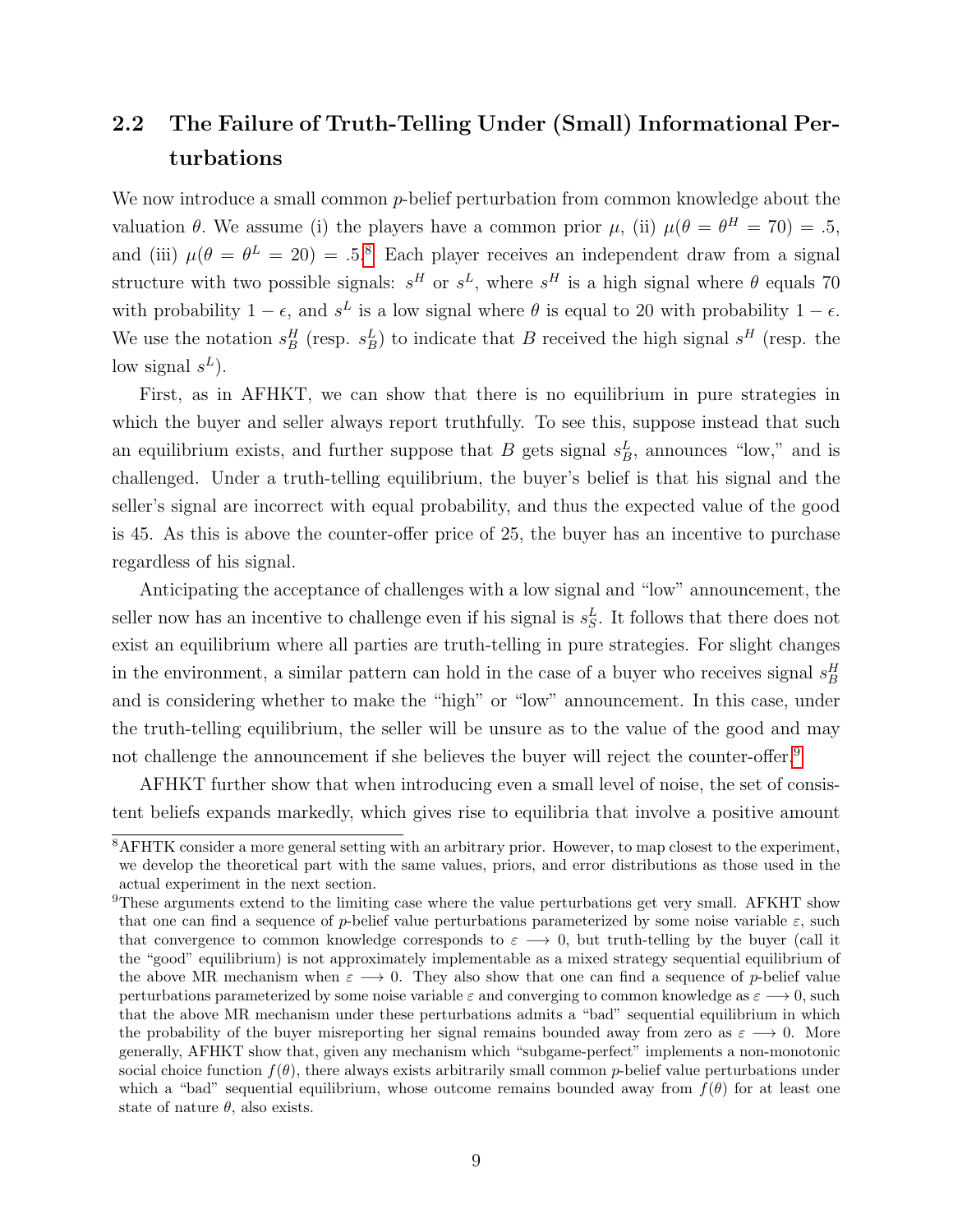## 2.2 The Failure of Truth-Telling Under (Small) Informational Perturbations

We now introduce a small common $p$-belief perturbation from common knowledge about the valuation $\theta$. We assume (i) the players have a common prior $\mu$, (ii) $\mu(\theta = \theta^H = 70) = .5$, and (iii) $\mu(\theta = \theta^L = 20) = .5$.[8] Each player receives an independent draw from a signal structure with two possible signals: $s^H$ or $s^L$, where $s^H$ is a high signal where $\theta$ equals 70 with probability $1 - \epsilon$, and $s^L$ is a low signal where $\theta$ is equal to 20 with probability $1 - \epsilon$. We use the notation $s^H_B$ (resp. $s^L_B$) to indicate that $B$ received the high signal $s^H$ (resp. the low signal $s^L$).

First, as in AFHKT, we can show that there is no equilibrium in pure strategies in which the buyer and seller always report truthfully. To see this, suppose instead that such an equilibrium exists, and further suppose that $B$ gets signal $s^L_B$, announces "low," and is challenged. Under a truth-telling equilibrium, the buyer's belief is that his signal and the seller's signal are incorrect with equal probability, and thus the expected value of the good is 45. As this is above the counter-offer price of 25, the buyer has an incentive to purchase regardless of his signal.

Anticipating the acceptance of challenges with a low signal and "low" announcement, the seller now has an incentive to challenge even if his signal is $s^L_S$. It follows that there does not exist an equilibrium where all parties are truth-telling in pure strategies. For slight changes in the environment, a similar pattern can hold in the case of a buyer who receives signal $s^H_B$ and is considering whether to make the "high" or "low" announcement. In this case, under the truth-telling equilibrium, the seller will be unsure as to the value of the good and may not challenge the announcement if she believes the buyer will reject the counter-offer.[9]

AFHKT further show that when introducing even a small level of noise, the set of consistent beliefs expands markedly, which gives rise to equilibria that involve a positive amount

---

[8] AFHTK consider a more general setting with an arbitrary prior. However, to map closest to the experiment, we develop the theoretical part with the same values, priors, and error distributions as those used in the actual experiment in the next section.

[9] These arguments extend to the limiting case where the value perturbations get very small. AFKHT show that one can find a sequence of $p$-belief value perturbations parameterized by some noise variable $\varepsilon$, such that convergence to common knowledge corresponds to $\varepsilon \longrightarrow 0$, but truth-telling by the buyer (call it the "good" equilibrium) is not approximately implementable as a mixed strategy sequential equilibrium of the above MR mechanism when $\varepsilon \longrightarrow 0$. They also show that one can find a sequence of $p$-belief value perturbations parameterized by some noise variable $\varepsilon$ and converging to common knowledge as $\varepsilon \longrightarrow 0$, such that the above MR mechanism under these perturbations admits a "bad" sequential equilibrium in which the probability of the buyer misreporting her signal remains bounded away from zero as $\varepsilon \longrightarrow 0$. More generally, AFHKT show that, given any mechanism which "subgame-perfect" implements a non-monotonic social choice function $f(\theta)$, there always exists arbitrarily small common $p$-belief value perturbations under which a "bad" sequential equilibrium, whose outcome remains bounded away from $f(\theta)$ for at least one state of nature $\theta$, also exists.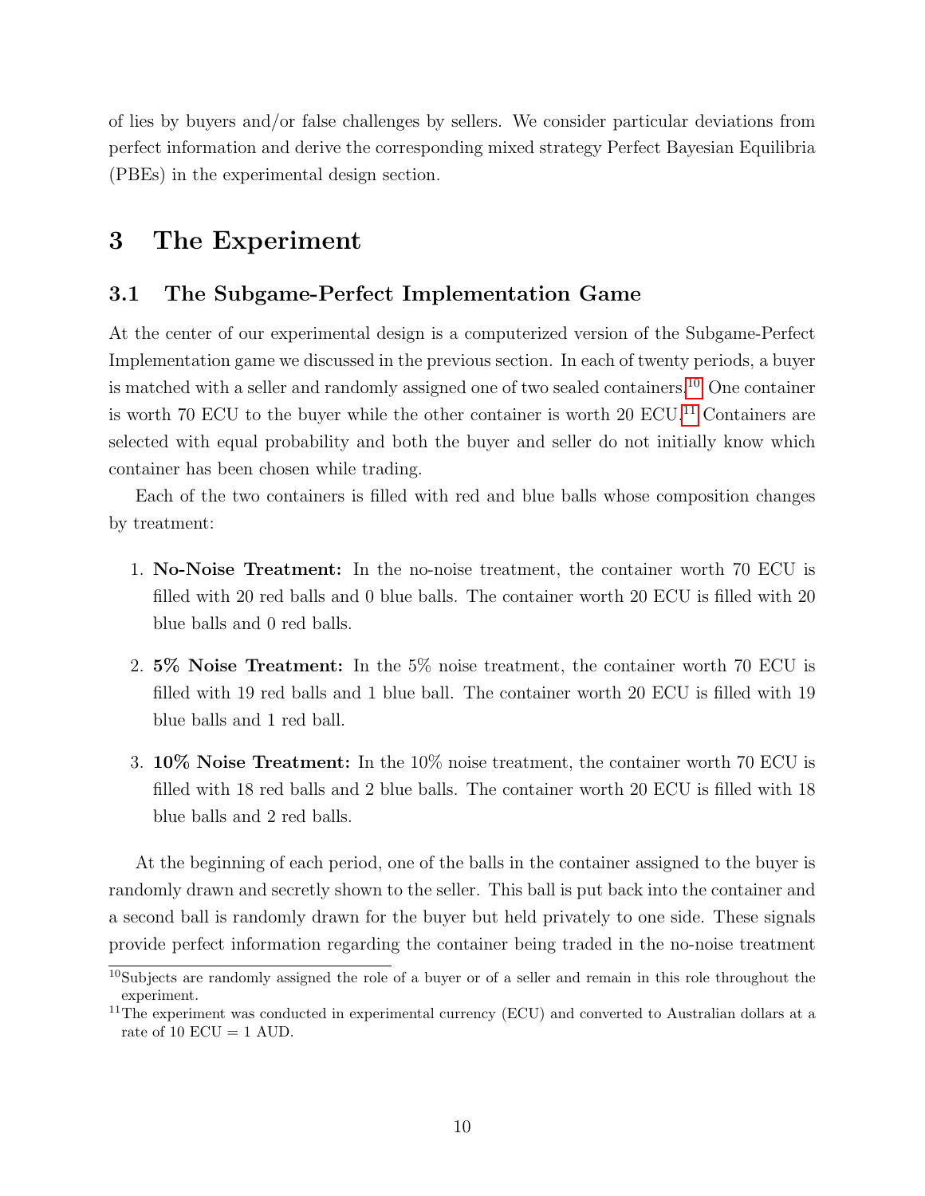of lies by buyers and/or false challenges by sellers. We consider particular deviations from perfect information and derive the corresponding mixed strategy Perfect Bayesian Equilibria (PBEs) in the experimental design section.

# 3 The Experiment

## 3.1 The Subgame-Perfect Implementation Game

At the center of our experimental design is a computerized version of the Subgame-Perfect Implementation game we discussed in the previous section. In each of twenty periods, a buyer is matched with a seller and randomly assigned one of two sealed containers.[10] One container is worth 70 ECU to the buyer while the other container is worth 20 ECU.[11] Containers are selected with equal probability and both the buyer and seller do not initially know which container has been chosen while trading.

Each of the two containers is filled with red and blue balls whose composition changes by treatment:

1. **No-Noise Treatment:** In the no-noise treatment, the container worth 70 ECU is filled with 20 red balls and 0 blue balls. The container worth 20 ECU is filled with 20 blue balls and 0 red balls.
2. **5% Noise Treatment:** In the 5% noise treatment, the container worth 70 ECU is filled with 19 red balls and 1 blue ball. The container worth 20 ECU is filled with 19 blue balls and 1 red ball.
3. **10% Noise Treatment:** In the 10% noise treatment, the container worth 70 ECU is filled with 18 red balls and 2 blue balls. The container worth 20 ECU is filled with 18 blue balls and 2 red balls.

At the beginning of each period, one of the balls in the container assigned to the buyer is randomly drawn and secretly shown to the seller. This ball is put back into the container and a second ball is randomly drawn for the buyer but held privately to one side. These signals provide perfect information regarding the container being traded in the no-noise treatment

[10] Subjects are randomly assigned the role of a buyer or of a seller and remain in this role throughout the experiment.

[11] The experiment was conducted in experimental currency (ECU) and converted to Australian dollars at a rate of 10 ECU = 1 AUD.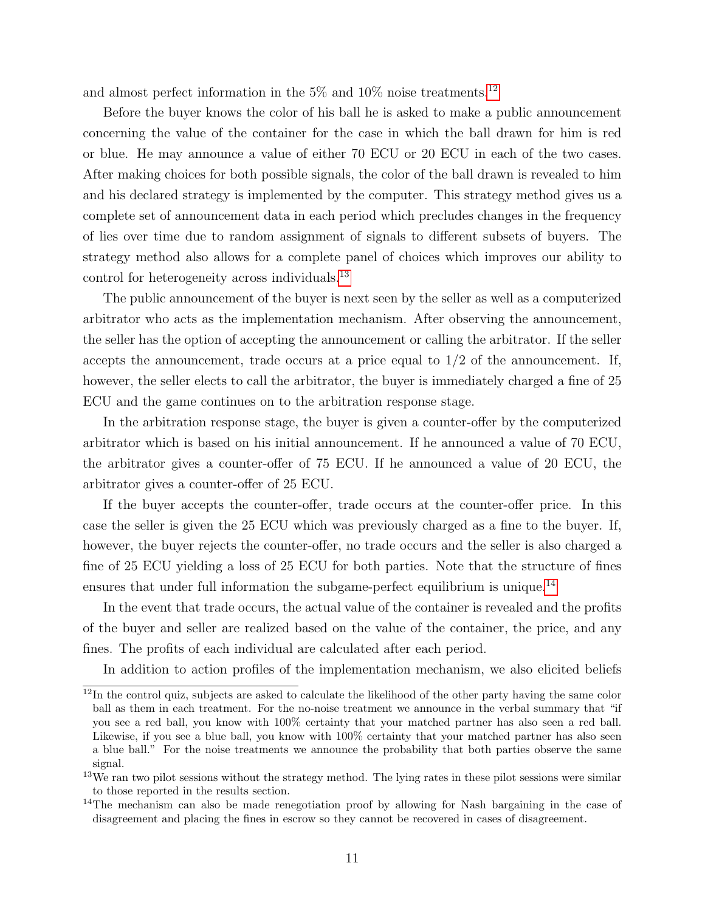and almost perfect information in the 5% and 10% noise treatments.[12]

Before the buyer knows the color of his ball he is asked to make a public announcement concerning the value of the container for the case in which the ball drawn for him is red or blue. He may announce a value of either 70 ECU or 20 ECU in each of the two cases. After making choices for both possible signals, the color of the ball drawn is revealed to him and his declared strategy is implemented by the computer. This strategy method gives us a complete set of announcement data in each period which precludes changes in the frequency of lies over time due to random assignment of signals to different subsets of buyers. The strategy method also allows for a complete panel of choices which improves our ability to control for heterogeneity across individuals.[13]

The public announcement of the buyer is next seen by the seller as well as a computerized arbitrator who acts as the implementation mechanism. After observing the announcement, the seller has the option of accepting the announcement or calling the arbitrator. If the seller accepts the announcement, trade occurs at a price equal to 1/2 of the announcement. If, however, the seller elects to call the arbitrator, the buyer is immediately charged a fine of 25 ECU and the game continues on to the arbitration response stage.

In the arbitration response stage, the buyer is given a counter-offer by the computerized arbitrator which is based on his initial announcement. If he announced a value of 70 ECU, the arbitrator gives a counter-offer of 75 ECU. If he announced a value of 20 ECU, the arbitrator gives a counter-offer of 25 ECU.

If the buyer accepts the counter-offer, trade occurs at the counter-offer price. In this case the seller is given the 25 ECU which was previously charged as a fine to the buyer. If, however, the buyer rejects the counter-offer, no trade occurs and the seller is also charged a fine of 25 ECU yielding a loss of 25 ECU for both parties. Note that the structure of fines ensures that under full information the subgame-perfect equilibrium is unique.[14]

In the event that trade occurs, the actual value of the container is revealed and the profits of the buyer and seller are realized based on the value of the container, the price, and any fines. The profits of each individual are calculated after each period.

In addition to action profiles of the implementation mechanism, we also elicited beliefs

---

[12] In the control quiz, subjects are asked to calculate the likelihood of the other party having the same color ball as them in each treatment. For the no-noise treatment we announce in the verbal summary that "if you see a red ball, you know with 100% certainty that your matched partner has also seen a red ball. Likewise, if you see a blue ball, you know with 100% certainty that your matched partner has also seen a blue ball." For the noise treatments we announce the probability that both parties observe the same signal.

[13] We ran two pilot sessions without the strategy method. The lying rates in these pilot sessions were similar to those reported in the results section.

[14] The mechanism can also be made renegotiation proof by allowing for Nash bargaining in the case of disagreement and placing the fines in escrow so they cannot be recovered in cases of disagreement.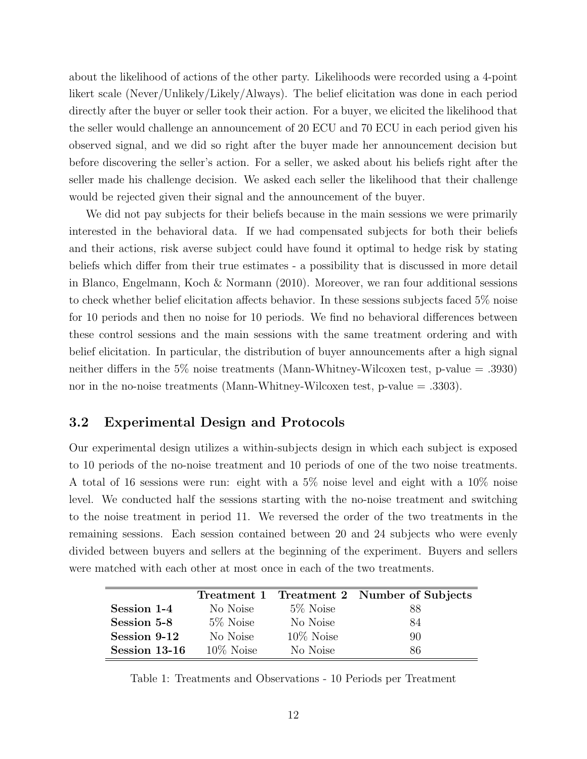about the likelihood of actions of the other party. Likelihoods were recorded using a 4-point likert scale (Never/Unlikely/Likely/Always). The belief elicitation was done in each period directly after the buyer or seller took their action. For a buyer, we elicited the likelihood that the seller would challenge an announcement of 20 ECU and 70 ECU in each period given his observed signal, and we did so right after the buyer made her announcement decision but before discovering the seller's action. For a seller, we asked about his beliefs right after the seller made his challenge decision. We asked each seller the likelihood that their challenge would be rejected given their signal and the announcement of the buyer.

We did not pay subjects for their beliefs because in the main sessions we were primarily interested in the behavioral data. If we had compensated subjects for both their beliefs and their actions, risk averse subject could have found it optimal to hedge risk by stating beliefs which differ from their true estimates - a possibility that is discussed in more detail in Blanco, Engelmann, Koch & Normann (2010). Moreover, we ran four additional sessions to check whether belief elicitation affects behavior. In these sessions subjects faced 5% noise for 10 periods and then no noise for 10 periods. We find no behavioral differences between these control sessions and the main sessions with the same treatment ordering and with belief elicitation. In particular, the distribution of buyer announcements after a high signal neither differs in the 5% noise treatments (Mann-Whitney-Wilcoxen test, p-value = .3930) nor in the no-noise treatments (Mann-Whitney-Wilcoxen test, p-value = .3303).

## 3.2 Experimental Design and Protocols

Our experimental design utilizes a within-subjects design in which each subject is exposed to 10 periods of the no-noise treatment and 10 periods of one of the two noise treatments. A total of 16 sessions were run: eight with a 5% noise level and eight with a 10% noise level. We conducted half the sessions starting with the no-noise treatment and switching to the noise treatment in period 11. We reversed the order of the two treatments in the remaining sessions. Each session contained between 20 and 24 subjects who were evenly divided between buyers and sellers at the beginning of the experiment. Buyers and sellers were matched with each other at most once in each of the two treatments.

| | **Treatment 1** | **Treatment 2** | **Number of Subjects** |
|---|---|---|---|
| **Session 1-4** | No Noise | 5% Noise | 88 |
| **Session 5-8** | 5% Noise | No Noise | 84 |
| **Session 9-12** | No Noise | 10% Noise | 90 |
| **Session 13-16** | 10% Noise | No Noise | 86 |

Table 1: Treatments and Observations - 10 Periods per Treatment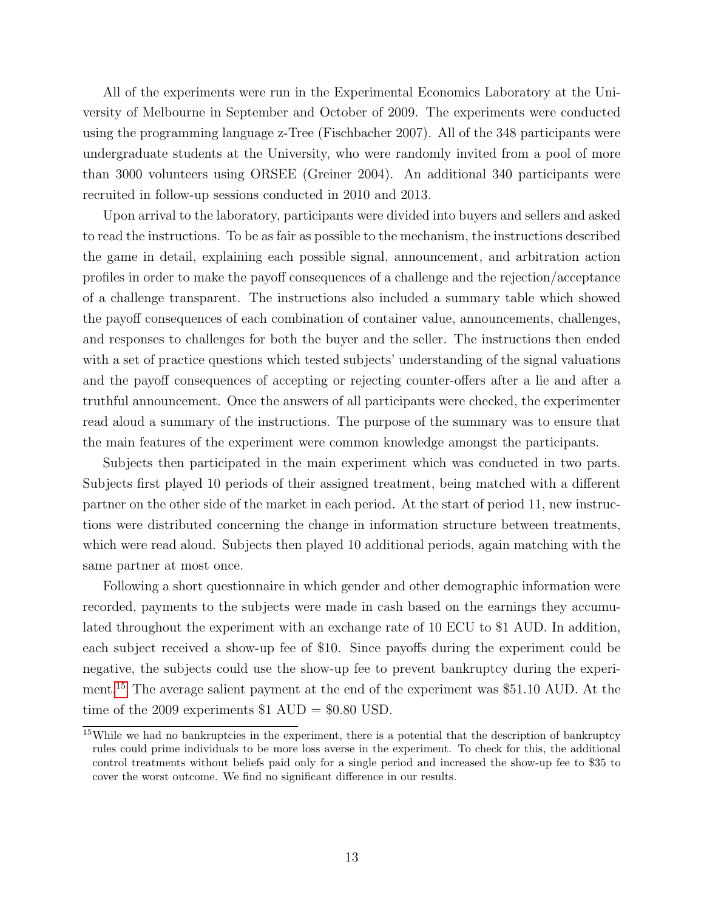All of the experiments were run in the Experimental Economics Laboratory at the University of Melbourne in September and October of 2009. The experiments were conducted using the programming language z-Tree (Fischbacher 2007). All of the 348 participants were undergraduate students at the University, who were randomly invited from a pool of more than 3000 volunteers using ORSEE (Greiner 2004). An additional 340 participants were recruited in follow-up sessions conducted in 2010 and 2013.

Upon arrival to the laboratory, participants were divided into buyers and sellers and asked to read the instructions. To be as fair as possible to the mechanism, the instructions described the game in detail, explaining each possible signal, announcement, and arbitration action profiles in order to make the payoff consequences of a challenge and the rejection/acceptance of a challenge transparent. The instructions also included a summary table which showed the payoff consequences of each combination of container value, announcements, challenges, and responses to challenges for both the buyer and the seller. The instructions then ended with a set of practice questions which tested subjects' understanding of the signal valuations and the payoff consequences of accepting or rejecting counter-offers after a lie and after a truthful announcement. Once the answers of all participants were checked, the experimenter read aloud a summary of the instructions. The purpose of the summary was to ensure that the main features of the experiment were common knowledge amongst the participants.

Subjects then participated in the main experiment which was conducted in two parts. Subjects first played 10 periods of their assigned treatment, being matched with a different partner on the other side of the market in each period. At the start of period 11, new instructions were distributed concerning the change in information structure between treatments, which were read aloud. Subjects then played 10 additional periods, again matching with the same partner at most once.

Following a short questionnaire in which gender and other demographic information were recorded, payments to the subjects were made in cash based on the earnings they accumulated throughout the experiment with an exchange rate of 10 ECU to $1 AUD. In addition, each subject received a show-up fee of $10. Since payoffs during the experiment could be negative, the subjects could use the show-up fee to prevent bankruptcy during the experiment.[15] The average salient payment at the end of the experiment was $51.10 AUD. At the time of the 2009 experiments $1 AUD = $0.80 USD.

[15] While we had no bankruptcies in the experiment, there is a potential that the description of bankruptcy rules could prime individuals to be more loss averse in the experiment. To check for this, the additional control treatments without beliefs paid only for a single period and increased the show-up fee to $35 to cover the worst outcome. We find no significant difference in our results.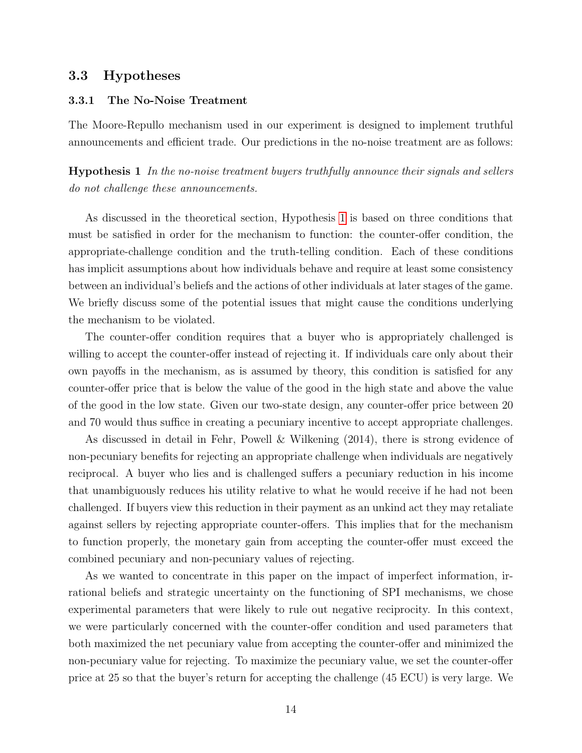### 3.3 Hypotheses

#### 3.3.1 The No-Noise Treatment

The Moore-Repullo mechanism used in our experiment is designed to implement truthful announcements and efficient trade. Our predictions in the no-noise treatment are as follows:

**Hypothesis 1** *In the no-noise treatment buyers truthfully announce their signals and sellers do not challenge these announcements.*

As discussed in the theoretical section, Hypothesis 1 is based on three conditions that must be satisfied in order for the mechanism to function: the counter-offer condition, the appropriate-challenge condition and the truth-telling condition. Each of these conditions has implicit assumptions about how individuals behave and require at least some consistency between an individual's beliefs and the actions of other individuals at later stages of the game. We briefly discuss some of the potential issues that might cause the conditions underlying the mechanism to be violated.

The counter-offer condition requires that a buyer who is appropriately challenged is willing to accept the counter-offer instead of rejecting it. If individuals care only about their own payoffs in the mechanism, as is assumed by theory, this condition is satisfied for any counter-offer price that is below the value of the good in the high state and above the value of the good in the low state. Given our two-state design, any counter-offer price between 20 and 70 would thus suffice in creating a pecuniary incentive to accept appropriate challenges.

As discussed in detail in Fehr, Powell & Wilkening (2014), there is strong evidence of non-pecuniary benefits for rejecting an appropriate challenge when individuals are negatively reciprocal. A buyer who lies and is challenged suffers a pecuniary reduction in his income that unambiguously reduces his utility relative to what he would receive if he had not been challenged. If buyers view this reduction in their payment as an unkind act they may retaliate against sellers by rejecting appropriate counter-offers. This implies that for the mechanism to function properly, the monetary gain from accepting the counter-offer must exceed the combined pecuniary and non-pecuniary values of rejecting.

As we wanted to concentrate in this paper on the impact of imperfect information, irrational beliefs and strategic uncertainty on the functioning of SPI mechanisms, we chose experimental parameters that were likely to rule out negative reciprocity. In this context, we were particularly concerned with the counter-offer condition and used parameters that both maximized the net pecuniary value from accepting the counter-offer and minimized the non-pecuniary value for rejecting. To maximize the pecuniary value, we set the counter-offer price at 25 so that the buyer's return for accepting the challenge (45 ECU) is very large. We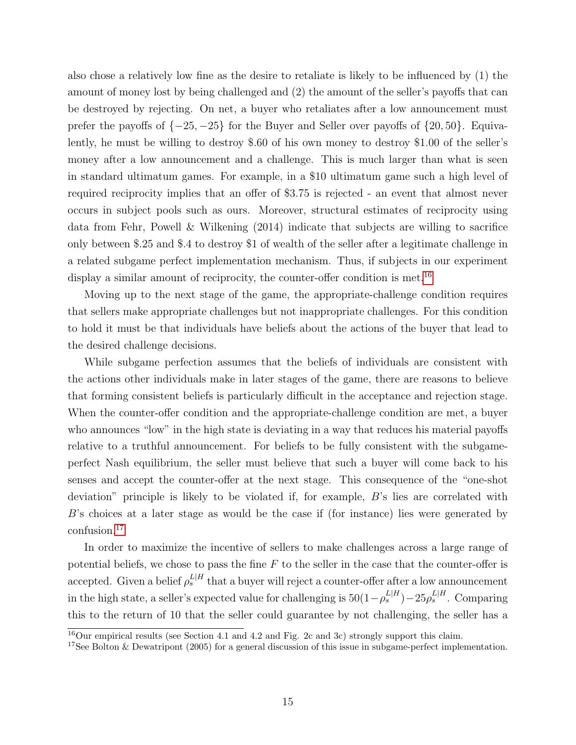also chose a relatively low fine as the desire to retaliate is likely to be influenced by (1) the amount of money lost by being challenged and (2) the amount of the seller's payoffs that can be destroyed by rejecting. On net, a buyer who retaliates after a low announcement must prefer the payoffs of $\{-25, -25\}$ for the Buyer and Seller over payoffs of $\{20, 50\}$. Equivalently, he must be willing to destroy \$.60 of his own money to destroy \$1.00 of the seller's money after a low announcement and a challenge. This is much larger than what is seen in standard ultimatum games. For example, in a \$10 ultimatum game such a high level of required reciprocity implies that an offer of \$3.75 is rejected - an event that almost never occurs in subject pools such as ours. Moreover, structural estimates of reciprocity using data from Fehr, Powell & Wilkening (2014) indicate that subjects are willing to sacrifice only between \$.25 and \$.4 to destroy \$1 of wealth of the seller after a legitimate challenge in a related subgame perfect implementation mechanism. Thus, if subjects in our experiment display a similar amount of reciprocity, the counter-offer condition is met.[16]

Moving up to the next stage of the game, the appropriate-challenge condition requires that sellers make appropriate challenges but not inappropriate challenges. For this condition to hold it must be that individuals have beliefs about the actions of the buyer that lead to the desired challenge decisions.

While subgame perfection assumes that the beliefs of individuals are consistent with the actions other individuals make in later stages of the game, there are reasons to believe that forming consistent beliefs is particularly difficult in the acceptance and rejection stage. When the counter-offer condition and the appropriate-challenge condition are met, a buyer who announces "low" in the high state is deviating in a way that reduces his material payoffs relative to a truthful announcement. For beliefs to be fully consistent with the subgame-perfect Nash equilibrium, the seller must believe that such a buyer will come back to his senses and accept the counter-offer at the next stage. This consequence of the "one-shot deviation" principle is likely to be violated if, for example, $B$'s lies are correlated with $B$'s choices at a later stage as would be the case if (for instance) lies were generated by confusion.[17]

In order to maximize the incentive of sellers to make challenges across a large range of potential beliefs, we chose to pass the fine $F$ to the seller in the case that the counter-offer is accepted. Given a belief $\rho_s^{L|H}$ that a buyer will reject a counter-offer after a low announcement in the high state, a seller's expected value for challenging is $50(1-\rho_s^{L|H})-25\rho_s^{L|H}$. Comparing this to the return of 10 that the seller could guarantee by not challenging, the seller has a

---

[16] Our empirical results (see Section 4.1 and 4.2 and Fig. 2c and 3c) strongly support this claim.

[17] See Bolton & Dewatripont (2005) for a general discussion of this issue in subgame-perfect implementation.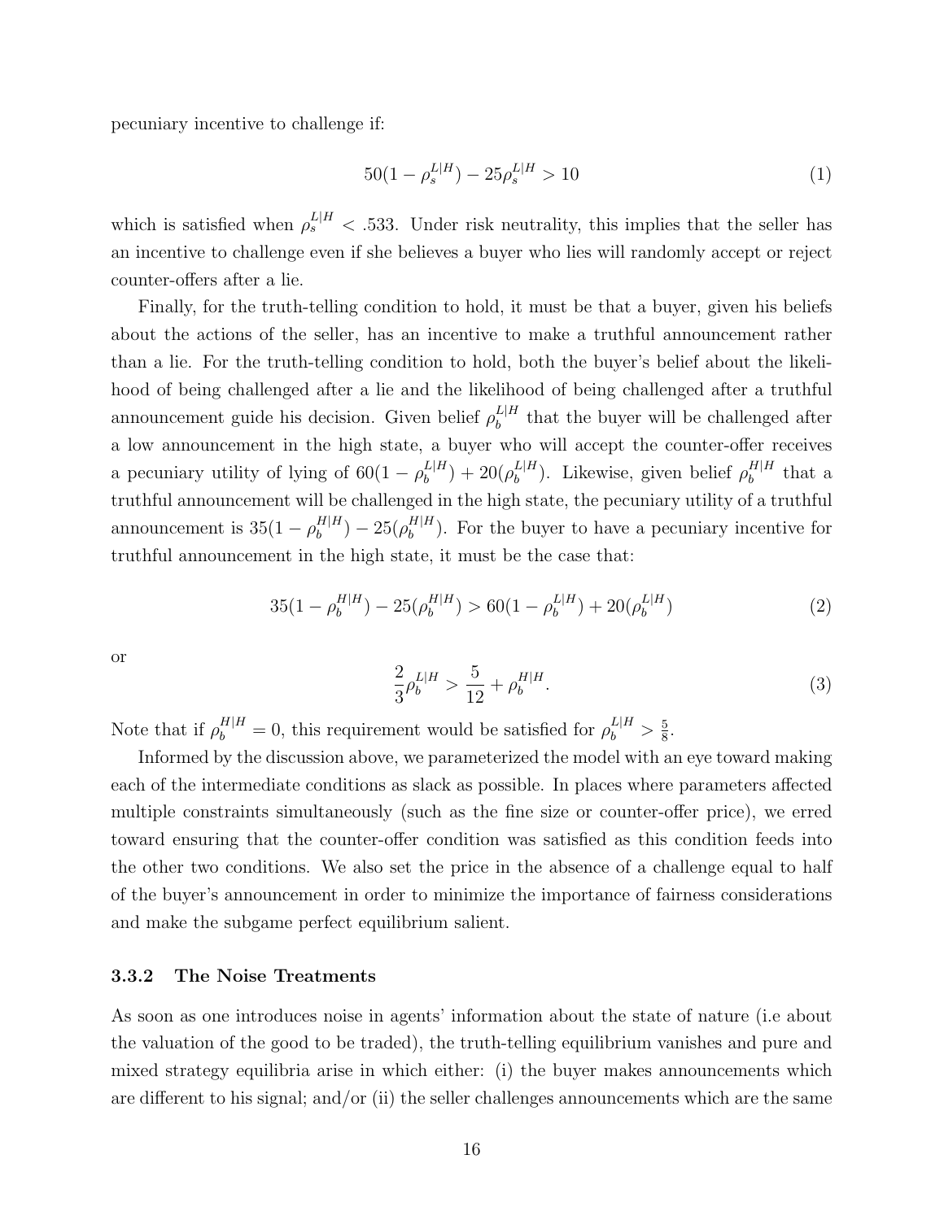pecuniary incentive to challenge if:

$$50(1 - \rho_s^{L|H}) - 25\rho_s^{L|H} > 10 \tag{1}$$

which is satisfied when $\rho_s^{L|H} < .533$. Under risk neutrality, this implies that the seller has an incentive to challenge even if she believes a buyer who lies will randomly accept or reject counter-offers after a lie.

Finally, for the truth-telling condition to hold, it must be that a buyer, given his beliefs about the actions of the seller, has an incentive to make a truthful announcement rather than a lie. For the truth-telling condition to hold, both the buyer's belief about the likelihood of being challenged after a lie and the likelihood of being challenged after a truthful announcement guide his decision. Given belief $\rho_b^{L|H}$ that the buyer will be challenged after a low announcement in the high state, a buyer who will accept the counter-offer receives a pecuniary utility of lying of $60(1 - \rho_b^{L|H}) + 20(\rho_b^{L|H})$. Likewise, given belief $\rho_b^{H|H}$ that a truthful announcement will be challenged in the high state, the pecuniary utility of a truthful announcement is $35(1 - \rho_b^{H|H}) - 25(\rho_b^{H|H})$. For the buyer to have a pecuniary incentive for truthful announcement in the high state, it must be the case that:

$$35(1 - \rho_b^{H|H}) - 25(\rho_b^{H|H}) > 60(1 - \rho_b^{L|H}) + 20(\rho_b^{L|H}) \tag{2}$$

or

$$\frac{2}{3}\rho_b^{L|H} > \frac{5}{12} + \rho_b^{H|H}. \tag{3}$$

Note that if $\rho_b^{H|H} = 0$, this requirement would be satisfied for $\rho_b^{L|H} > \frac{5}{8}$.

Informed by the discussion above, we parameterized the model with an eye toward making each of the intermediate conditions as slack as possible. In places where parameters affected multiple constraints simultaneously (such as the fine size or counter-offer price), we erred toward ensuring that the counter-offer condition was satisfied as this condition feeds into the other two conditions. We also set the price in the absence of a challenge equal to half of the buyer's announcement in order to minimize the importance of fairness considerations and make the subgame perfect equilibrium salient.

### 3.3.2 The Noise Treatments

As soon as one introduces noise in agents' information about the state of nature (i.e about the valuation of the good to be traded), the truth-telling equilibrium vanishes and pure and mixed strategy equilibria arise in which either: (i) the buyer makes announcements which are different to his signal; and/or (ii) the seller challenges announcements which are the same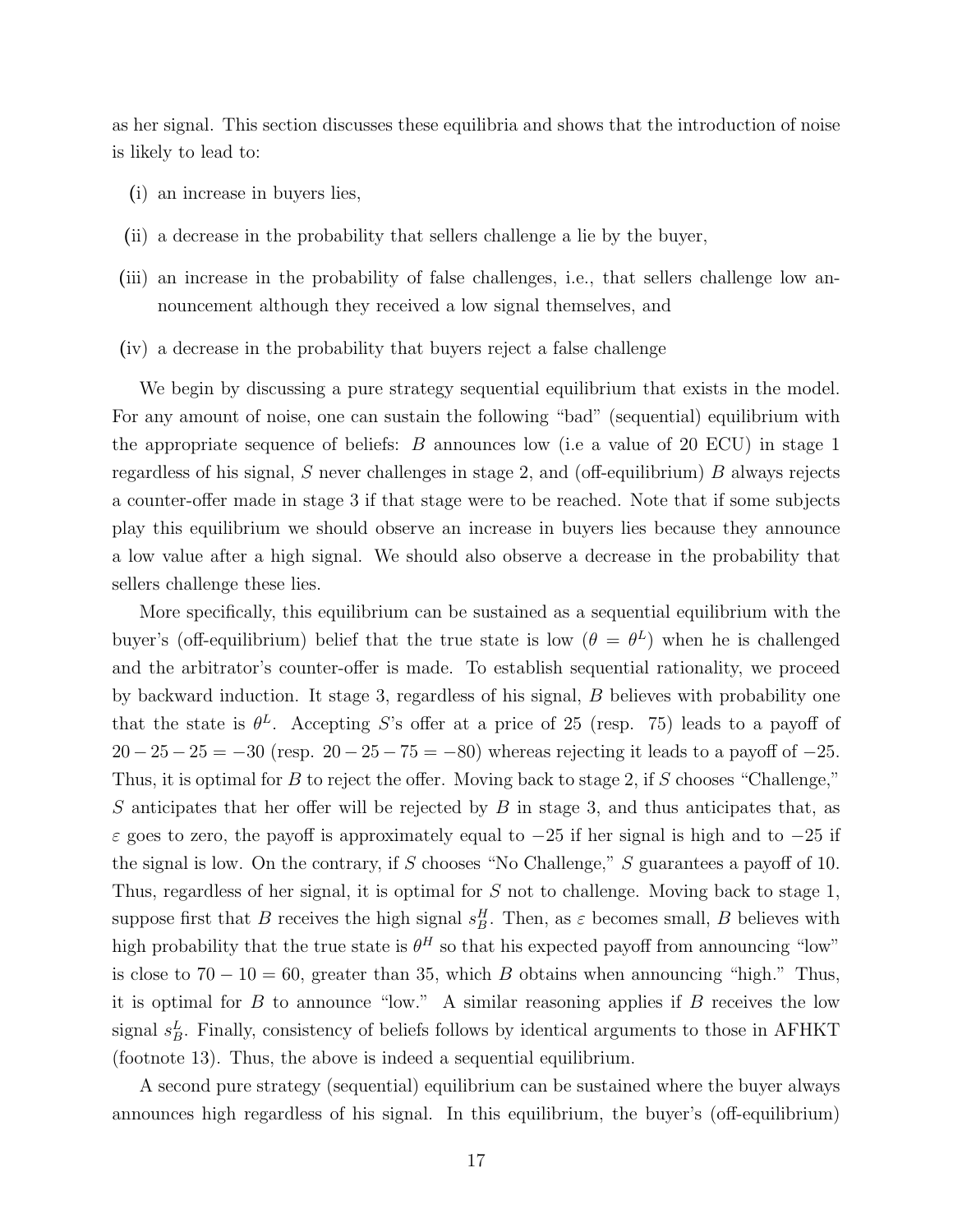as her signal. This section discusses these equilibria and shows that the introduction of noise is likely to lead to:

(i) an increase in buyers lies,

(ii) a decrease in the probability that sellers challenge a lie by the buyer,

(iii) an increase in the probability of false challenges, i.e., that sellers challenge low announcement although they received a low signal themselves, and

(iv) a decrease in the probability that buyers reject a false challenge

We begin by discussing a pure strategy sequential equilibrium that exists in the model. For any amount of noise, one can sustain the following "bad" (sequential) equilibrium with the appropriate sequence of beliefs: $B$ announces low (i.e a value of 20 ECU) in stage 1 regardless of his signal, $S$ never challenges in stage 2, and (off-equilibrium) $B$ always rejects a counter-offer made in stage 3 if that stage were to be reached. Note that if some subjects play this equilibrium we should observe an increase in buyers lies because they announce a low value after a high signal. We should also observe a decrease in the probability that sellers challenge these lies.

More specifically, this equilibrium can be sustained as a sequential equilibrium with the buyer's (off-equilibrium) belief that the true state is low ($\theta = \theta^L$) when he is challenged and the arbitrator's counter-offer is made. To establish sequential rationality, we proceed by backward induction. It stage 3, regardless of his signal, $B$ believes with probability one that the state is $\theta^L$. Accepting $S$'s offer at a price of 25 (resp. 75) leads to a payoff of $20 - 25 - 25 = -30$ (resp. $20 - 25 - 75 = -80$) whereas rejecting it leads to a payoff of $-25$. Thus, it is optimal for $B$ to reject the offer. Moving back to stage 2, if $S$ chooses "Challenge," $S$ anticipates that her offer will be rejected by $B$ in stage 3, and thus anticipates that, as $\varepsilon$ goes to zero, the payoff is approximately equal to $-25$ if her signal is high and to $-25$ if the signal is low. On the contrary, if $S$ chooses "No Challenge," $S$ guarantees a payoff of 10. Thus, regardless of her signal, it is optimal for $S$ not to challenge. Moving back to stage 1, suppose first that $B$ receives the high signal $s_B^H$. Then, as $\varepsilon$ becomes small, $B$ believes with high probability that the true state is $\theta^H$ so that his expected payoff from announcing "low" is close to $70 - 10 = 60$, greater than 35, which $B$ obtains when announcing "high." Thus, it is optimal for $B$ to announce "low." A similar reasoning applies if $B$ receives the low signal $s_B^L$. Finally, consistency of beliefs follows by identical arguments to those in AFHKT (footnote 13). Thus, the above is indeed a sequential equilibrium.

A second pure strategy (sequential) equilibrium can be sustained where the buyer always announces high regardless of his signal. In this equilibrium, the buyer's (off-equilibrium)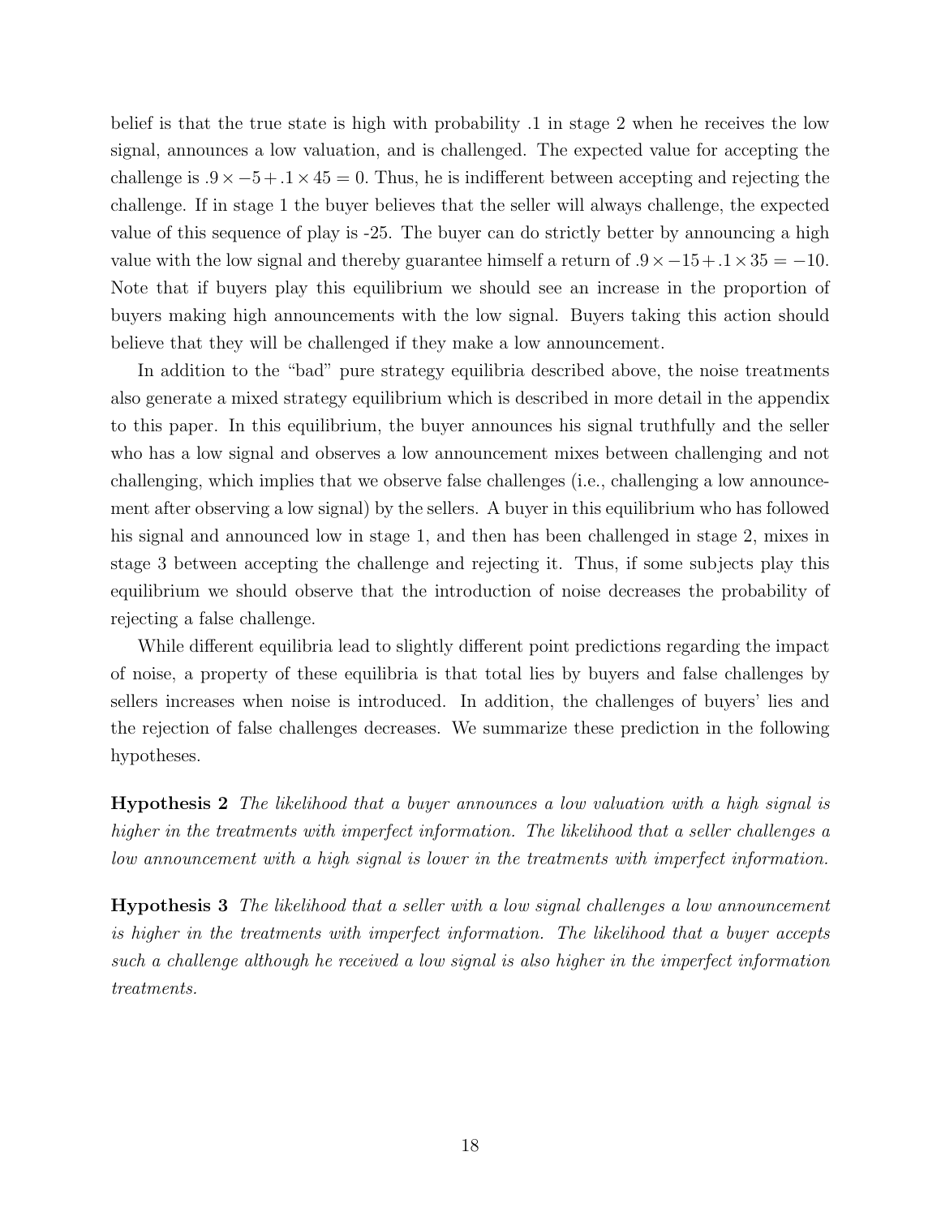belief is that the true state is high with probability .1 in stage 2 when he receives the low signal, announces a low valuation, and is challenged. The expected value for accepting the challenge is $.9 \times -5 + .1 \times 45 = 0$. Thus, he is indifferent between accepting and rejecting the challenge. If in stage 1 the buyer believes that the seller will always challenge, the expected value of this sequence of play is -25. The buyer can do strictly better by announcing a high value with the low signal and thereby guarantee himself a return of $.9 \times -15 + .1 \times 35 = -10$. Note that if buyers play this equilibrium we should see an increase in the proportion of buyers making high announcements with the low signal. Buyers taking this action should believe that they will be challenged if they make a low announcement.

In addition to the "bad" pure strategy equilibria described above, the noise treatments also generate a mixed strategy equilibrium which is described in more detail in the appendix to this paper. In this equilibrium, the buyer announces his signal truthfully and the seller who has a low signal and observes a low announcement mixes between challenging and not challenging, which implies that we observe false challenges (i.e., challenging a low announcement after observing a low signal) by the sellers. A buyer in this equilibrium who has followed his signal and announced low in stage 1, and then has been challenged in stage 2, mixes in stage 3 between accepting the challenge and rejecting it. Thus, if some subjects play this equilibrium we should observe that the introduction of noise decreases the probability of rejecting a false challenge.

While different equilibria lead to slightly different point predictions regarding the impact of noise, a property of these equilibria is that total lies by buyers and false challenges by sellers increases when noise is introduced. In addition, the challenges of buyers' lies and the rejection of false challenges decreases. We summarize these prediction in the following hypotheses.

**Hypothesis 2** *The likelihood that a buyer announces a low valuation with a high signal is higher in the treatments with imperfect information. The likelihood that a seller challenges a low announcement with a high signal is lower in the treatments with imperfect information.*

**Hypothesis 3** *The likelihood that a seller with a low signal challenges a low announcement is higher in the treatments with imperfect information. The likelihood that a buyer accepts such a challenge although he received a low signal is also higher in the imperfect information treatments.*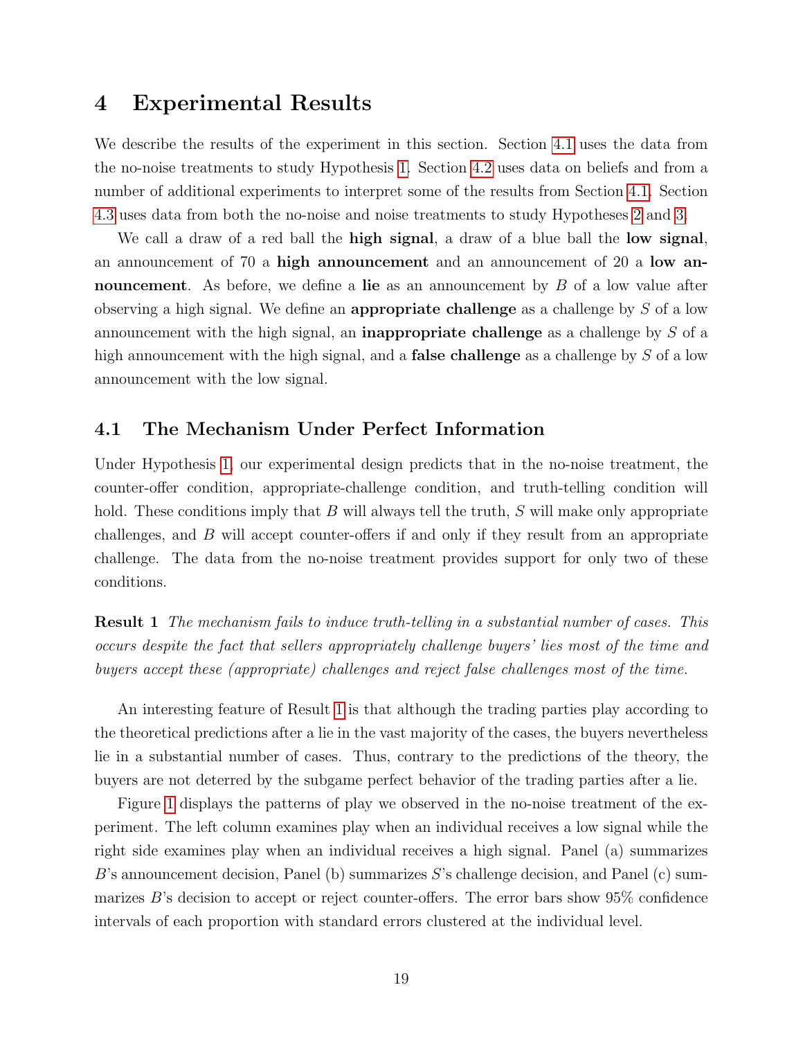# 4 Experimental Results

We describe the results of the experiment in this section. Section 4.1 uses the data from the no-noise treatments to study Hypothesis 1. Section 4.2 uses data on beliefs and from a number of additional experiments to interpret some of the results from Section 4.1. Section 4.3 uses data from both the no-noise and noise treatments to study Hypotheses 2 and 3.

We call a draw of a red ball the **high signal**, a draw of a blue ball the **low signal**, an announcement of 70 a **high announcement** and an announcement of 20 a **low announcement**. As before, we define a **lie** as an announcement by $B$ of a low value after observing a high signal. We define an **appropriate challenge** as a challenge by $S$ of a low announcement with the high signal, an **inappropriate challenge** as a challenge by $S$ of a high announcement with the high signal, and a **false challenge** as a challenge by $S$ of a low announcement with the low signal.

## 4.1 The Mechanism Under Perfect Information

Under Hypothesis 1, our experimental design predicts that in the no-noise treatment, the counter-offer condition, appropriate-challenge condition, and truth-telling condition will hold. These conditions imply that $B$ will always tell the truth, $S$ will make only appropriate challenges, and $B$ will accept counter-offers if and only if they result from an appropriate challenge. The data from the no-noise treatment provides support for only two of these conditions.

**Result 1** *The mechanism fails to induce truth-telling in a substantial number of cases. This occurs despite the fact that sellers appropriately challenge buyers' lies most of the time and buyers accept these (appropriate) challenges and reject false challenges most of the time.*

An interesting feature of Result 1 is that although the trading parties play according to the theoretical predictions after a lie in the vast majority of the cases, the buyers nevertheless lie in a substantial number of cases. Thus, contrary to the predictions of the theory, the buyers are not deterred by the subgame perfect behavior of the trading parties after a lie.

Figure 1 displays the patterns of play we observed in the no-noise treatment of the experiment. The left column examines play when an individual receives a low signal while the right side examines play when an individual receives a high signal. Panel (a) summarizes $B$'s announcement decision, Panel (b) summarizes $S$'s challenge decision, and Panel (c) summarizes $B$'s decision to accept or reject counter-offers. The error bars show 95% confidence intervals of each proportion with standard errors clustered at the individual level.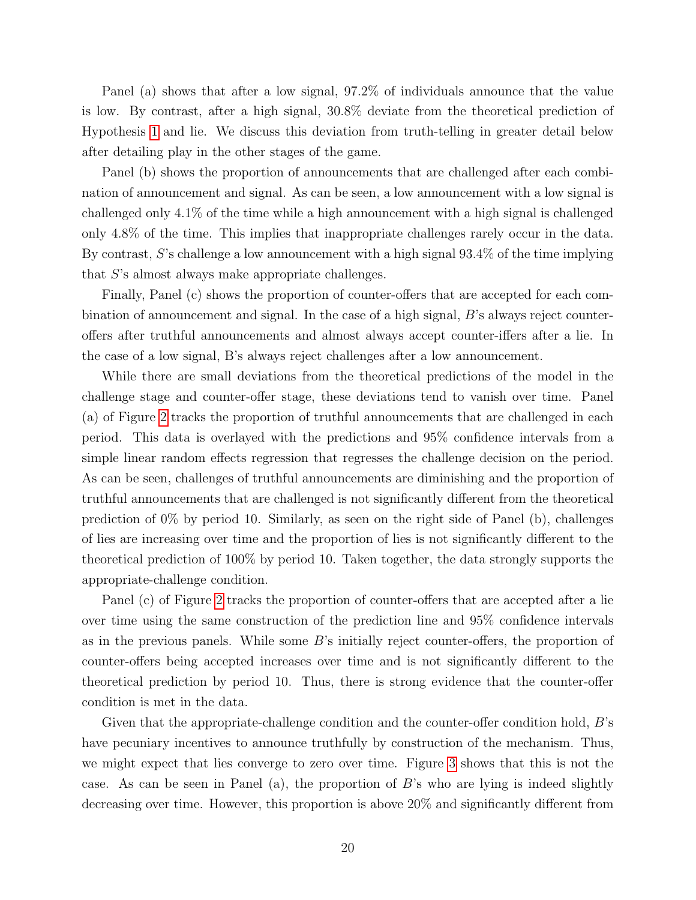Panel (a) shows that after a low signal, 97.2% of individuals announce that the value is low. By contrast, after a high signal, 30.8% deviate from the theoretical prediction of Hypothesis 1 and lie. We discuss this deviation from truth-telling in greater detail below after detailing play in the other stages of the game.

Panel (b) shows the proportion of announcements that are challenged after each combination of announcement and signal. As can be seen, a low announcement with a low signal is challenged only 4.1% of the time while a high announcement with a high signal is challenged only 4.8% of the time. This implies that inappropriate challenges rarely occur in the data. By contrast, $S$'s challenge a low announcement with a high signal 93.4% of the time implying that $S$'s almost always make appropriate challenges.

Finally, Panel (c) shows the proportion of counter-offers that are accepted for each combination of announcement and signal. In the case of a high signal, $B$'s always reject counter-offers after truthful announcements and almost always accept counter-iffers after a lie. In the case of a low signal, B's always reject challenges after a low announcement.

While there are small deviations from the theoretical predictions of the model in the challenge stage and counter-offer stage, these deviations tend to vanish over time. Panel (a) of Figure 2 tracks the proportion of truthful announcements that are challenged in each period. This data is overlayed with the predictions and 95% confidence intervals from a simple linear random effects regression that regresses the challenge decision on the period. As can be seen, challenges of truthful announcements are diminishing and the proportion of truthful announcements that are challenged is not significantly different from the theoretical prediction of 0% by period 10. Similarly, as seen on the right side of Panel (b), challenges of lies are increasing over time and the proportion of lies is not significantly different to the theoretical prediction of 100% by period 10. Taken together, the data strongly supports the appropriate-challenge condition.

Panel (c) of Figure 2 tracks the proportion of counter-offers that are accepted after a lie over time using the same construction of the prediction line and 95% confidence intervals as in the previous panels. While some $B$'s initially reject counter-offers, the proportion of counter-offers being accepted increases over time and is not significantly different to the theoretical prediction by period 10. Thus, there is strong evidence that the counter-offer condition is met in the data.

Given that the appropriate-challenge condition and the counter-offer condition hold, $B$'s have pecuniary incentives to announce truthfully by construction of the mechanism. Thus, we might expect that lies converge to zero over time. Figure 3 shows that this is not the case. As can be seen in Panel (a), the proportion of $B$'s who are lying is indeed slightly decreasing over time. However, this proportion is above 20% and significantly different from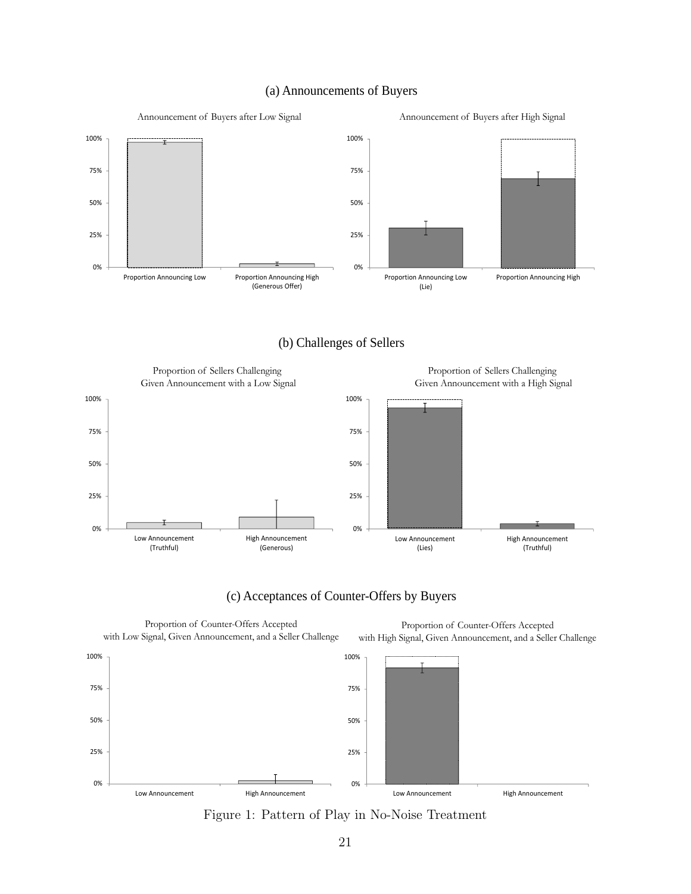## (a) Announcements of Buyers

Announcement of Buyers after Low Signal

Announcement of Buyers after High Signal

## (b) Challenges of Sellers

Proportion of Sellers Challenging Given Announcement with a Low Signal

Proportion of Sellers Challenging Given Announcement with a High Signal

## (c) Acceptances of Counter-Offers by Buyers

Proportion of Counter-Offers Accepted with Low Signal, Given Announcement, and a Seller Challenge

Proportion of Counter-Offers Accepted with High Signal, Given Announcement, and a Seller Challenge

Figure 1: Pattern of Play in No-Noise Treatment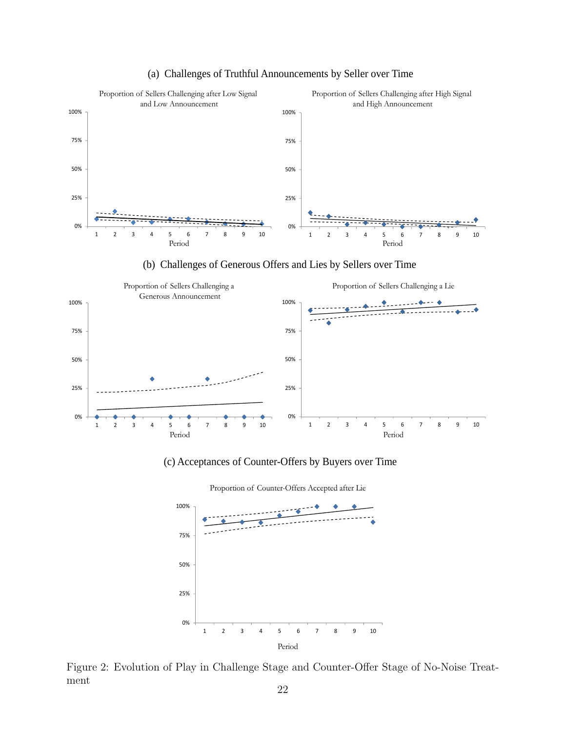(a) Challenges of Truthful Announcements by Seller over Time

Proportion of Sellers Challenging after Low Signal and Low Announcement

Proportion of Sellers Challenging after High Signal and High Announcement

(b) Challenges of Generous Offers and Lies by Sellers over Time

Proportion of Sellers Challenging a Generous Announcement

Proportion of Sellers Challenging a Lie

(c) Acceptances of Counter-Offers by Buyers over Time

Proportion of Counter-Offers Accepted after Lie

Figure 2: Evolution of Play in Challenge Stage and Counter-Offer Stage of No-Noise Treatment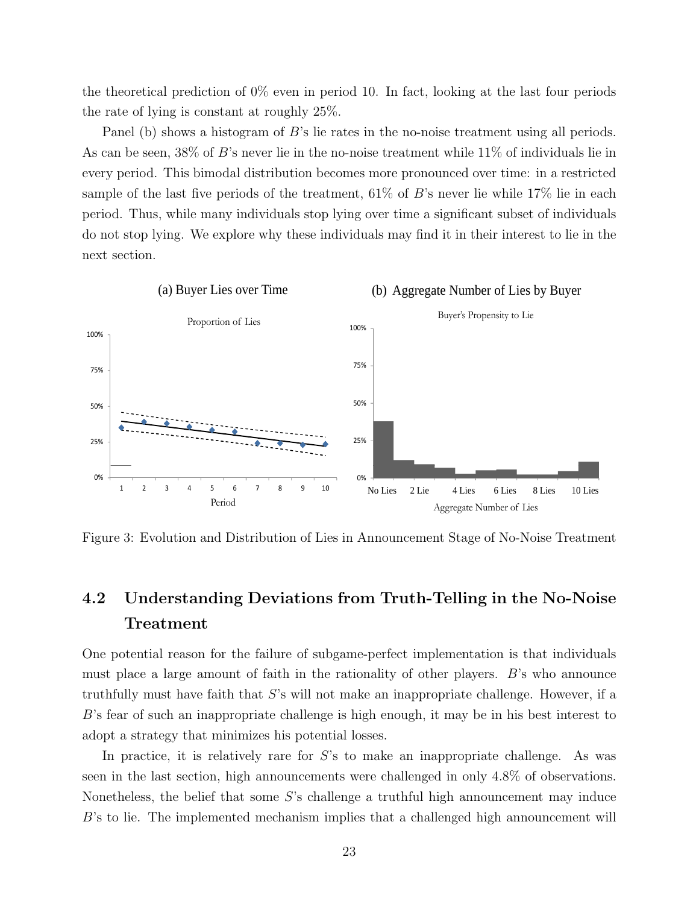the theoretical prediction of 0% even in period 10. In fact, looking at the last four periods the rate of lying is constant at roughly 25%.

Panel (b) shows a histogram of $B$'s lie rates in the no-noise treatment using all periods. As can be seen, 38% of $B$'s never lie in the no-noise treatment while 11% of individuals lie in every period. This bimodal distribution becomes more pronounced over time: in a restricted sample of the last five periods of the treatment, 61% of $B$'s never lie while 17% lie in each period. Thus, while many individuals stop lying over time a significant subset of individuals do not stop lying. We explore why these individuals may find it in their interest to lie in the next section.

Figure 3: Evolution and Distribution of Lies in Announcement Stage of No-Noise Treatment

## 4.2 Understanding Deviations from Truth-Telling in the No-Noise Treatment

One potential reason for the failure of subgame-perfect implementation is that individuals must place a large amount of faith in the rationality of other players. $B$'s who announce truthfully must have faith that $S$'s will not make an inappropriate challenge. However, if a $B$'s fear of such an inappropriate challenge is high enough, it may be in his best interest to adopt a strategy that minimizes his potential losses.

In practice, it is relatively rare for $S$'s to make an inappropriate challenge. As was seen in the last section, high announcements were challenged in only 4.8% of observations. Nonetheless, the belief that some $S$'s challenge a truthful high announcement may induce $B$'s to lie. The implemented mechanism implies that a challenged high announcement will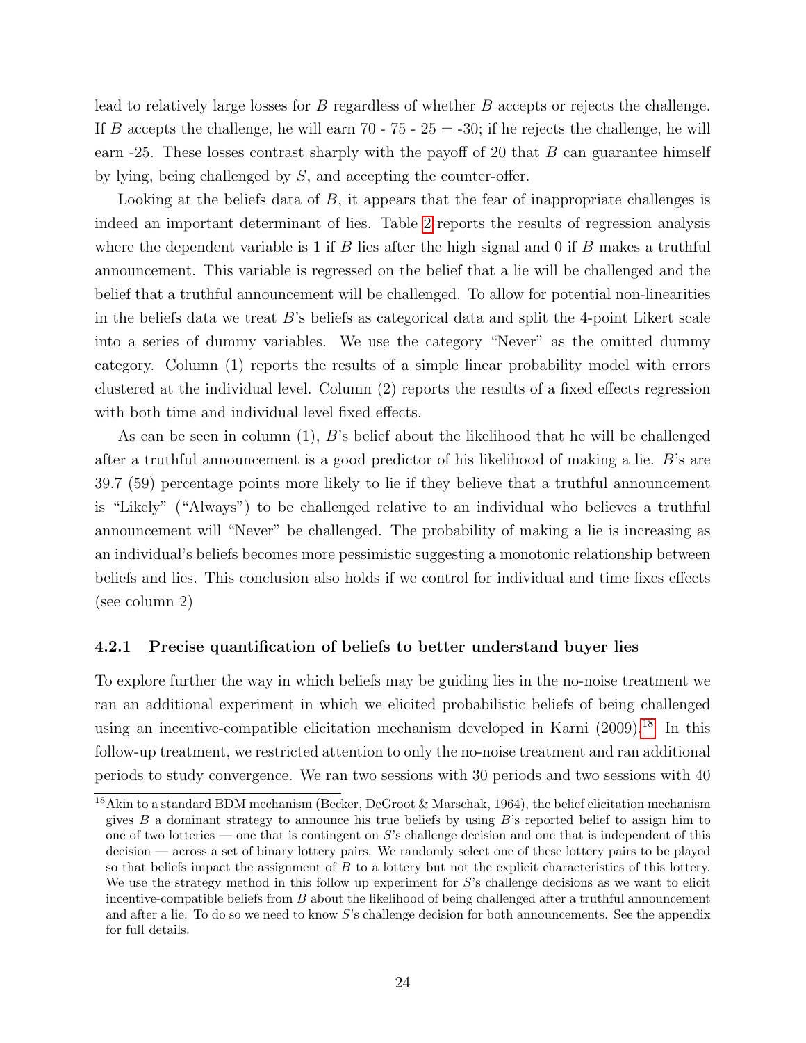lead to relatively large losses for $B$ regardless of whether $B$ accepts or rejects the challenge. If $B$ accepts the challenge, he will earn 70 - 75 - 25 = -30; if he rejects the challenge, he will earn -25. These losses contrast sharply with the payoff of 20 that $B$ can guarantee himself by lying, being challenged by $S$, and accepting the counter-offer.

Looking at the beliefs data of $B$, it appears that the fear of inappropriate challenges is indeed an important determinant of lies. Table 2 reports the results of regression analysis where the dependent variable is 1 if $B$ lies after the high signal and 0 if $B$ makes a truthful announcement. This variable is regressed on the belief that a lie will be challenged and the belief that a truthful announcement will be challenged. To allow for potential non-linearities in the beliefs data we treat $B$'s beliefs as categorical data and split the 4-point Likert scale into a series of dummy variables. We use the category "Never" as the omitted dummy category. Column (1) reports the results of a simple linear probability model with errors clustered at the individual level. Column (2) reports the results of a fixed effects regression with both time and individual level fixed effects.

As can be seen in column (1), $B$'s belief about the likelihood that he will be challenged after a truthful announcement is a good predictor of his likelihood of making a lie. $B$'s are 39.7 (59) percentage points more likely to lie if they believe that a truthful announcement is "Likely" ("Always") to be challenged relative to an individual who believes a truthful announcement will "Never" be challenged. The probability of making a lie is increasing as an individual's beliefs becomes more pessimistic suggesting a monotonic relationship between beliefs and lies. This conclusion also holds if we control for individual and time fixes effects (see column 2)

### 4.2.1 Precise quantification of beliefs to better understand buyer lies

To explore further the way in which beliefs may be guiding lies in the no-noise treatment we ran an additional experiment in which we elicited probabilistic beliefs of being challenged using an incentive-compatible elicitation mechanism developed in Karni (2009).[18] In this follow-up treatment, we restricted attention to only the no-noise treatment and ran additional periods to study convergence. We ran two sessions with 30 periods and two sessions with 40

[18] Akin to a standard BDM mechanism (Becker, DeGroot & Marschak, 1964), the belief elicitation mechanism gives $B$ a dominant strategy to announce his true beliefs by using $B$'s reported belief to assign him to one of two lotteries — one that is contingent on $S$'s challenge decision and one that is independent of this decision — across a set of binary lottery pairs. We randomly select one of these lottery pairs to be played so that beliefs impact the assignment of $B$ to a lottery but not the explicit characteristics of this lottery. We use the strategy method in this follow up experiment for $S$'s challenge decisions as we want to elicit incentive-compatible beliefs from $B$ about the likelihood of being challenged after a truthful announcement and after a lie. To do so we need to know $S$'s challenge decision for both announcements. See the appendix for full details.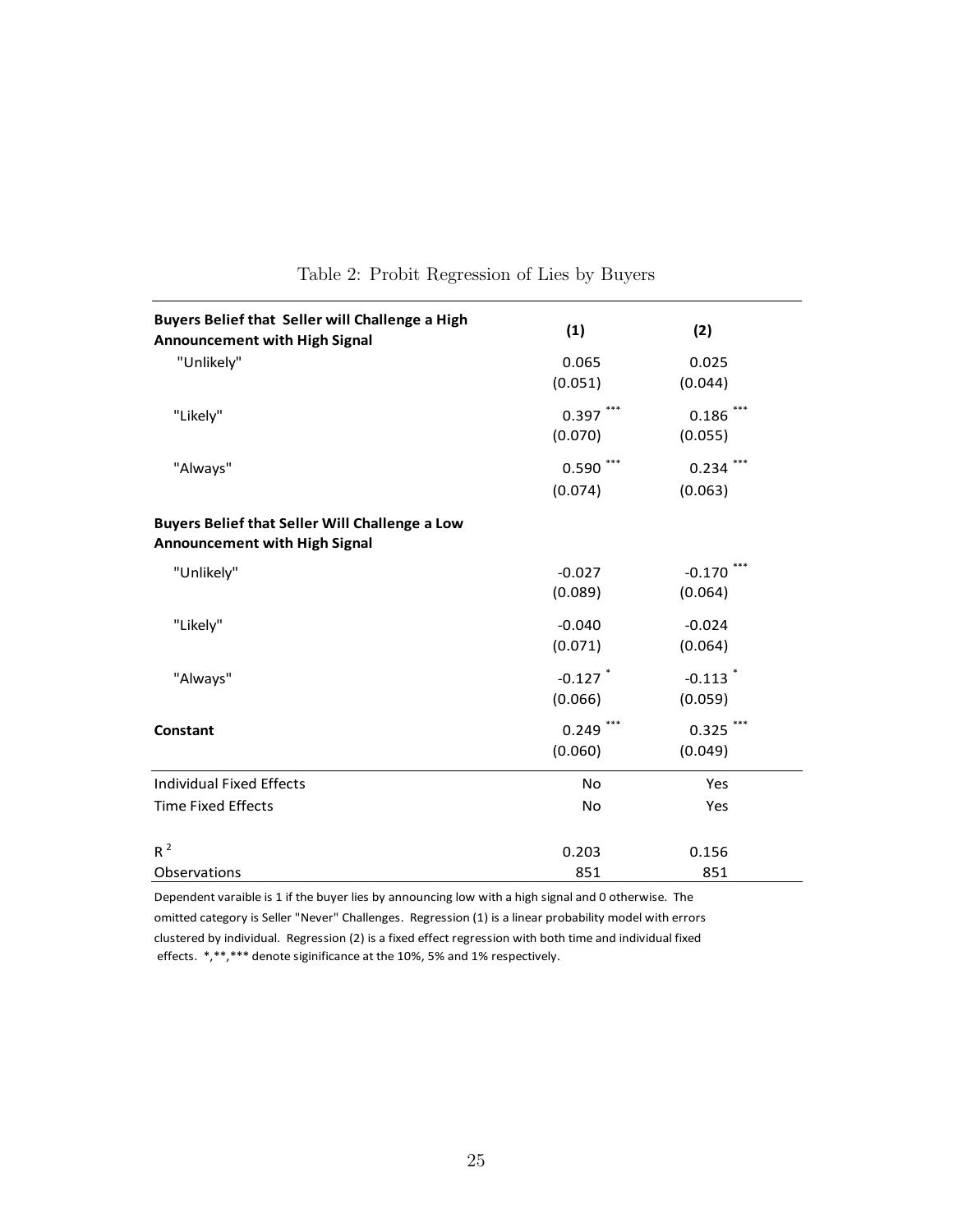Table 2: Probit Regression of Lies by Buyers

| **Buyers Belief that Seller will Challenge a High Announcement with High Signal** | **(1)** | **(2)** |
|---|---|---|
| "Unlikely" | 0.065 | 0.025 |
| | (0.051) | (0.044) |
| "Likely" | 0.397 *** | 0.186 *** |
| | (0.070) | (0.055) |
| "Always" | 0.590 *** | 0.234 *** |
| | (0.074) | (0.063) |
| **Buyers Belief that Seller Will Challenge a Low Announcement with High Signal** | | |
| "Unlikely" | -0.027 | -0.170 *** |
| | (0.089) | (0.064) |
| "Likely" | -0.040 | -0.024 |
| | (0.071) | (0.064) |
| "Always" | -0.127 * | -0.113 * |
| | (0.066) | (0.059) |
| **Constant** | 0.249 *** | 0.325 *** |
| | (0.060) | (0.049) |
| Individual Fixed Effects | No | Yes |
| Time Fixed Effects | No | Yes |
| $R^2$ | 0.203 | 0.156 |
| Observations | 851 | 851 |

Dependent varaible is 1 if the buyer lies by announcing low with a high signal and 0 otherwise. The omitted category is Seller "Never" Challenges. Regression (1) is a linear probability model with errors clustered by individual. Regression (2) is a fixed effect regression with both time and individual fixed effects. *,**,*** denote siginificance at the 10%, 5% and 1% respectively.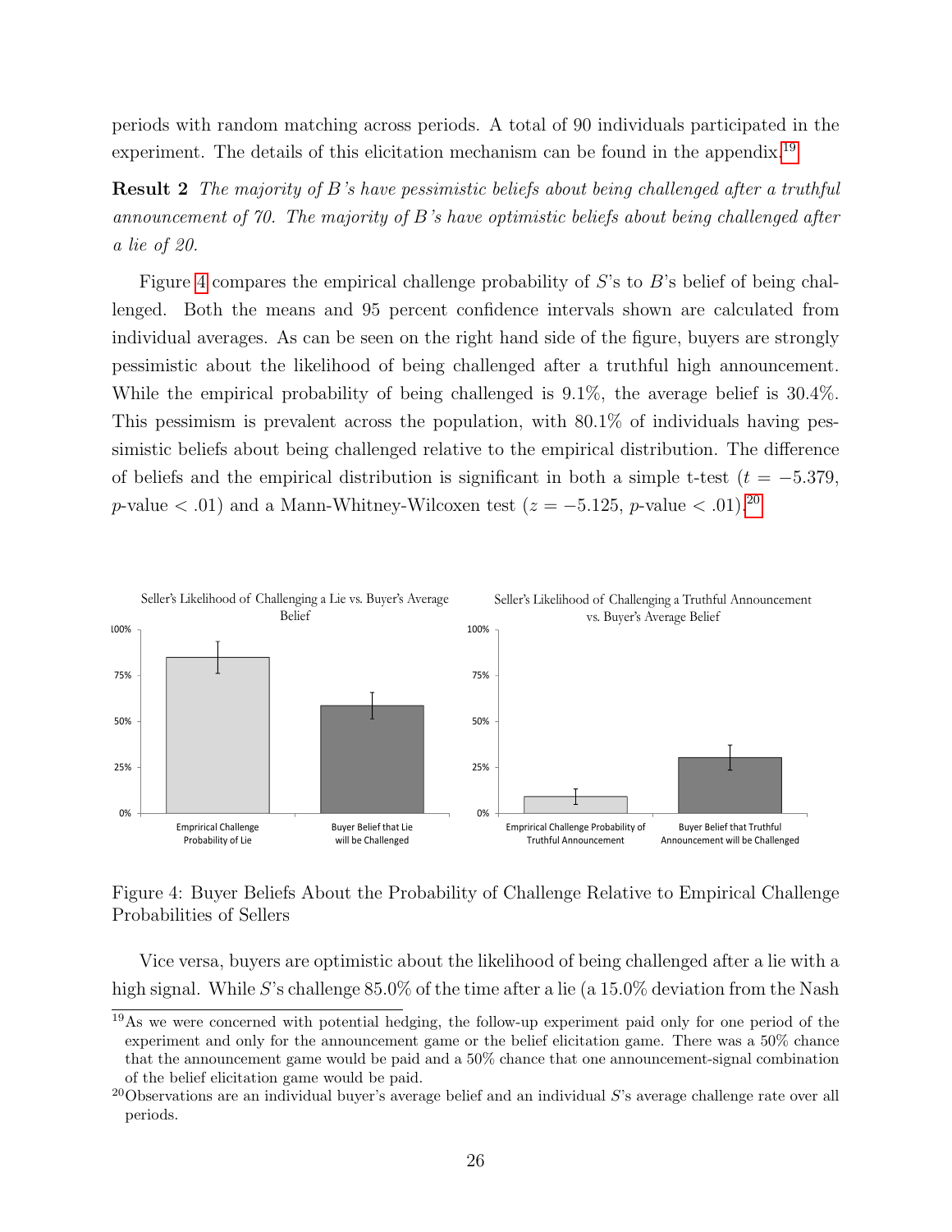periods with random matching across periods. A total of 90 individuals participated in the experiment. The details of this elicitation mechanism can be found in the appendix.[19]

**Result 2** *The majority of B's have pessimistic beliefs about being challenged after a truthful announcement of 70. The majority of B's have optimistic beliefs about being challenged after a lie of 20.*

Figure 4 compares the empirical challenge probability of $S$'s to $B$'s belief of being challenged. Both the means and 95 percent confidence intervals shown are calculated from individual averages. As can be seen on the right hand side of the figure, buyers are strongly pessimistic about the likelihood of being challenged after a truthful high announcement. While the empirical probability of being challenged is 9.1%, the average belief is 30.4%. This pessimism is prevalent across the population, with 80.1% of individuals having pessimistic beliefs about being challenged relative to the empirical distribution. The difference of beliefs and the empirical distribution is significant in both a simple t-test ($t = -5.379$, $p$-value $< .01$) and a Mann-Whitney-Wilcoxen test ($z = -5.125$, $p$-value $< .01$).[20]

Figure 4: Buyer Beliefs About the Probability of Challenge Relative to Empirical Challenge Probabilities of Sellers

Vice versa, buyers are optimistic about the likelihood of being challenged after a lie with a high signal. While $S$'s challenge 85.0% of the time after a lie (a 15.0% deviation from the Nash

[19] As we were concerned with potential hedging, the follow-up experiment paid only for one period of the experiment and only for the announcement game or the belief elicitation game. There was a 50% chance that the announcement game would be paid and a 50% chance that one announcement-signal combination of the belief elicitation game would be paid.

[20] Observations are an individual buyer's average belief and an individual $S$'s average challenge rate over all periods.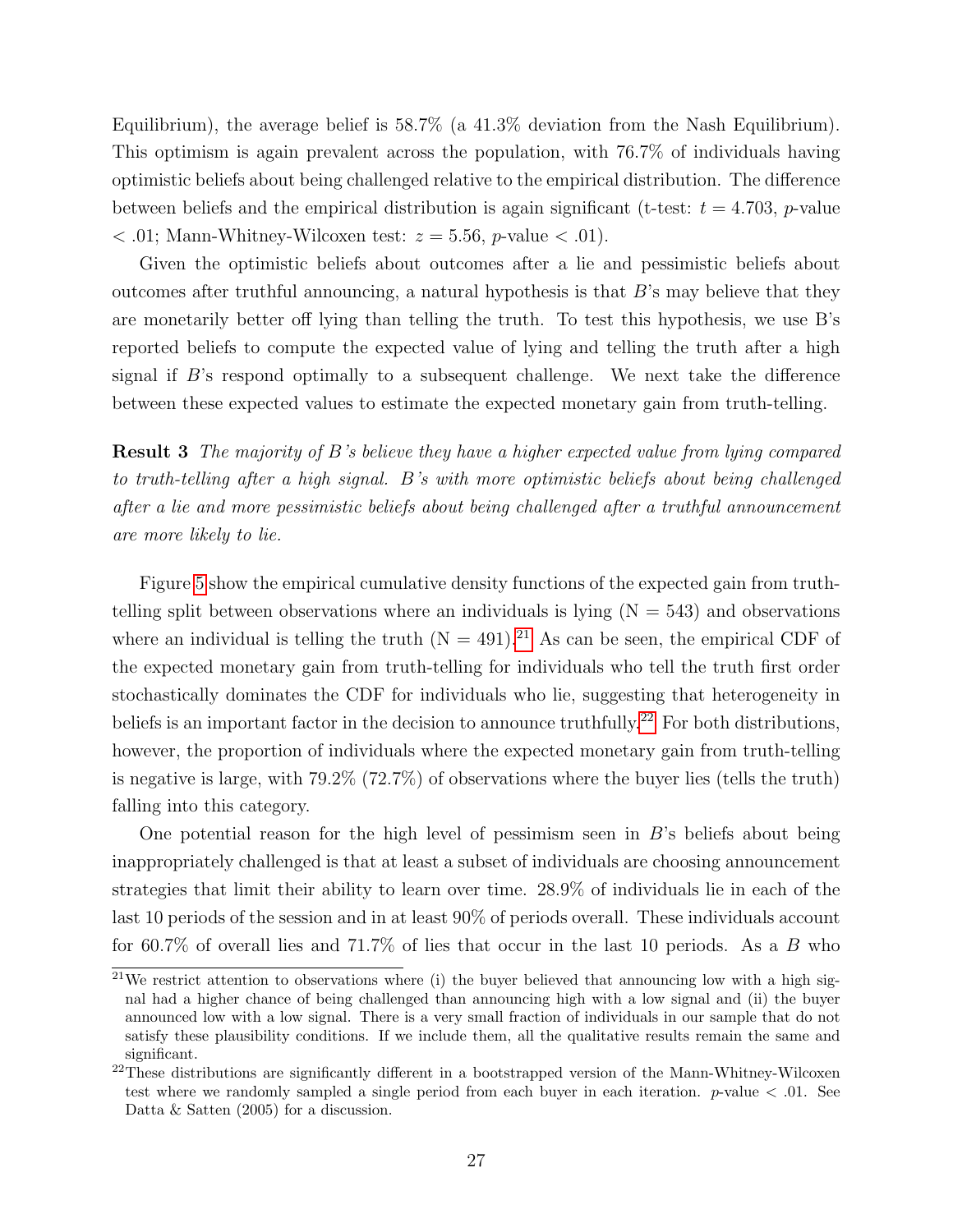Equilibrium), the average belief is 58.7% (a 41.3% deviation from the Nash Equilibrium). This optimism is again prevalent across the population, with 76.7% of individuals having optimistic beliefs about being challenged relative to the empirical distribution. The difference between beliefs and the empirical distribution is again significant (t-test: $t = 4.703$, $p$-value $< .01$; Mann-Whitney-Wilcoxen test: $z = 5.56$, $p$-value $< .01$).

Given the optimistic beliefs about outcomes after a lie and pessimistic beliefs about outcomes after truthful announcing, a natural hypothesis is that $B$'s may believe that they are monetarily better off lying than telling the truth. To test this hypothesis, we use B's reported beliefs to compute the expected value of lying and telling the truth after a high signal if $B$'s respond optimally to a subsequent challenge. We next take the difference between these expected values to estimate the expected monetary gain from truth-telling.

**Result 3** *The majority of $B$'s believe they have a higher expected value from lying compared to truth-telling after a high signal. $B$'s with more optimistic beliefs about being challenged after a lie and more pessimistic beliefs about being challenged after a truthful announcement are more likely to lie.*

Figure 5 show the empirical cumulative density functions of the expected gain from truth-telling split between observations where an individuals is lying (N = 543) and observations where an individual is telling the truth (N = 491).[21] As can be seen, the empirical CDF of the expected monetary gain from truth-telling for individuals who tell the truth first order stochastically dominates the CDF for individuals who lie, suggesting that heterogeneity in beliefs is an important factor in the decision to announce truthfully.[22] For both distributions, however, the proportion of individuals where the expected monetary gain from truth-telling is negative is large, with 79.2% (72.7%) of observations where the buyer lies (tells the truth) falling into this category.

One potential reason for the high level of pessimism seen in $B$'s beliefs about being inappropriately challenged is that at least a subset of individuals are choosing announcement strategies that limit their ability to learn over time. 28.9% of individuals lie in each of the last 10 periods of the session and in at least 90% of periods overall. These individuals account for 60.7% of overall lies and 71.7% of lies that occur in the last 10 periods. As a $B$ who

[21] We restrict attention to observations where (i) the buyer believed that announcing low with a high signal had a higher chance of being challenged than announcing high with a low signal and (ii) the buyer announced low with a low signal. There is a very small fraction of individuals in our sample that do not satisfy these plausibility conditions. If we include them, all the qualitative results remain the same and significant.

[22] These distributions are significantly different in a bootstrapped version of the Mann-Whitney-Wilcoxen test where we randomly sampled a single period from each buyer in each iteration. $p$-value $< .01$. See Datta & Satten (2005) for a discussion.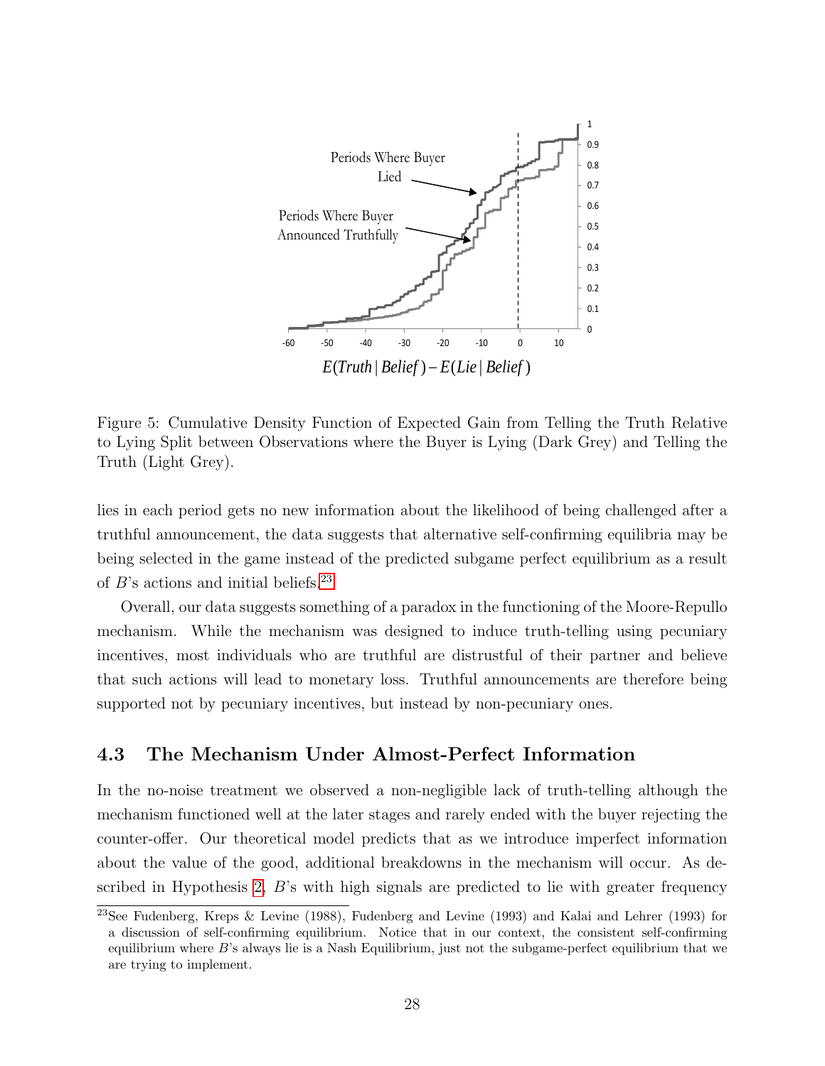Figure 5: Cumulative Density Function of Expected Gain from Telling the Truth Relative to Lying Split between Observations where the Buyer is Lying (Dark Grey) and Telling the Truth (Light Grey).

lies in each period gets no new information about the likelihood of being challenged after a truthful announcement, the data suggests that alternative self-confirming equilibria may be being selected in the game instead of the predicted subgame perfect equilibrium as a result of $B$'s actions and initial beliefs.[23]

Overall, our data suggests something of a paradox in the functioning of the Moore-Repullo mechanism. While the mechanism was designed to induce truth-telling using pecuniary incentives, most individuals who are truthful are distrustful of their partner and believe that such actions will lead to monetary loss. Truthful announcements are therefore being supported not by pecuniary incentives, but instead by non-pecuniary ones.

## 4.3 The Mechanism Under Almost-Perfect Information

In the no-noise treatment we observed a non-negligible lack of truth-telling although the mechanism functioned well at the later stages and rarely ended with the buyer rejecting the counter-offer. Our theoretical model predicts that as we introduce imperfect information about the value of the good, additional breakdowns in the mechanism will occur. As described in Hypothesis 2, $B$'s with high signals are predicted to lie with greater frequency

[23] See Fudenberg, Kreps & Levine (1988), Fudenberg and Levine (1993) and Kalai and Lehrer (1993) for a discussion of self-confirming equilibrium. Notice that in our context, the consistent self-confirming equilibrium where $B$'s always lie is a Nash Equilibrium, just not the subgame-perfect equilibrium that we are trying to implement.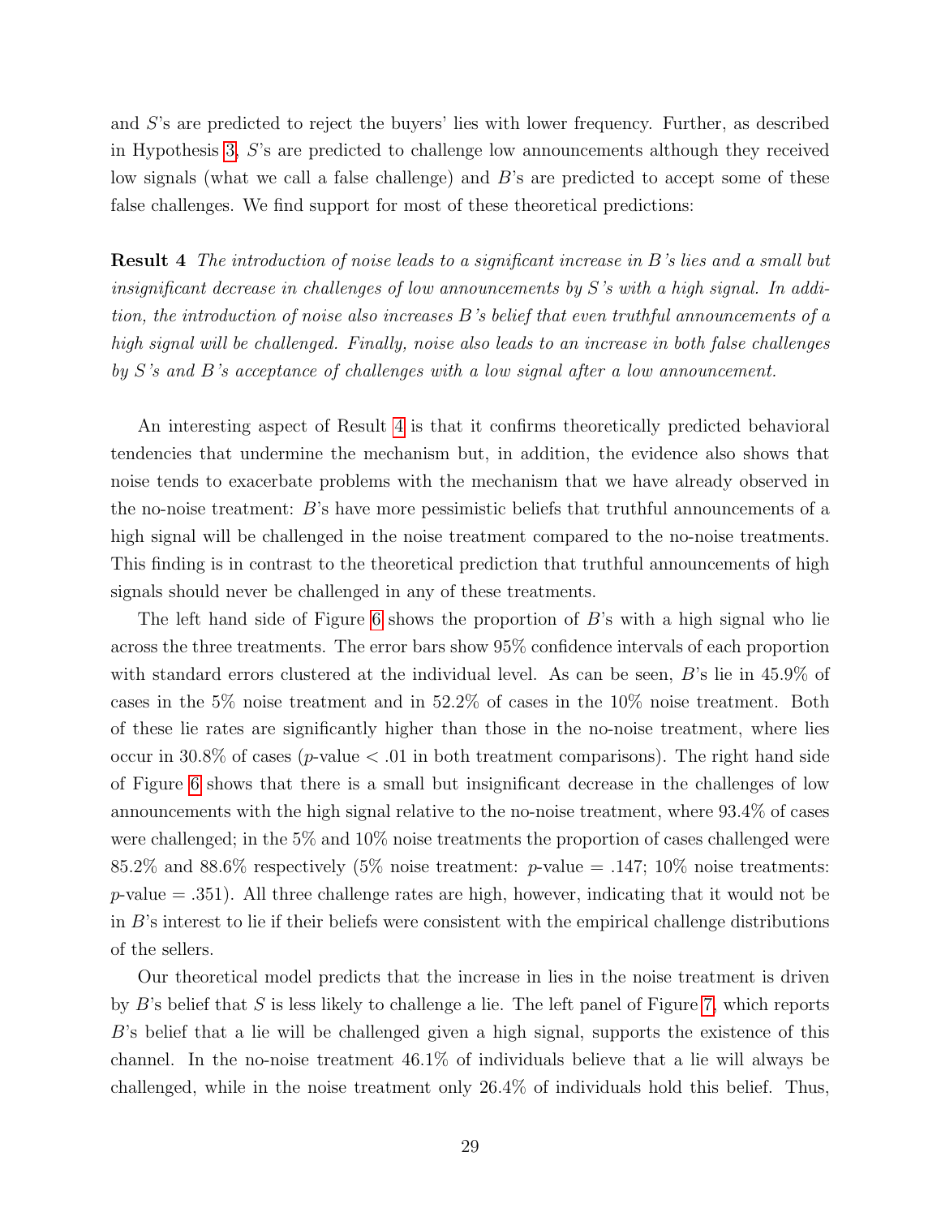and $S$'s are predicted to reject the buyers' lies with lower frequency. Further, as described in Hypothesis 3, $S$'s are predicted to challenge low announcements although they received low signals (what we call a false challenge) and $B$'s are predicted to accept some of these false challenges. We find support for most of these theoretical predictions:

**Result 4** *The introduction of noise leads to a significant increase in $B$'s lies and a small but insignificant decrease in challenges of low announcements by $S$'s with a high signal. In addition, the introduction of noise also increases $B$'s belief that even truthful announcements of a high signal will be challenged. Finally, noise also leads to an increase in both false challenges by $S$'s and $B$'s acceptance of challenges with a low signal after a low announcement.*

An interesting aspect of Result 4 is that it confirms theoretically predicted behavioral tendencies that undermine the mechanism but, in addition, the evidence also shows that noise tends to exacerbate problems with the mechanism that we have already observed in the no-noise treatment: $B$'s have more pessimistic beliefs that truthful announcements of a high signal will be challenged in the noise treatment compared to the no-noise treatments. This finding is in contrast to the theoretical prediction that truthful announcements of high signals should never be challenged in any of these treatments.

The left hand side of Figure 6 shows the proportion of $B$'s with a high signal who lie across the three treatments. The error bars show 95% confidence intervals of each proportion with standard errors clustered at the individual level. As can be seen, $B$'s lie in 45.9% of cases in the 5% noise treatment and in 52.2% of cases in the 10% noise treatment. Both of these lie rates are significantly higher than those in the no-noise treatment, where lies occur in 30.8% of cases ($p$-value $< .01$ in both treatment comparisons). The right hand side of Figure 6 shows that there is a small but insignificant decrease in the challenges of low announcements with the high signal relative to the no-noise treatment, where 93.4% of cases were challenged; in the 5% and 10% noise treatments the proportion of cases challenged were 85.2% and 88.6% respectively (5% noise treatment: $p$-value $= .147$; 10% noise treatments: $p$-value $= .351$). All three challenge rates are high, however, indicating that it would not be in $B$'s interest to lie if their beliefs were consistent with the empirical challenge distributions of the sellers.

Our theoretical model predicts that the increase in lies in the noise treatment is driven by $B$'s belief that $S$ is less likely to challenge a lie. The left panel of Figure 7, which reports $B$'s belief that a lie will be challenged given a high signal, supports the existence of this channel. In the no-noise treatment 46.1% of individuals believe that a lie will always be challenged, while in the noise treatment only 26.4% of individuals hold this belief. Thus,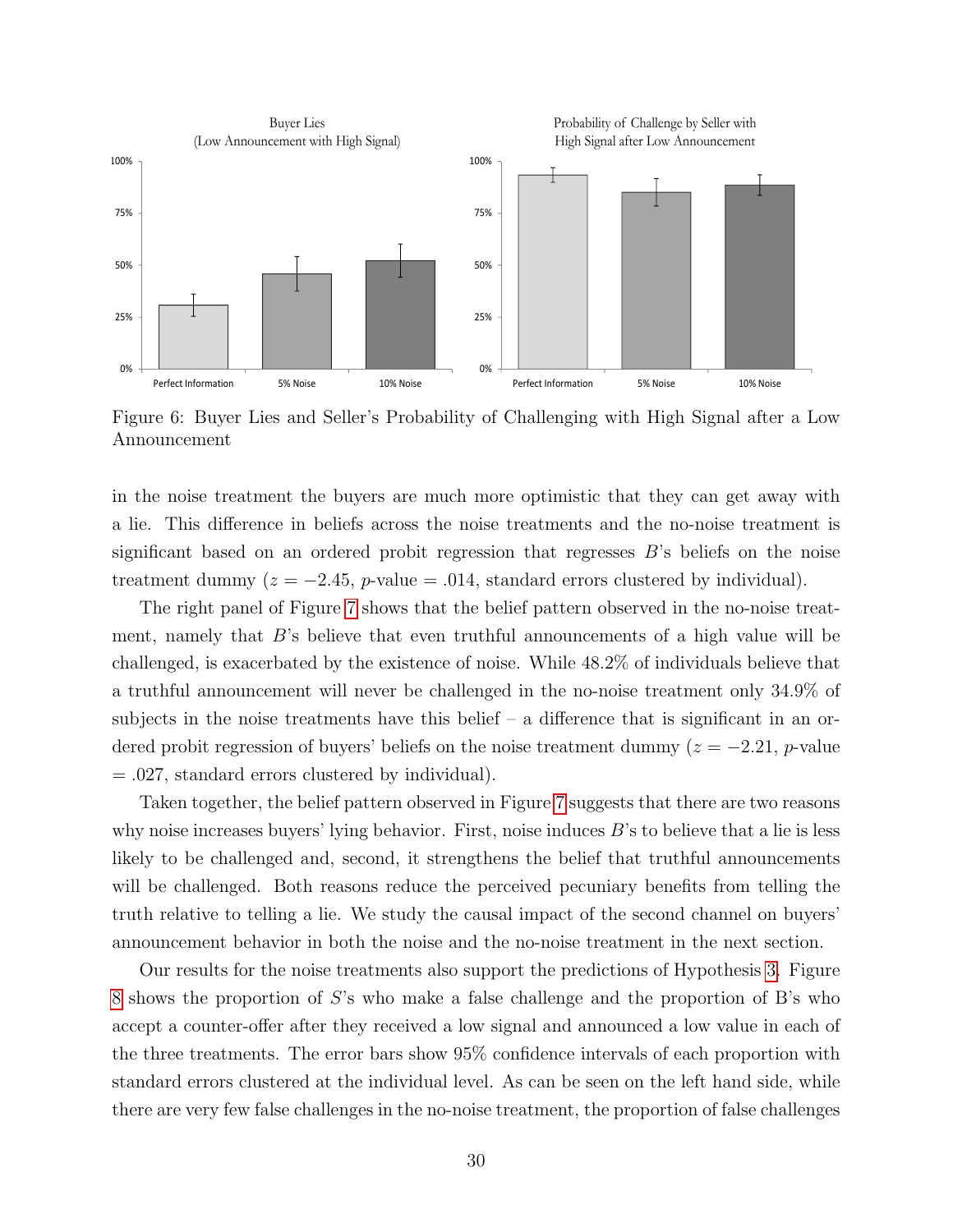Figure 6: Buyer Lies and Seller's Probability of Challenging with High Signal after a Low Announcement

in the noise treatment the buyers are much more optimistic that they can get away with a lie. This difference in beliefs across the noise treatments and the no-noise treatment is significant based on an ordered probit regression that regresses $B$'s beliefs on the noise treatment dummy ($z = -2.45$, $p$-value $= .014$, standard errors clustered by individual).

The right panel of Figure 7 shows that the belief pattern observed in the no-noise treatment, namely that $B$'s believe that even truthful announcements of a high value will be challenged, is exacerbated by the existence of noise. While 48.2% of individuals believe that a truthful announcement will never be challenged in the no-noise treatment only 34.9% of subjects in the noise treatments have this belief – a difference that is significant in an ordered probit regression of buyers' beliefs on the noise treatment dummy ($z = -2.21$, $p$-value $= .027$, standard errors clustered by individual).

Taken together, the belief pattern observed in Figure 7 suggests that there are two reasons why noise increases buyers' lying behavior. First, noise induces $B$'s to believe that a lie is less likely to be challenged and, second, it strengthens the belief that truthful announcements will be challenged. Both reasons reduce the perceived pecuniary benefits from telling the truth relative to telling a lie. We study the causal impact of the second channel on buyers' announcement behavior in both the noise and the no-noise treatment in the next section.

Our results for the noise treatments also support the predictions of Hypothesis 3. Figure 8 shows the proportion of $S$'s who make a false challenge and the proportion of B's who accept a counter-offer after they received a low signal and announced a low value in each of the three treatments. The error bars show 95% confidence intervals of each proportion with standard errors clustered at the individual level. As can be seen on the left hand side, while there are very few false challenges in the no-noise treatment, the proportion of false challenges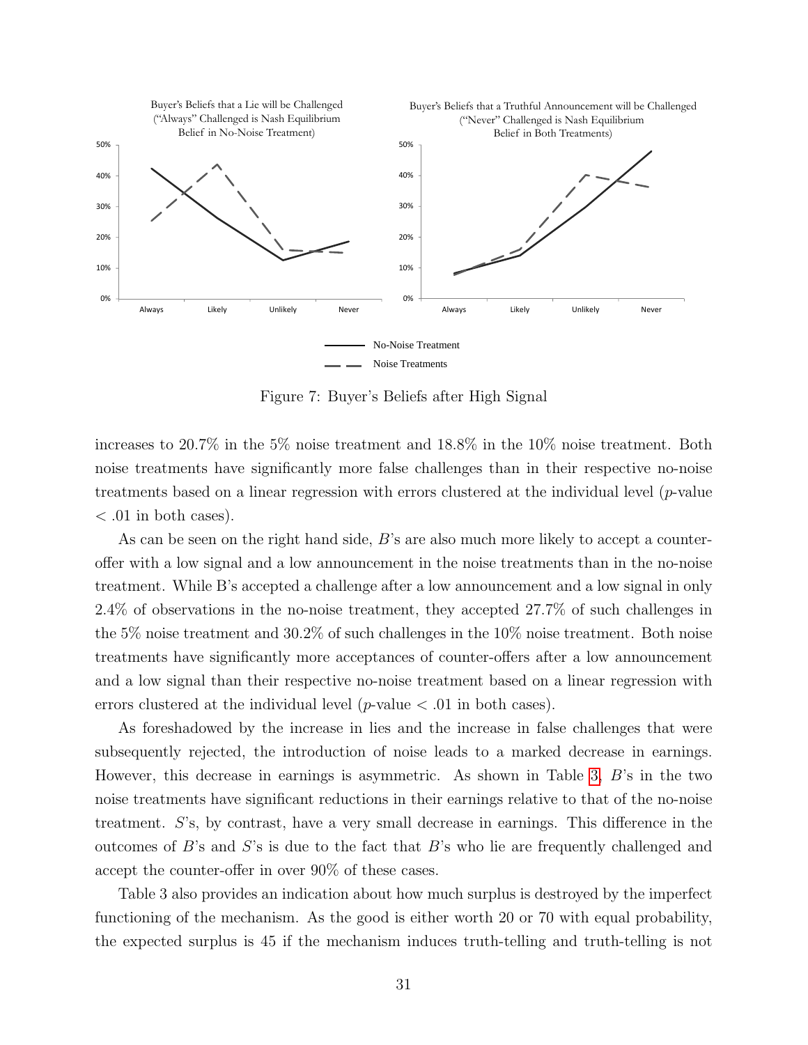Figure 7: Buyer's Beliefs after High Signal

increases to 20.7% in the 5% noise treatment and 18.8% in the 10% noise treatment. Both noise treatments have significantly more false challenges than in their respective no-noise treatments based on a linear regression with errors clustered at the individual level ($p$-value $< .01$ in both cases).

As can be seen on the right hand side, $B$'s are also much more likely to accept a counter-offer with a low signal and a low announcement in the noise treatments than in the no-noise treatment. While B's accepted a challenge after a low announcement and a low signal in only 2.4% of observations in the no-noise treatment, they accepted 27.7% of such challenges in the 5% noise treatment and 30.2% of such challenges in the 10% noise treatment. Both noise treatments have significantly more acceptances of counter-offers after a low announcement and a low signal than their respective no-noise treatment based on a linear regression with errors clustered at the individual level ($p$-value $< .01$ in both cases).

As foreshadowed by the increase in lies and the increase in false challenges that were subsequently rejected, the introduction of noise leads to a marked decrease in earnings. However, this decrease in earnings is asymmetric. As shown in Table 3, $B$'s in the two noise treatments have significant reductions in their earnings relative to that of the no-noise treatment. $S$'s, by contrast, have a very small decrease in earnings. This difference in the outcomes of $B$'s and $S$'s is due to the fact that $B$'s who lie are frequently challenged and accept the counter-offer in over 90% of these cases.

Table 3 also provides an indication about how much surplus is destroyed by the imperfect functioning of the mechanism. As the good is either worth 20 or 70 with equal probability, the expected surplus is 45 if the mechanism induces truth-telling and truth-telling is not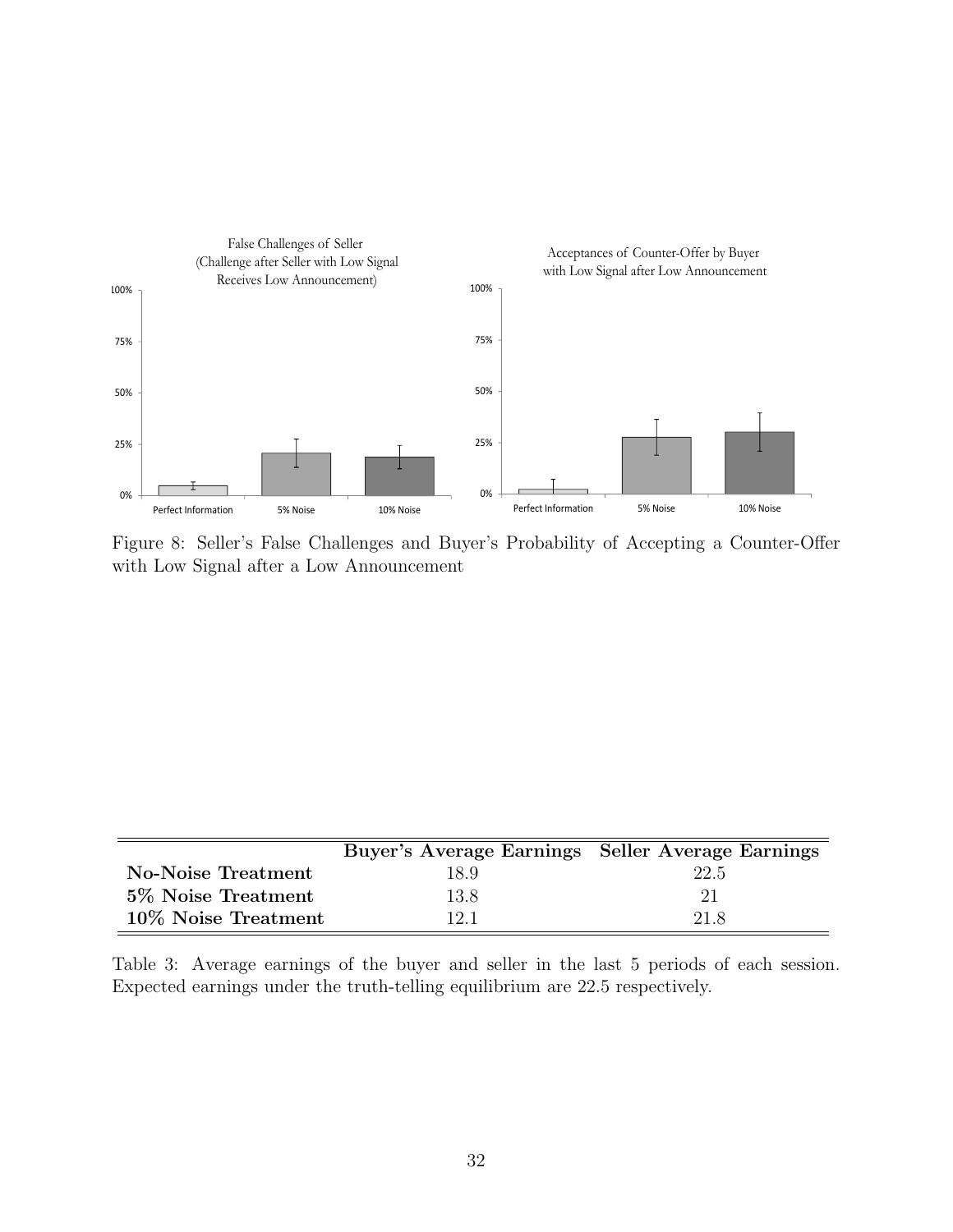Figure 8: Seller's False Challenges and Buyer's Probability of Accepting a Counter-Offer with Low Signal after a Low Announcement

| | Buyer's Average Earnings | Seller Average Earnings |
|---|---|---|
| **No-Noise Treatment** | 18.9 | 22.5 |
| **5% Noise Treatment** | 13.8 | 21 |
| **10% Noise Treatment** | 12.1 | 21.8 |

Table 3: Average earnings of the buyer and seller in the last 5 periods of each session. Expected earnings under the truth-telling equilibrium are 22.5 respectively.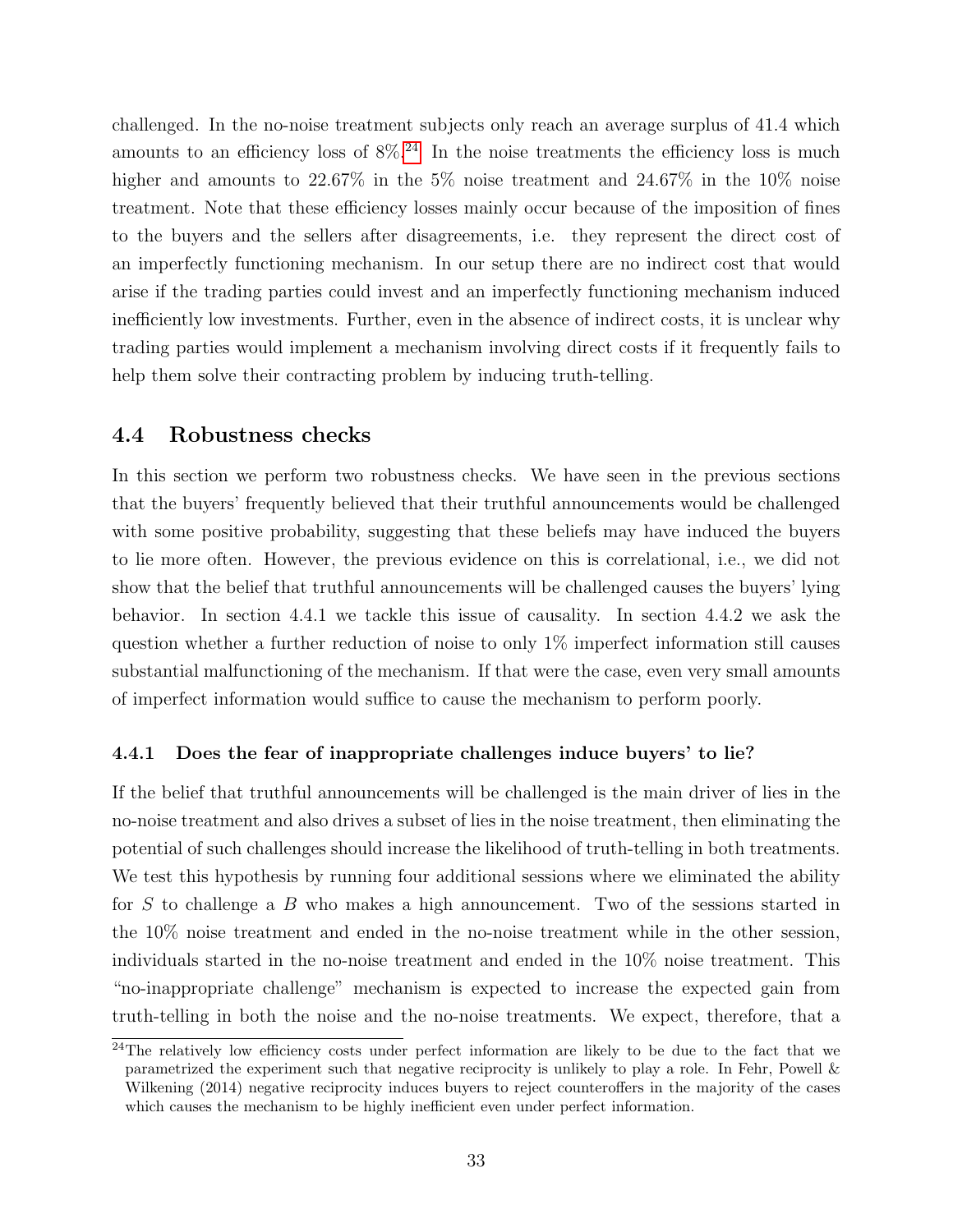challenged. In the no-noise treatment subjects only reach an average surplus of 41.4 which amounts to an efficiency loss of 8%.[24] In the noise treatments the efficiency loss is much higher and amounts to 22.67% in the 5% noise treatment and 24.67% in the 10% noise treatment. Note that these efficiency losses mainly occur because of the imposition of fines to the buyers and the sellers after disagreements, i.e. they represent the direct cost of an imperfectly functioning mechanism. In our setup there are no indirect cost that would arise if the trading parties could invest and an imperfectly functioning mechanism induced inefficiently low investments. Further, even in the absence of indirect costs, it is unclear why trading parties would implement a mechanism involving direct costs if it frequently fails to help them solve their contracting problem by inducing truth-telling.

## 4.4 Robustness checks

In this section we perform two robustness checks. We have seen in the previous sections that the buyers' frequently believed that their truthful announcements would be challenged with some positive probability, suggesting that these beliefs may have induced the buyers to lie more often. However, the previous evidence on this is correlational, i.e., we did not show that the belief that truthful announcements will be challenged causes the buyers' lying behavior. In section 4.4.1 we tackle this issue of causality. In section 4.4.2 we ask the question whether a further reduction of noise to only 1% imperfect information still causes substantial malfunctioning of the mechanism. If that were the case, even very small amounts of imperfect information would suffice to cause the mechanism to perform poorly.

### 4.4.1 Does the fear of inappropriate challenges induce buyers' to lie?

If the belief that truthful announcements will be challenged is the main driver of lies in the no-noise treatment and also drives a subset of lies in the noise treatment, then eliminating the potential of such challenges should increase the likelihood of truth-telling in both treatments. We test this hypothesis by running four additional sessions where we eliminated the ability for $S$ to challenge a $B$ who makes a high announcement. Two of the sessions started in the 10% noise treatment and ended in the no-noise treatment while in the other session, individuals started in the no-noise treatment and ended in the 10% noise treatment. This "no-inappropriate challenge" mechanism is expected to increase the expected gain from truth-telling in both the noise and the no-noise treatments. We expect, therefore, that a

[24]The relatively low efficiency costs under perfect information are likely to be due to the fact that we parametrized the experiment such that negative reciprocity is unlikely to play a role. In Fehr, Powell & Wilkening (2014) negative reciprocity induces buyers to reject counteroffers in the majority of the cases which causes the mechanism to be highly inefficient even under perfect information.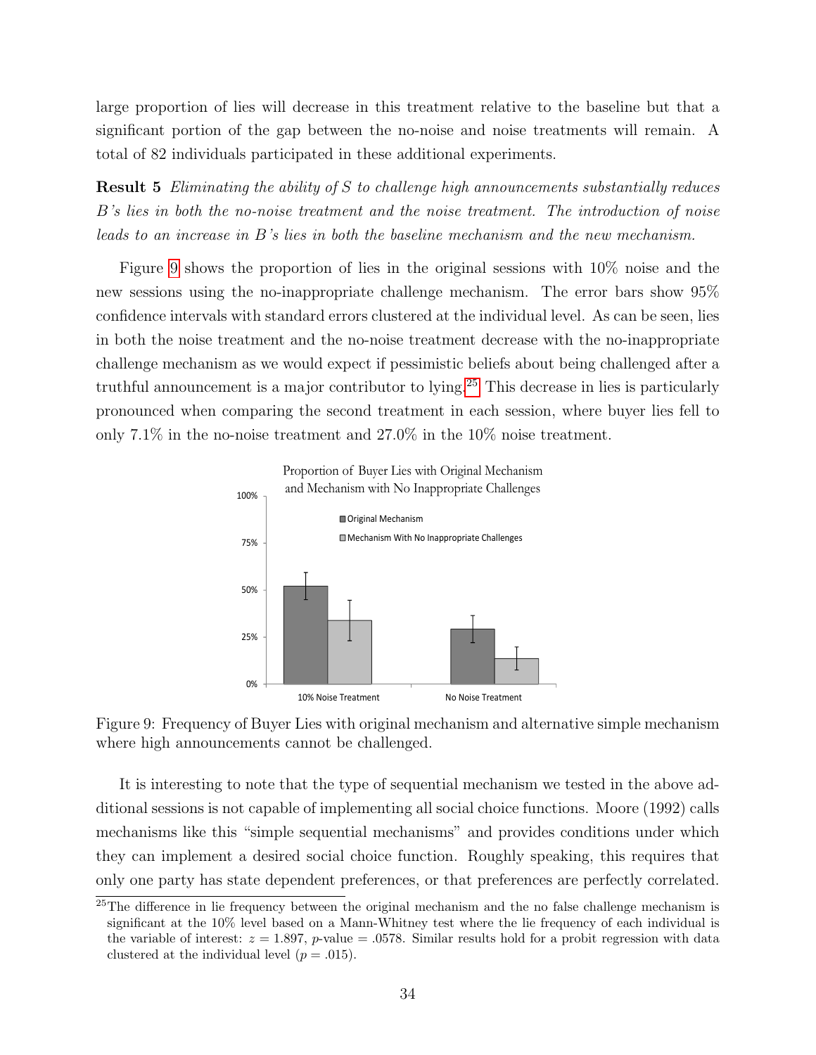large proportion of lies will decrease in this treatment relative to the baseline but that a significant portion of the gap between the no-noise and noise treatments will remain. A total of 82 individuals participated in these additional experiments.

**Result 5** *Eliminating the ability of $S$ to challenge high announcements substantially reduces $B$'s lies in both the no-noise treatment and the noise treatment. The introduction of noise leads to an increase in $B$'s lies in both the baseline mechanism and the new mechanism.*

Figure 9 shows the proportion of lies in the original sessions with 10% noise and the new sessions using the no-inappropriate challenge mechanism. The error bars show 95% confidence intervals with standard errors clustered at the individual level. As can be seen, lies in both the noise treatment and the no-noise treatment decrease with the no-inappropriate challenge mechanism as we would expect if pessimistic beliefs about being challenged after a truthful announcement is a major contributor to lying.[25] This decrease in lies is particularly pronounced when comparing the second treatment in each session, where buyer lies fell to only 7.1% in the no-noise treatment and 27.0% in the 10% noise treatment.

Figure 9: Frequency of Buyer Lies with original mechanism and alternative simple mechanism where high announcements cannot be challenged.

It is interesting to note that the type of sequential mechanism we tested in the above additional sessions is not capable of implementing all social choice functions. Moore (1992) calls mechanisms like this "simple sequential mechanisms" and provides conditions under which they can implement a desired social choice function. Roughly speaking, this requires that only one party has state dependent preferences, or that preferences are perfectly correlated.

[25] The difference in lie frequency between the original mechanism and the no false challenge mechanism is significant at the 10% level based on a Mann-Whitney test where the lie frequency of each individual is the variable of interest: $z = 1.897$, $p$-value $= .0578$. Similar results hold for a probit regression with data clustered at the individual level ($p = .015$).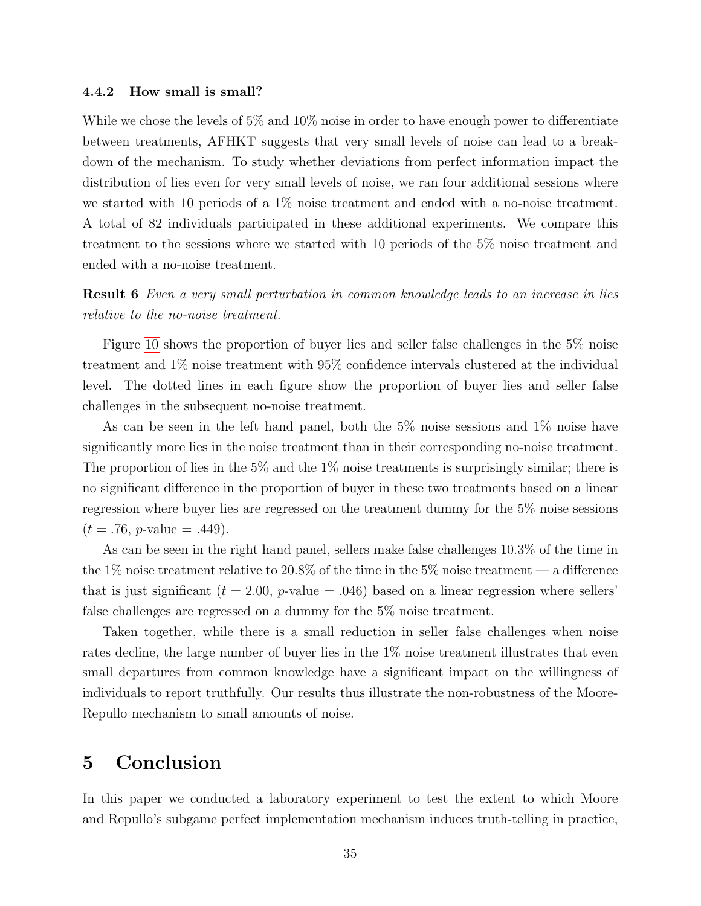### 4.4.2 How small is small?

While we chose the levels of 5% and 10% noise in order to have enough power to differentiate between treatments, AFHKT suggests that very small levels of noise can lead to a breakdown of the mechanism. To study whether deviations from perfect information impact the distribution of lies even for very small levels of noise, we ran four additional sessions where we started with 10 periods of a 1% noise treatment and ended with a no-noise treatment. A total of 82 individuals participated in these additional experiments. We compare this treatment to the sessions where we started with 10 periods of the 5% noise treatment and ended with a no-noise treatment.

**Result 6** *Even a very small perturbation in common knowledge leads to an increase in lies relative to the no-noise treatment.*

Figure 10 shows the proportion of buyer lies and seller false challenges in the 5% noise treatment and 1% noise treatment with 95% confidence intervals clustered at the individual level. The dotted lines in each figure show the proportion of buyer lies and seller false challenges in the subsequent no-noise treatment.

As can be seen in the left hand panel, both the 5% noise sessions and 1% noise have significantly more lies in the noise treatment than in their corresponding no-noise treatment. The proportion of lies in the 5% and the 1% noise treatments is surprisingly similar; there is no significant difference in the proportion of buyer in these two treatments based on a linear regression where buyer lies are regressed on the treatment dummy for the 5% noise sessions ($t = .76$, $p$-value $= .449$).

As can be seen in the right hand panel, sellers make false challenges 10.3% of the time in the 1% noise treatment relative to 20.8% of the time in the 5% noise treatment — a difference that is just significant ($t = 2.00$, $p$-value $= .046$) based on a linear regression where sellers' false challenges are regressed on a dummy for the 5% noise treatment.

Taken together, while there is a small reduction in seller false challenges when noise rates decline, the large number of buyer lies in the 1% noise treatment illustrates that even small departures from common knowledge have a significant impact on the willingness of individuals to report truthfully. Our results thus illustrate the non-robustness of the Moore-Repullo mechanism to small amounts of noise.

# 5 Conclusion

In this paper we conducted a laboratory experiment to test the extent to which Moore and Repullo's subgame perfect implementation mechanism induces truth-telling in practice,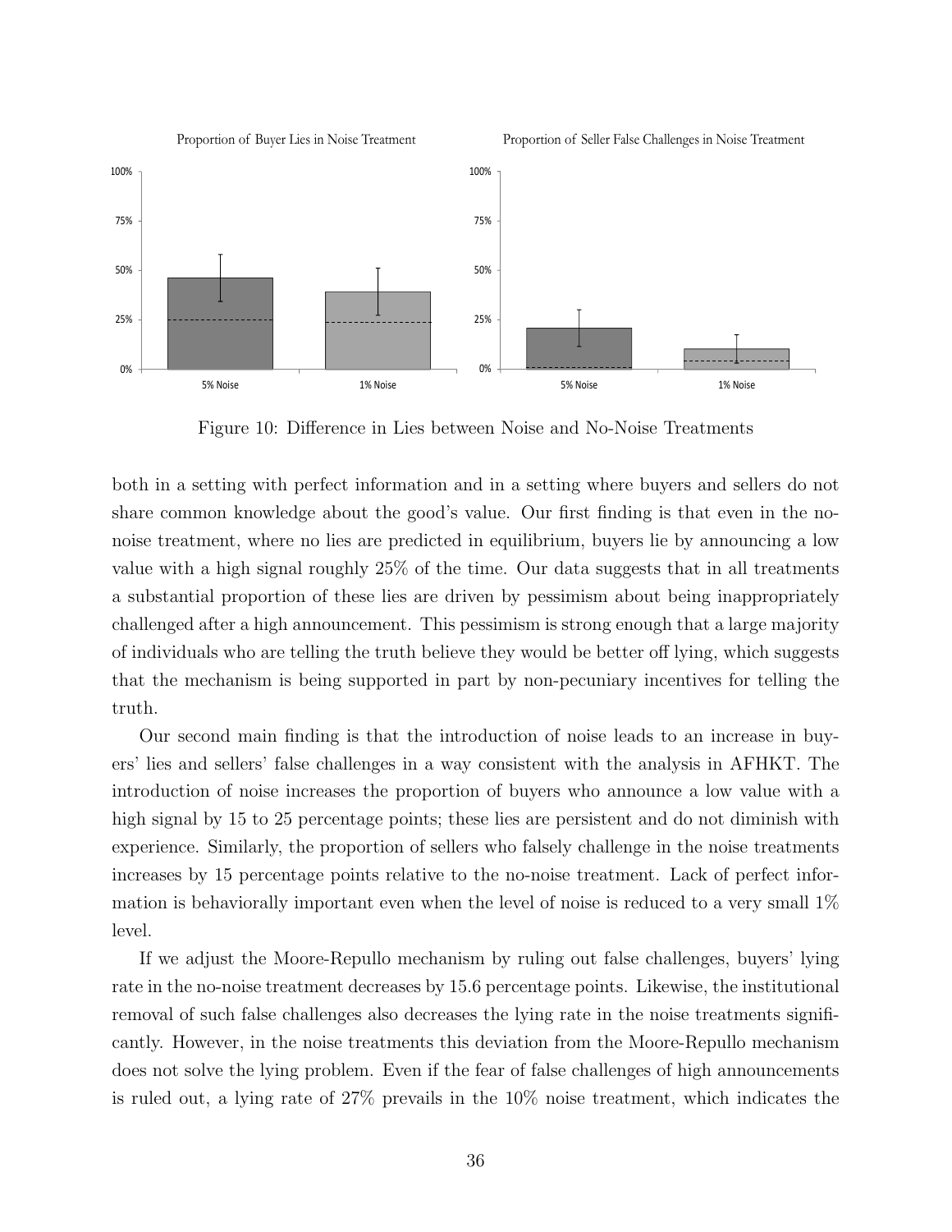Proportion of Buyer Lies in Noise Treatment

Proportion of Seller False Challenges in Noise Treatment

Figure 10: Difference in Lies between Noise and No-Noise Treatments

both in a setting with perfect information and in a setting where buyers and sellers do not share common knowledge about the good's value. Our first finding is that even in the no-noise treatment, where no lies are predicted in equilibrium, buyers lie by announcing a low value with a high signal roughly 25% of the time. Our data suggests that in all treatments a substantial proportion of these lies are driven by pessimism about being inappropriately challenged after a high announcement. This pessimism is strong enough that a large majority of individuals who are telling the truth believe they would be better off lying, which suggests that the mechanism is being supported in part by non-pecuniary incentives for telling the truth.

Our second main finding is that the introduction of noise leads to an increase in buyers' lies and sellers' false challenges in a way consistent with the analysis in AFHKT. The introduction of noise increases the proportion of buyers who announce a low value with a high signal by 15 to 25 percentage points; these lies are persistent and do not diminish with experience. Similarly, the proportion of sellers who falsely challenge in the noise treatments increases by 15 percentage points relative to the no-noise treatment. Lack of perfect information is behaviorally important even when the level of noise is reduced to a very small 1% level.

If we adjust the Moore-Repullo mechanism by ruling out false challenges, buyers' lying rate in the no-noise treatment decreases by 15.6 percentage points. Likewise, the institutional removal of such false challenges also decreases the lying rate in the noise treatments significantly. However, in the noise treatments this deviation from the Moore-Repullo mechanism does not solve the lying problem. Even if the fear of false challenges of high announcements is ruled out, a lying rate of 27% prevails in the 10% noise treatment, which indicates the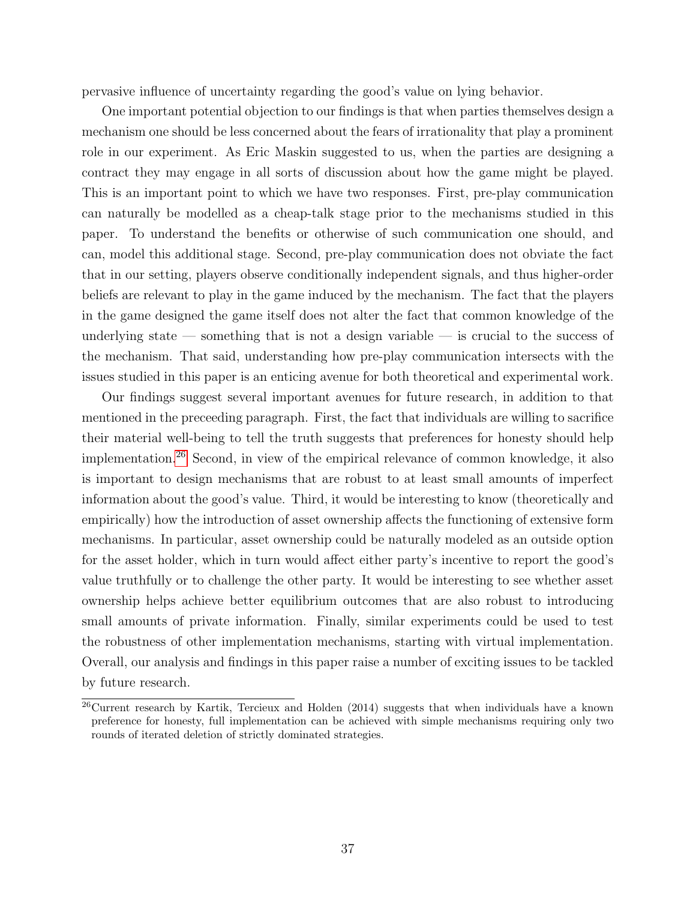pervasive influence of uncertainty regarding the good's value on lying behavior.

One important potential objection to our findings is that when parties themselves design a mechanism one should be less concerned about the fears of irrationality that play a prominent role in our experiment. As Eric Maskin suggested to us, when the parties are designing a contract they may engage in all sorts of discussion about how the game might be played. This is an important point to which we have two responses. First, pre-play communication can naturally be modelled as a cheap-talk stage prior to the mechanisms studied in this paper. To understand the benefits or otherwise of such communication one should, and can, model this additional stage. Second, pre-play communication does not obviate the fact that in our setting, players observe conditionally independent signals, and thus higher-order beliefs are relevant to play in the game induced by the mechanism. The fact that the players in the game designed the game itself does not alter the fact that common knowledge of the underlying state — something that is not a design variable — is crucial to the success of the mechanism. That said, understanding how pre-play communication intersects with the issues studied in this paper is an enticing avenue for both theoretical and experimental work.

Our findings suggest several important avenues for future research, in addition to that mentioned in the preceeding paragraph. First, the fact that individuals are willing to sacrifice their material well-being to tell the truth suggests that preferences for honesty should help implementation.[26] Second, in view of the empirical relevance of common knowledge, it also is important to design mechanisms that are robust to at least small amounts of imperfect information about the good's value. Third, it would be interesting to know (theoretically and empirically) how the introduction of asset ownership affects the functioning of extensive form mechanisms. In particular, asset ownership could be naturally modeled as an outside option for the asset holder, which in turn would affect either party's incentive to report the good's value truthfully or to challenge the other party. It would be interesting to see whether asset ownership helps achieve better equilibrium outcomes that are also robust to introducing small amounts of private information. Finally, similar experiments could be used to test the robustness of other implementation mechanisms, starting with virtual implementation. Overall, our analysis and findings in this paper raise a number of exciting issues to be tackled by future research.

[26] Current research by Kartik, Tercieux and Holden (2014) suggests that when individuals have a known preference for honesty, full implementation can be achieved with simple mechanisms requiring only two rounds of iterated deletion of strictly dominated strategies.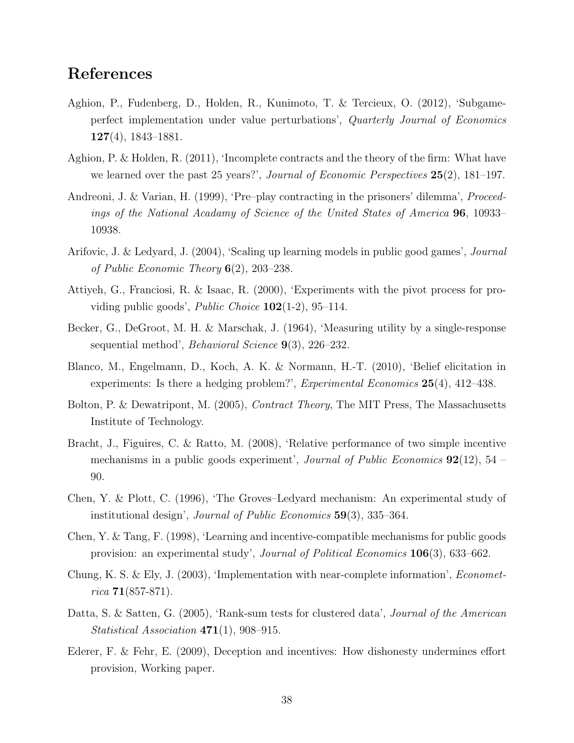# References

Aghion, P., Fudenberg, D., Holden, R., Kunimoto, T. & Tercieux, O. (2012), 'Subgame-perfect implementation under value perturbations', *Quarterly Journal of Economics* **127**(4), 1843–1881.

Aghion, P. & Holden, R. (2011), 'Incomplete contracts and the theory of the firm: What have we learned over the past 25 years?', *Journal of Economic Perspectives* **25**(2), 181–197.

Andreoni, J. & Varian, H. (1999), 'Pre–play contracting in the prisoners' dilemma', *Proceedings of the National Acadamy of Science of the United States of America* **96**, 10933–10938.

Arifovic, J. & Ledyard, J. (2004), 'Scaling up learning models in public good games', *Journal of Public Economic Theory* **6**(2), 203–238.

Attiyeh, G., Franciosi, R. & Isaac, R. (2000), 'Experiments with the pivot process for providing public goods', *Public Choice* **102**(1-2), 95–114.

Becker, G., DeGroot, M. H. & Marschak, J. (1964), 'Measuring utility by a single-response sequential method', *Behavioral Science* **9**(3), 226–232.

Blanco, M., Engelmann, D., Koch, A. K. & Normann, H.-T. (2010), 'Belief elicitation in experiments: Is there a hedging problem?', *Experimental Economics* **25**(4), 412–438.

Bolton, P. & Dewatripont, M. (2005), *Contract Theory*, The MIT Press, The Massachusetts Institute of Technology.

Bracht, J., Figuires, C. & Ratto, M. (2008), 'Relative performance of two simple incentive mechanisms in a public goods experiment', *Journal of Public Economics* **92**(12), 54 – 90.

Chen, Y. & Plott, C. (1996), 'The Groves–Ledyard mechanism: An experimental study of institutional design', *Journal of Public Economics* **59**(3), 335–364.

Chen, Y. & Tang, F. (1998), 'Learning and incentive-compatible mechanisms for public goods provision: an experimental study', *Journal of Political Economics* **106**(3), 633–662.

Chung, K. S. & Ely, J. (2003), 'Implementation with near-complete information', *Econometrica* **71**(857-871).

Datta, S. & Satten, G. (2005), 'Rank-sum tests for clustered data', *Journal of the American Statistical Association* **471**(1), 908–915.

Ederer, F. & Fehr, E. (2009), Deception and incentives: How dishonesty undermines effort provision, Working paper.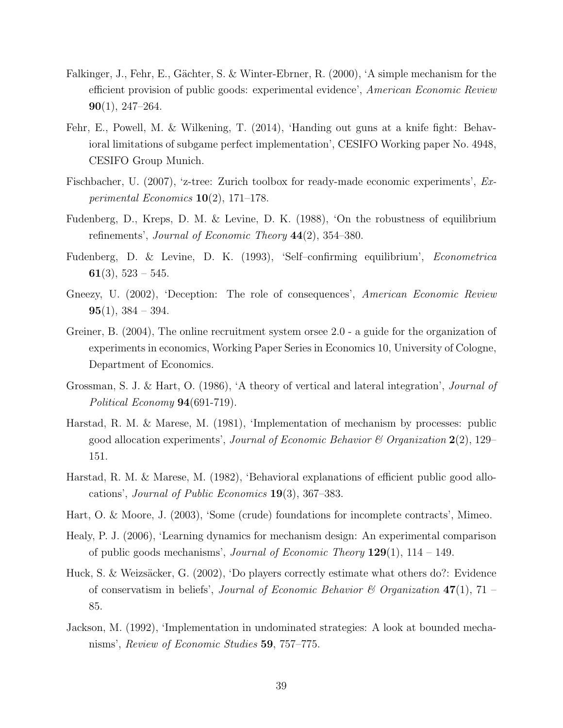Falkinger, J., Fehr, E., Gächter, S. & Winter-Ebrner, R. (2000), 'A simple mechanism for the efficient provision of public goods: experimental evidence', *American Economic Review* **90**(1), 247–264.

Fehr, E., Powell, M. & Wilkening, T. (2014), 'Handing out guns at a knife fight: Behavioral limitations of subgame perfect implementation', CESIFO Working paper No. 4948, CESIFO Group Munich.

Fischbacher, U. (2007), 'z-tree: Zurich toolbox for ready-made economic experiments', *Experimental Economics* **10**(2), 171–178.

Fudenberg, D., Kreps, D. M. & Levine, D. K. (1988), 'On the robustness of equilibrium refinements', *Journal of Economic Theory* **44**(2), 354–380.

Fudenberg, D. & Levine, D. K. (1993), 'Self–confirming equilibrium', *Econometrica* **61**(3), 523 – 545.

Gneezy, U. (2002), 'Deception: The role of consequences', *American Economic Review* **95**(1), 384 – 394.

Greiner, B. (2004), The online recruitment system orsee 2.0 - a guide for the organization of experiments in economics, Working Paper Series in Economics 10, University of Cologne, Department of Economics.

Grossman, S. J. & Hart, O. (1986), 'A theory of vertical and lateral integration', *Journal of Political Economy* **94**(691-719).

Harstad, R. M. & Marese, M. (1981), 'Implementation of mechanism by processes: public good allocation experiments', *Journal of Economic Behavior & Organization* **2**(2), 129–151.

Harstad, R. M. & Marese, M. (1982), 'Behavioral explanations of efficient public good allocations', *Journal of Public Economics* **19**(3), 367–383.

Hart, O. & Moore, J. (2003), 'Some (crude) foundations for incomplete contracts', Mimeo.

Healy, P. J. (2006), 'Learning dynamics for mechanism design: An experimental comparison of public goods mechanisms', *Journal of Economic Theory* **129**(1), 114 – 149.

Huck, S. & Weizsäcker, G. (2002), 'Do players correctly estimate what others do?: Evidence of conservatism in beliefs', *Journal of Economic Behavior & Organization* **47**(1), 71 – 85.

Jackson, M. (1992), 'Implementation in undominated strategies: A look at bounded mechanisms', *Review of Economic Studies* **59**, 757–775.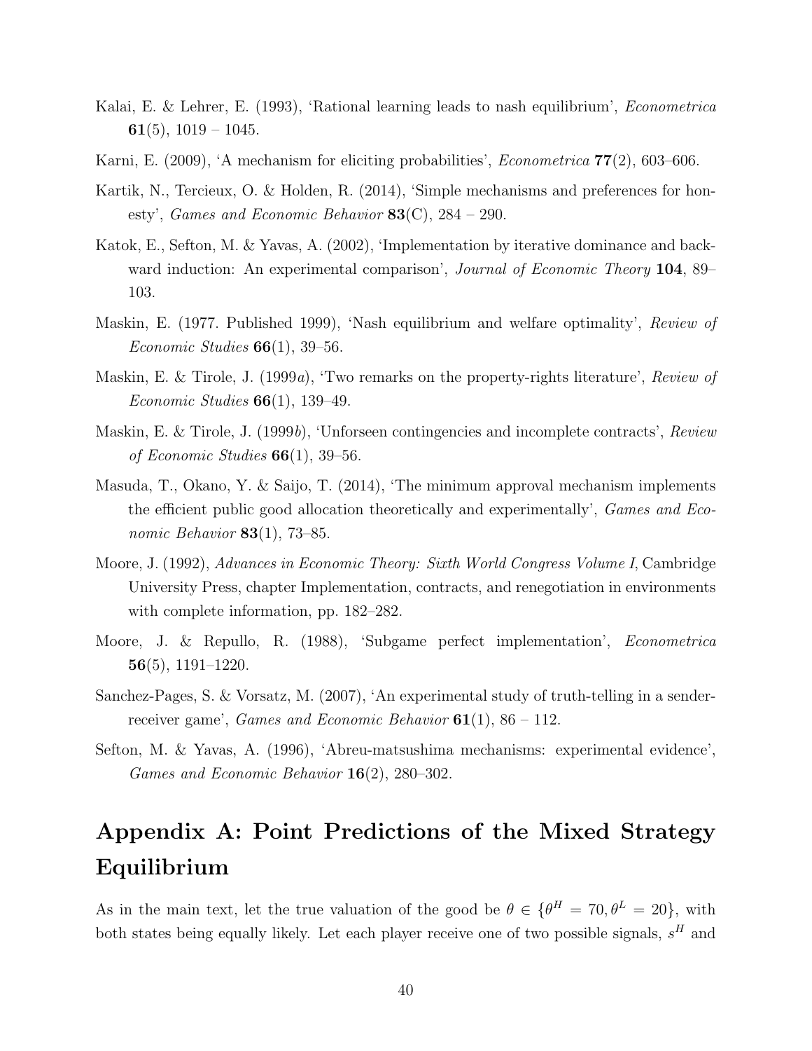Kalai, E. & Lehrer, E. (1993), 'Rational learning leads to nash equilibrium', *Econometrica* **61**(5), 1019 – 1045.

Karni, E. (2009), 'A mechanism for eliciting probabilities', *Econometrica* **77**(2), 603–606.

Kartik, N., Tercieux, O. & Holden, R. (2014), 'Simple mechanisms and preferences for honesty', *Games and Economic Behavior* **83**(C), 284 – 290.

Katok, E., Sefton, M. & Yavas, A. (2002), 'Implementation by iterative dominance and backward induction: An experimental comparison', *Journal of Economic Theory* **104**, 89–103.

Maskin, E. (1977. Published 1999), 'Nash equilibrium and welfare optimality', *Review of Economic Studies* **66**(1), 39–56.

Maskin, E. & Tirole, J. (1999*a*), 'Two remarks on the property-rights literature', *Review of Economic Studies* **66**(1), 139–49.

Maskin, E. & Tirole, J. (1999*b*), 'Unforseen contingencies and incomplete contracts', *Review of Economic Studies* **66**(1), 39–56.

Masuda, T., Okano, Y. & Saijo, T. (2014), 'The minimum approval mechanism implements the efficient public good allocation theoretically and experimentally', *Games and Economic Behavior* **83**(1), 73–85.

Moore, J. (1992), *Advances in Economic Theory: Sixth World Congress Volume I*, Cambridge University Press, chapter Implementation, contracts, and renegotiation in environments with complete information, pp. 182–282.

Moore, J. & Repullo, R. (1988), 'Subgame perfect implementation', *Econometrica* **56**(5), 1191–1220.

Sanchez-Pages, S. & Vorsatz, M. (2007), 'An experimental study of truth-telling in a sender-receiver game', *Games and Economic Behavior* **61**(1), 86 – 112.

Sefton, M. & Yavas, A. (1996), 'Abreu-matsushima mechanisms: experimental evidence', *Games and Economic Behavior* **16**(2), 280–302.

# Appendix A: Point Predictions of the Mixed Strategy Equilibrium

As in the main text, let the true valuation of the good be $\theta \in \{\theta^H = 70, \theta^L = 20\}$, with both states being equally likely. Let each player receive one of two possible signals, $s^H$ and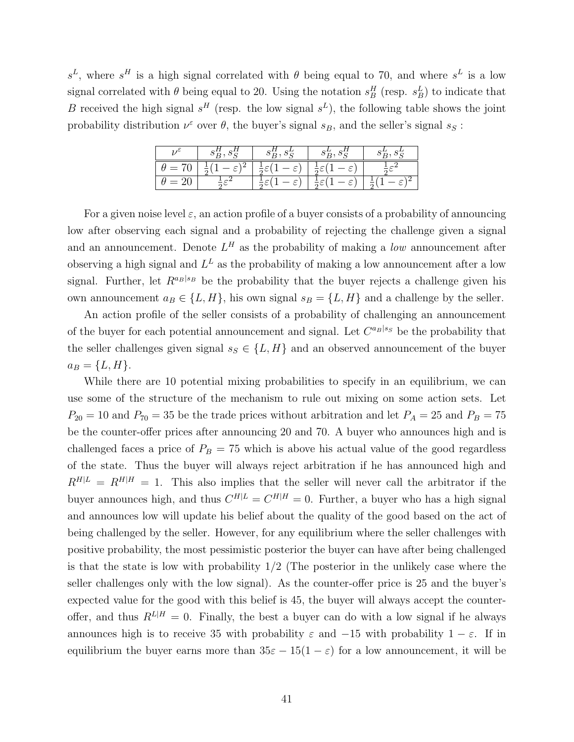$s^L$, where $s^H$ is a high signal correlated with $\theta$ being equal to 70, and where $s^L$ is a low signal correlated with $\theta$ being equal to 20. Using the notation $s_B^H$ (resp. $s_B^L$) to indicate that $B$ received the high signal $s^H$ (resp. the low signal $s^L$), the following table shows the joint probability distribution $\nu^\varepsilon$ over $\theta$, the buyer's signal $s_B$, and the seller's signal $s_S$ :

| $\nu^\varepsilon$ | $s_B^H, s_S^H$ | $s_B^H, s_S^L$ | $s_B^L, s_S^H$ | $s_B^L, s_S^L$ |
|---|---|---|---|---|
| $\theta = 70$ | $\frac{1}{2}(1-\varepsilon)^2$ | $\frac{1}{2}\varepsilon(1-\varepsilon)$ | $\frac{1}{2}\varepsilon(1-\varepsilon)$ | $\frac{1}{2}\varepsilon^2$ |
| $\theta = 20$ | $\frac{1}{2}\varepsilon^2$ | $\frac{1}{2}\varepsilon(1-\varepsilon)$ | $\frac{1}{2}\varepsilon(1-\varepsilon)$ | $\frac{1}{2}(1-\varepsilon)^2$ |

For a given noise level $\varepsilon$, an action profile of a buyer consists of a probability of announcing low after observing each signal and a probability of rejecting the challenge given a signal and an announcement. Denote $L^H$ as the probability of making a *low* announcement after observing a high signal and $L^L$ as the probability of making a low announcement after a low signal. Further, let $R^{a_B|s_B}$ be the probability that the buyer rejects a challenge given his own announcement $a_B \in \{L, H\}$, his own signal $s_B = \{L, H\}$ and a challenge by the seller.

An action profile of the seller consists of a probability of challenging an announcement of the buyer for each potential announcement and signal. Let $C^{a_B|s_S}$ be the probability that the seller challenges given signal $s_S \in \{L, H\}$ and an observed announcement of the buyer $a_B = \{L, H\}$.

While there are 10 potential mixing probabilities to specify in an equilibrium, we can use some of the structure of the mechanism to rule out mixing on some action sets. Let $P_{20} = 10$ and $P_{70} = 35$ be the trade prices without arbitration and let $P_A = 25$ and $P_B = 75$ be the counter-offer prices after announcing 20 and 70. A buyer who announces high and is challenged faces a price of $P_B = 75$ which is above his actual value of the good regardless of the state. Thus the buyer will always reject arbitration if he has announced high and $R^{H|L} = R^{H|H} = 1$. This also implies that the seller will never call the arbitrator if the buyer announces high, and thus $C^{H|L} = C^{H|H} = 0$. Further, a buyer who has a high signal and announces low will update his belief about the quality of the good based on the act of being challenged by the seller. However, for any equilibrium where the seller challenges with positive probability, the most pessimistic posterior the buyer can have after being challenged is that the state is low with probability 1/2 (The posterior in the unlikely case where the seller challenges only with the low signal). As the counter-offer price is 25 and the buyer's expected value for the good with this belief is 45, the buyer will always accept the counter-offer, and thus $R^{L|H} = 0$. Finally, the best a buyer can do with a low signal if he always announces high is to receive 35 with probability $\varepsilon$ and $-15$ with probability $1 - \varepsilon$. If in equilibrium the buyer earns more than $35\varepsilon - 15(1 - \varepsilon)$ for a low announcement, it will be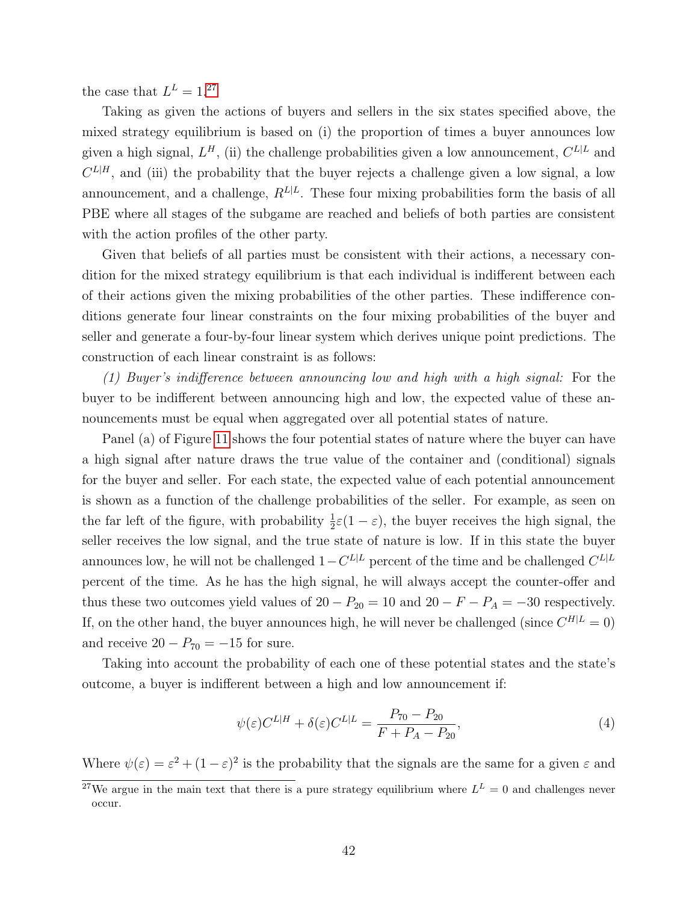the case that $L^L = 1$.[27]

Taking as given the actions of buyers and sellers in the six states specified above, the mixed strategy equilibrium is based on (i) the proportion of times a buyer announces low given a high signal, $L^H$, (ii) the challenge probabilities given a low announcement, $C^{L|L}$ and $C^{L|H}$, and (iii) the probability that the buyer rejects a challenge given a low signal, a low announcement, and a challenge, $R^{L|L}$. These four mixing probabilities form the basis of all PBE where all stages of the subgame are reached and beliefs of both parties are consistent with the action profiles of the other party.

Given that beliefs of all parties must be consistent with their actions, a necessary condition for the mixed strategy equilibrium is that each individual is indifferent between each of their actions given the mixing probabilities of the other parties. These indifference conditions generate four linear constraints on the four mixing probabilities of the buyer and seller and generate a four-by-four linear system which derives unique point predictions. The construction of each linear constraint is as follows:

*(1) Buyer's indifference between announcing low and high with a high signal:* For the buyer to be indifferent between announcing high and low, the expected value of these announcements must be equal when aggregated over all potential states of nature.

Panel (a) of Figure 11 shows the four potential states of nature where the buyer can have a high signal after nature draws the true value of the container and (conditional) signals for the buyer and seller. For each state, the expected value of each potential announcement is shown as a function of the challenge probabilities of the seller. For example, as seen on the far left of the figure, with probability $\frac{1}{2}\varepsilon(1-\varepsilon)$, the buyer receives the high signal, the seller receives the low signal, and the true state of nature is low. If in this state the buyer announces low, he will not be challenged $1-C^{L|L}$ percent of the time and be challenged $C^{L|L}$ percent of the time. As he has the high signal, he will always accept the counter-offer and thus these two outcomes yield values of $20 - P_{20} = 10$ and $20 - F - P_A = -30$ respectively. If, on the other hand, the buyer announces high, he will never be challenged (since $C^{H|L} = 0$) and receive $20 - P_{70} = -15$ for sure.

Taking into account the probability of each one of these potential states and the state's outcome, a buyer is indifferent between a high and low announcement if:

$$\psi(\varepsilon)C^{L|H} + \delta(\varepsilon)C^{L|L} = \frac{P_{70} - P_{20}}{F + P_A - P_{20}}, \tag{4}$$

Where $\psi(\varepsilon) = \varepsilon^2 + (1-\varepsilon)^2$ is the probability that the signals are the same for a given $\varepsilon$ and

[27] We argue in the main text that there is a pure strategy equilibrium where $L^L = 0$ and challenges never occur.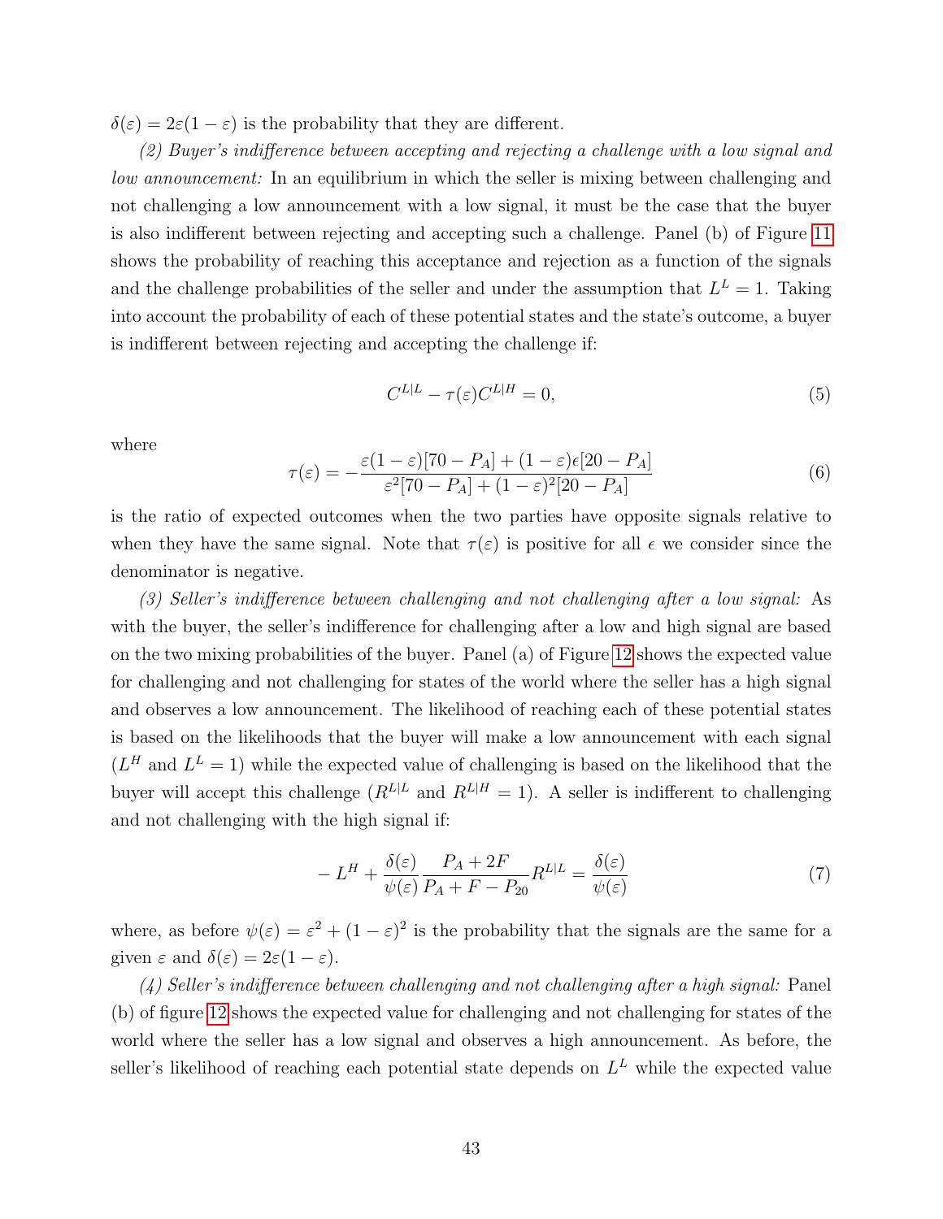$\delta(\varepsilon) = 2\varepsilon(1-\varepsilon)$ is the probability that they are different.

*(2) Buyer's indifference between accepting and rejecting a challenge with a low signal and low announcement:* In an equilibrium in which the seller is mixing between challenging and not challenging a low announcement with a low signal, it must be the case that the buyer is also indifferent between rejecting and accepting such a challenge. Panel (b) of Figure 11 shows the probability of reaching this acceptance and rejection as a function of the signals and the challenge probabilities of the seller and under the assumption that $L^L = 1$. Taking into account the probability of each of these potential states and the state's outcome, a buyer is indifferent between rejecting and accepting the challenge if:

$$C^{L|L} - \tau(\varepsilon) C^{L|H} = 0, \tag{5}$$

where

$$\tau(\varepsilon) = -\frac{\varepsilon(1-\varepsilon)[70 - P_A] + (1-\varepsilon)\epsilon[20 - P_A]}{\varepsilon^2[70 - P_A] + (1-\varepsilon)^2[20 - P_A]} \tag{6}$$

is the ratio of expected outcomes when the two parties have opposite signals relative to when they have the same signal. Note that $\tau(\varepsilon)$ is positive for all $\epsilon$ we consider since the denominator is negative.

*(3) Seller's indifference between challenging and not challenging after a low signal:* As with the buyer, the seller's indifference for challenging after a low and high signal are based on the two mixing probabilities of the buyer. Panel (a) of Figure 12 shows the expected value for challenging and not challenging for states of the world where the seller has a high signal and observes a low announcement. The likelihood of reaching each of these potential states is based on the likelihoods that the buyer will make a low announcement with each signal ($L^H$ and $L^L = 1$) while the expected value of challenging is based on the likelihood that the buyer will accept this challenge ($R^{L|L}$ and $R^{L|H} = 1$). A seller is indifferent to challenging and not challenging with the high signal if:

$$-L^H + \frac{\delta(\varepsilon)}{\psi(\varepsilon)} \frac{P_A + 2F}{P_A + F - P_{20}} R^{L|L} = \frac{\delta(\varepsilon)}{\psi(\varepsilon)} \tag{7}$$

where, as before $\psi(\varepsilon) = \varepsilon^2 + (1-\varepsilon)^2$ is the probability that the signals are the same for a given $\varepsilon$ and $\delta(\varepsilon) = 2\varepsilon(1-\varepsilon)$.

*(4) Seller's indifference between challenging and not challenging after a high signal:* Panel (b) of figure 12 shows the expected value for challenging and not challenging for states of the world where the seller has a low signal and observes a high announcement. As before, the seller's likelihood of reaching each potential state depends on $L^L$ while the expected value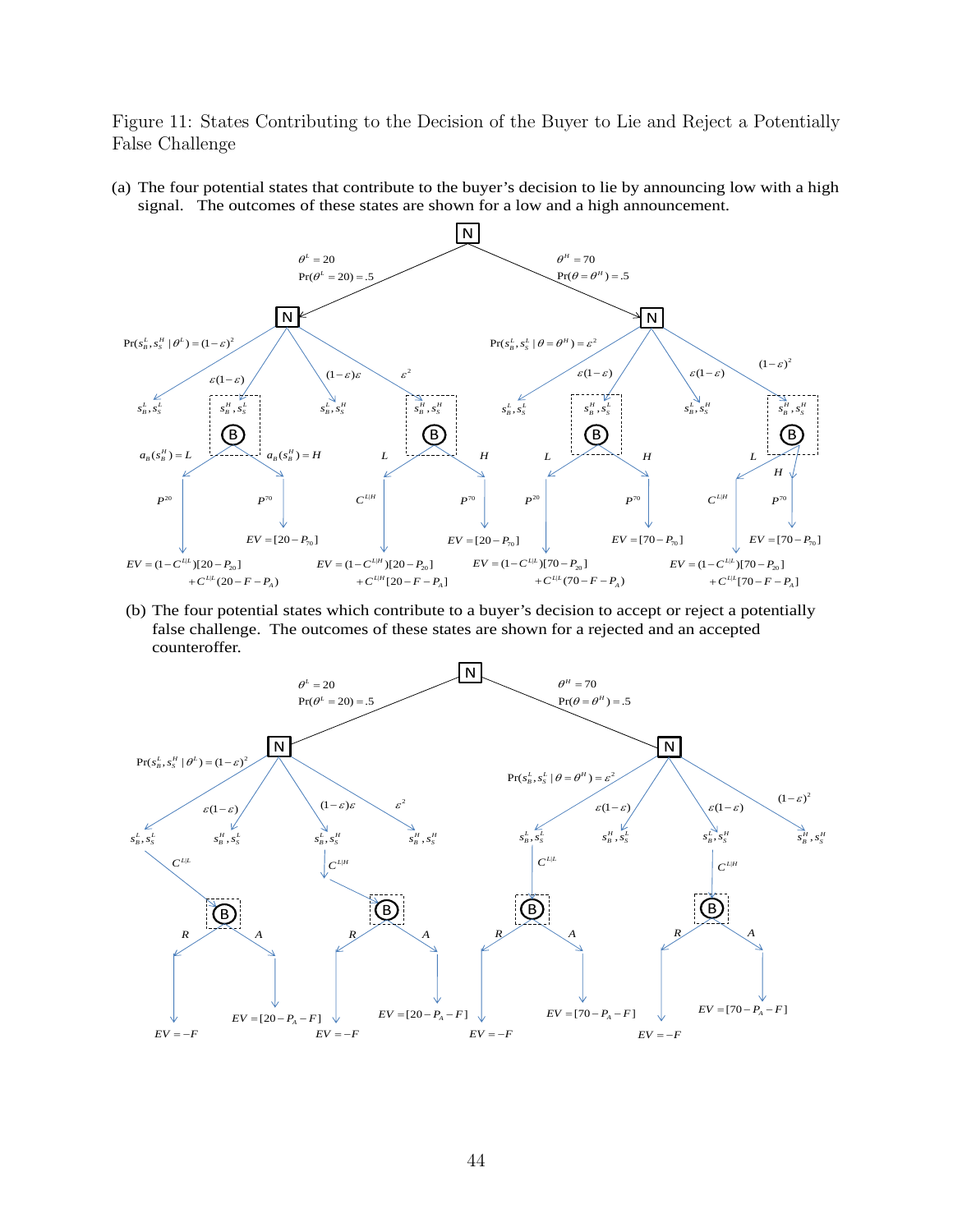Figure 11: States Contributing to the Decision of the Buyer to Lie and Reject a Potentially False Challenge

(a) The four potential states that contribute to the buyer's decision to lie by announcing low with a high signal. The outcomes of these states are shown for a low and a high announcement.

(b) The four potential states which contribute to a buyer's decision to accept or reject a potentially false challenge. The outcomes of these states are shown for a rejected and an accepted counteroffer.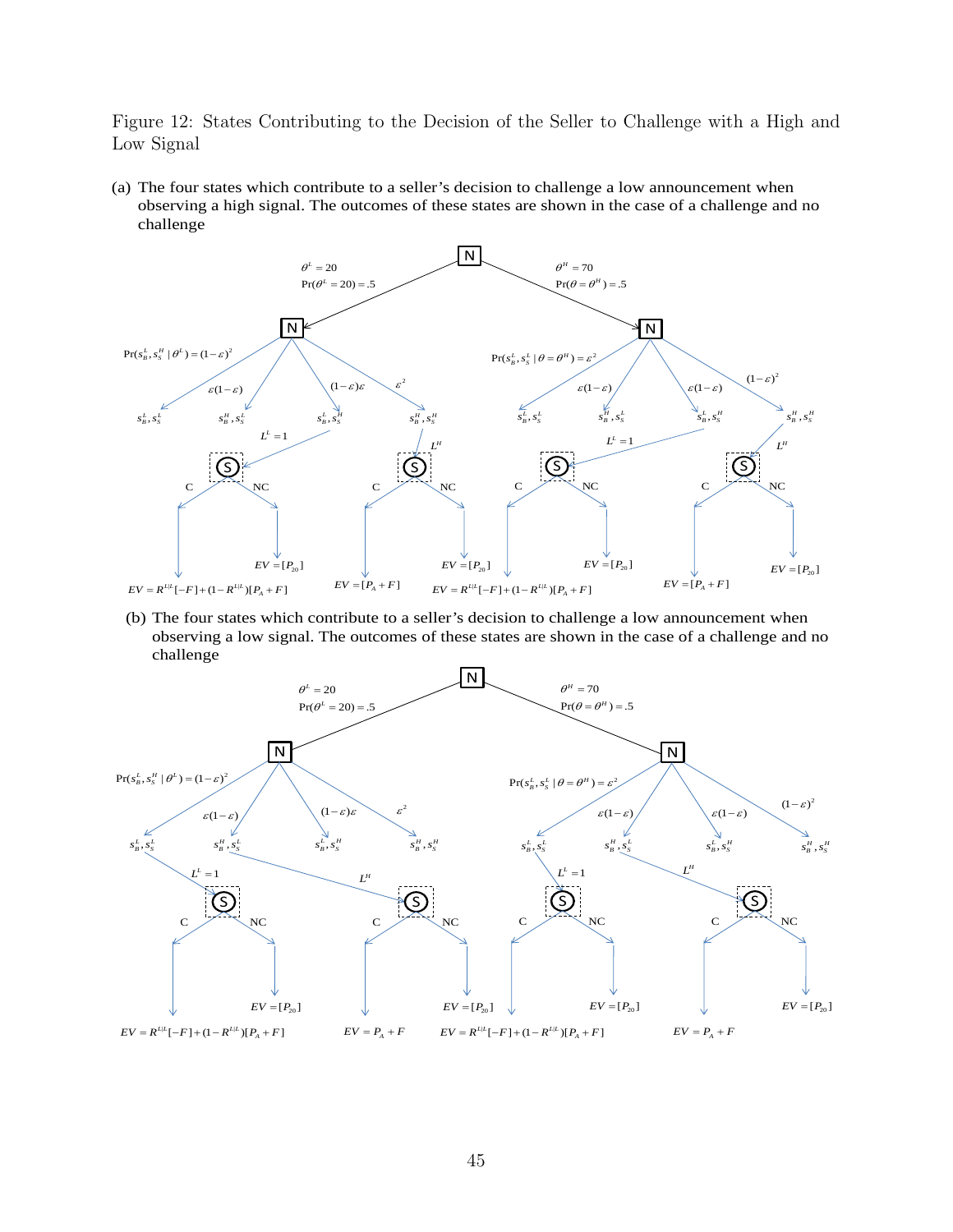Figure 12: States Contributing to the Decision of the Seller to Challenge with a High and Low Signal

(a) The four states which contribute to a seller's decision to challenge a low announcement when observing a high signal. The outcomes of these states are shown in the case of a challenge and no challenge

(b) The four states which contribute to a seller's decision to challenge a low announcement when observing a low signal. The outcomes of these states are shown in the case of a challenge and no challenge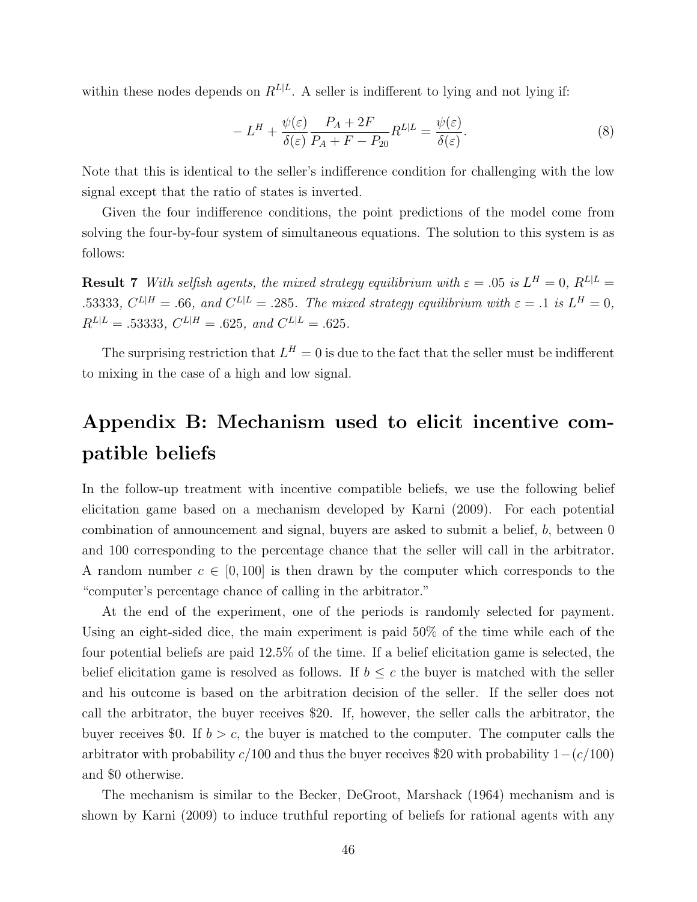within these nodes depends on $R^{L|L}$. A seller is indifferent to lying and not lying if:

$$-L^H + \frac{\psi(\varepsilon)}{\delta(\varepsilon)} \frac{P_A + 2F}{P_A + F - P_{20}} R^{L|L} = \frac{\psi(\varepsilon)}{\delta(\varepsilon)}. \tag{8}$$

Note that this is identical to the seller's indifference condition for challenging with the low signal except that the ratio of states is inverted.

Given the four indifference conditions, the point predictions of the model come from solving the four-by-four system of simultaneous equations. The solution to this system is as follows:

**Result 7** *With selfish agents, the mixed strategy equilibrium with $\varepsilon = .05$ is $L^H = 0$, $R^{L|L} = .53333$, $C^{L|H} = .66$, and $C^{L|L} = .285$. The mixed strategy equilibrium with $\varepsilon = .1$ is $L^H = 0$, $R^{L|L} = .53333$, $C^{L|H} = .625$, and $C^{L|L} = .625$.*

The surprising restriction that $L^H = 0$ is due to the fact that the seller must be indifferent to mixing in the case of a high and low signal.

# Appendix B: Mechanism used to elicit incentive compatible beliefs

In the follow-up treatment with incentive compatible beliefs, we use the following belief elicitation game based on a mechanism developed by Karni (2009). For each potential combination of announcement and signal, buyers are asked to submit a belief, $b$, between 0 and 100 corresponding to the percentage chance that the seller will call in the arbitrator. A random number $c \in [0, 100]$ is then drawn by the computer which corresponds to the "computer's percentage chance of calling in the arbitrator."

At the end of the experiment, one of the periods is randomly selected for payment. Using an eight-sided dice, the main experiment is paid 50% of the time while each of the four potential beliefs are paid 12.5% of the time. If a belief elicitation game is selected, the belief elicitation game is resolved as follows. If $b \leq c$ the buyer is matched with the seller and his outcome is based on the arbitration decision of the seller. If the seller does not call the arbitrator, the buyer receives \$20. If, however, the seller calls the arbitrator, the buyer receives \$0. If $b > c$, the buyer is matched to the computer. The computer calls the arbitrator with probability $c/100$ and thus the buyer receives \$20 with probability $1-(c/100)$ and \$0 otherwise.

The mechanism is similar to the Becker, DeGroot, Marshack (1964) mechanism and is shown by Karni (2009) to induce truthful reporting of beliefs for rational agents with any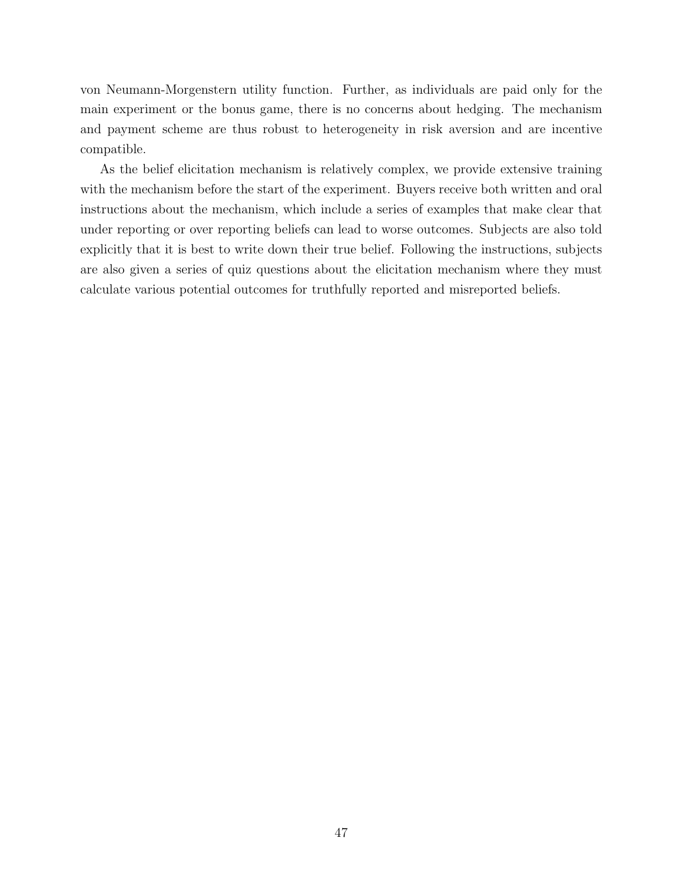von Neumann-Morgenstern utility function. Further, as individuals are paid only for the main experiment or the bonus game, there is no concerns about hedging. The mechanism and payment scheme are thus robust to heterogeneity in risk aversion and are incentive compatible.

As the belief elicitation mechanism is relatively complex, we provide extensive training with the mechanism before the start of the experiment. Buyers receive both written and oral instructions about the mechanism, which include a series of examples that make clear that under reporting or over reporting beliefs can lead to worse outcomes. Subjects are also told explicitly that it is best to write down their true belief. Following the instructions, subjects are also given a series of quiz questions about the elicitation mechanism where they must calculate various potential outcomes for truthfully reported and misreported beliefs.